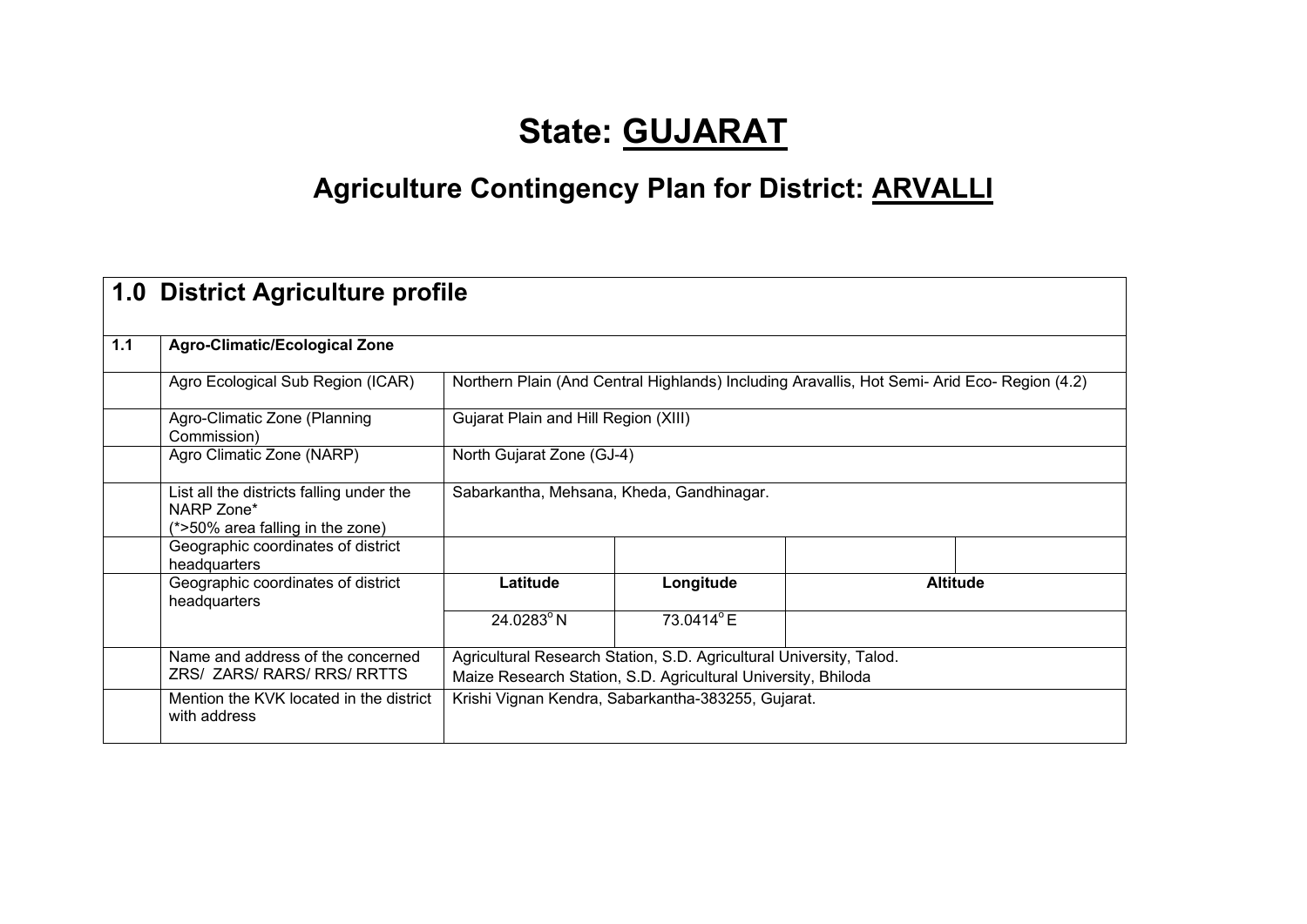# State: GUJARAT

## Agriculture Contingency Plan for District: ARVALLI

| **1.0 District Agriculture profile** | | | | | |
|---|---|---|---|---|---|
| **1.1** | **Agro-Climatic/Ecological Zone** | | | | |
| | Agro Ecological Sub Region (ICAR) | Northern Plain (And Central Highlands) Including Aravallis, Hot Semi- Arid Eco- Region (4.2) | | | |
| | Agro-Climatic Zone (Planning Commission) | Gujarat Plain and Hill Region (XIII) | | | |
| | Agro Climatic Zone (NARP) | North Gujarat Zone (GJ-4) | | | |
| | List all the districts falling under the NARP Zone* (*>50% area falling in the zone) | Sabarkantha, Mehsana, Kheda, Gandhinagar. | | | |
| | Geographic coordinates of district headquarters | | | | |
| | Geographic coordinates of district headquarters | **Latitude** | **Longitude** | **Altitude** | |
| | | 24.0283° N | 73.0414° E | | |
| | Name and address of the concerned ZRS/ ZARS/ RARS/ RRS/ RRTTS | Agricultural Research Station, S.D. Agricultural University, Talod.<br>Maize Research Station, S.D. Agricultural University, Bhiloda | | | |
| | Mention the KVK located in the district with address | Krishi Vignan Kendra, Sabarkantha-383255, Gujarat. | | | |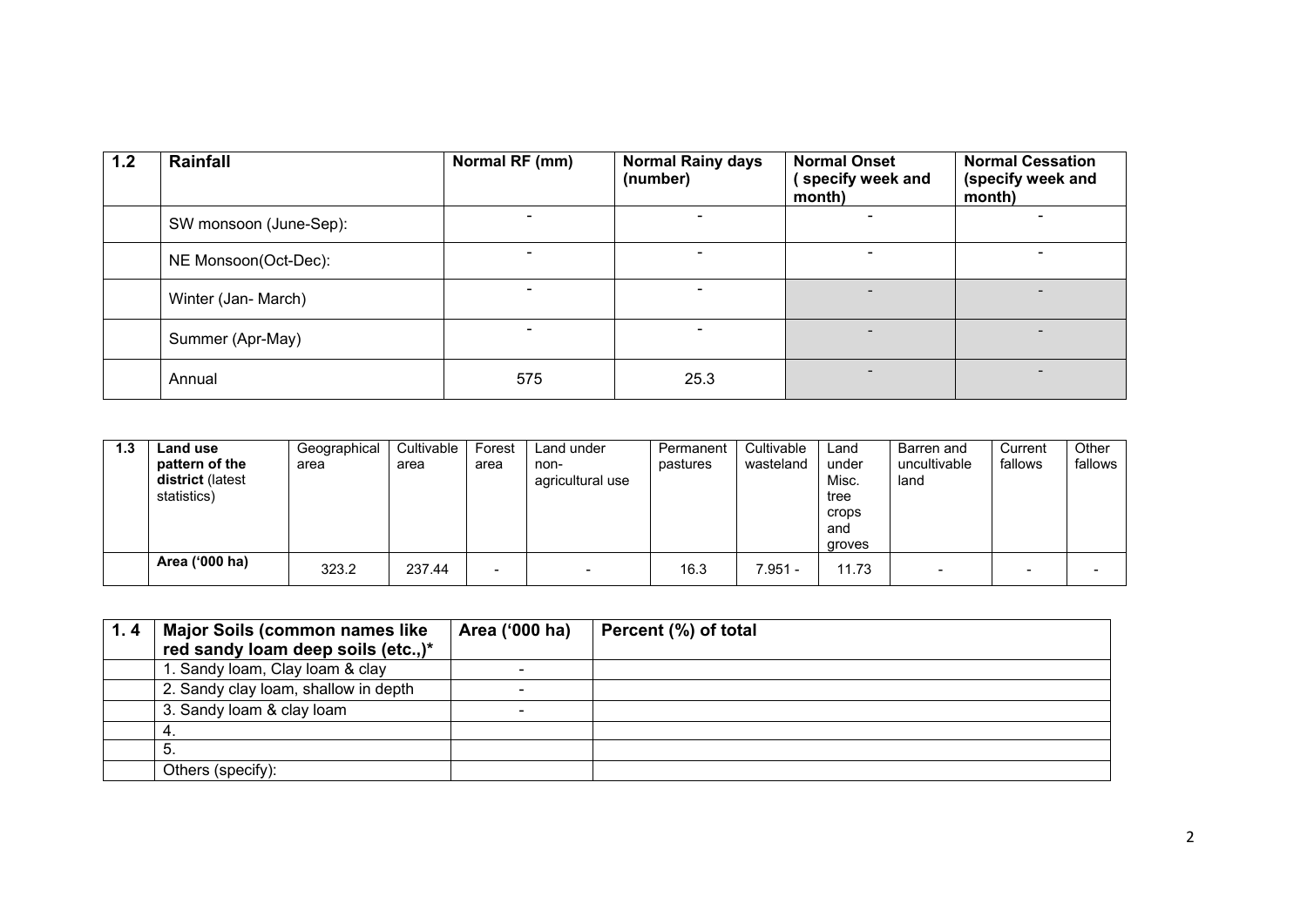| 1.2 | Rainfall | Normal RF (mm) | Normal Rainy days (number) | Normal Onset ( specify week and month) | Normal Cessation (specify week and month) |
|---|---|---|---|---|---|
| | SW monsoon (June-Sep): | - | - | - | - |
| | NE Monsoon(Oct-Dec): | - | - | - | - |
| | Winter (Jan- March) | - | - | - | - |
| | Summer (Apr-May) | - | - | - | - |
| | Annual | 575 | 25.3 | - | - |

| 1.3 | Land use pattern of the district (latest statistics) | Geographical area | Cultivable area | Forest area | Land under non-agricultural use | Permanent pastures | Cultivable wasteland | Land under Misc. tree crops and groves | Barren and uncultivable land | Current fallows | Other fallows |
|---|---|---|---|---|---|---|---|---|---|---|---|
| | Area ('000 ha) | 323.2 | 237.44 | - | - | 16.3 | 7.951 - | 11.73 | - | - | - |

| 1. 4 | Major Soils (common names like red sandy loam deep soils (etc.,)* | Area ('000 ha) | Percent (%) of total |
|---|---|---|---|
| | 1. Sandy loam, Clay loam & clay | - | |
| | 2. Sandy clay loam, shallow in depth | - | |
| | 3. Sandy loam & clay loam | - | |
| | 4. | | |
| | 5. | | |
| | Others (specify): | | |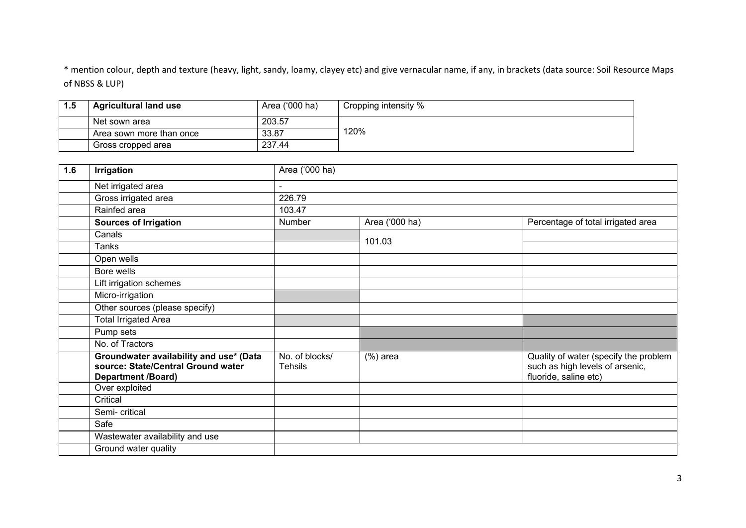* mention colour, depth and texture (heavy, light, sandy, loamy, clayey etc) and give vernacular name, if any, in brackets (data source: Soil Resource Maps of NBSS & LUP)

| 1.5 | Agricultural land use | Area ('000 ha) | Cropping intensity % |
|---|---|---|---|
| | Net sown area | 203.57 | 120% |
| | Area sown more than once | 33.87 | |
| | Gross cropped area | 237.44 | |

| 1.6 | Irrigation | Area ('000 ha) | | |
|---|---|---|---|---|
| | Net irrigated area | - | | |
| | Gross irrigated area | 226.79 | | |
| | Rainfed area | 103.47 | | |
| | **Sources of Irrigation** | Number | Area ('000 ha) | Percentage of total irrigated area |
| | Canals | | 101.03 | |
| | Tanks | | | |
| | Open wells | | | |
| | Bore wells | | | |
| | Lift irrigation schemes | | | |
| | Micro-irrigation | | | |
| | Other sources (please specify) | | | |
| | Total Irrigated Area | | | |
| | Pump sets | | | |
| | No. of Tractors | | | |
| | **Groundwater availability and use* (Data source: State/Central Ground water Department /Board)** | No. of blocks/ Tehsils | (%) area | Quality of water (specify the problem such as high levels of arsenic, fluoride, saline etc) |
| | Over exploited | | | |
| | Critical | | | |
| | Semi- critical | | | |
| | Safe | | | |
| | Wastewater availability and use | | | |
| | Ground water quality | | | |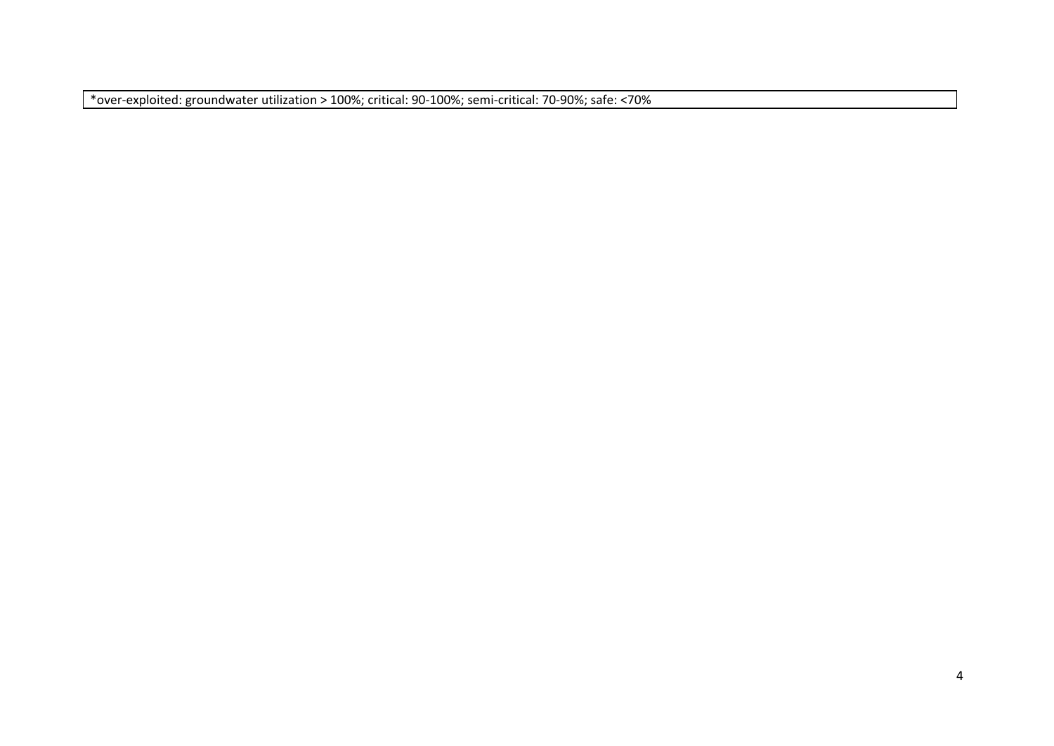| *over-exploited: groundwater utilization > 100%; critical: 90-100%; semi-critical: 70-90%; safe: <70% |
| --- |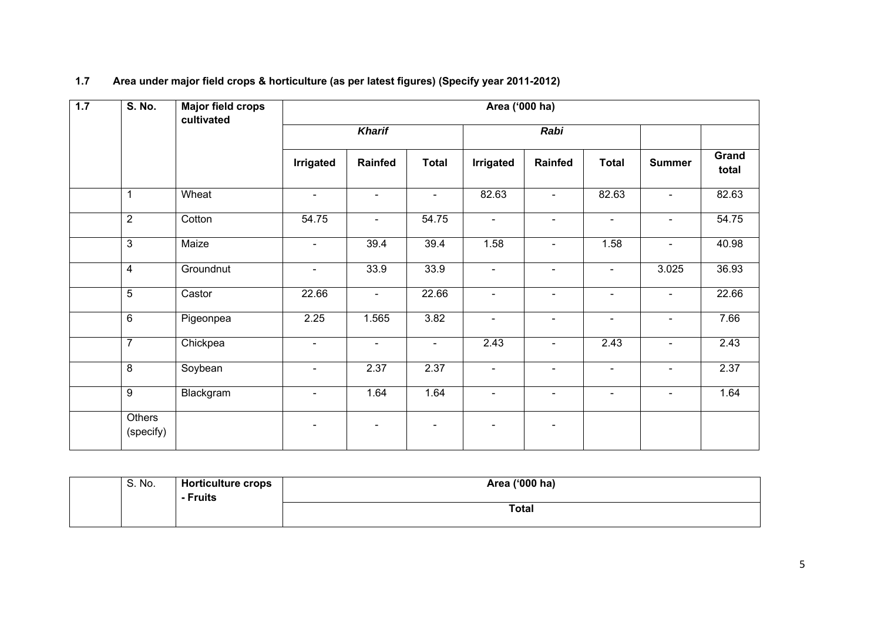**1.7 Area under major field crops & horticulture (as per latest figures) (Specify year 2011-2012)**

| 1.7 | S. No. | Major field crops cultivated | Area ('000 ha) | | | | | | | |
|---|---|---|---|---|---|---|---|---|---|---|
| | | | ***Kharif*** | | | ***Rabi*** | | | | |
| | | | **Irrigated** | **Rainfed** | **Total** | **Irrigated** | **Rainfed** | **Total** | **Summer** | **Grand total** |
| | 1 | Wheat | - | - | - | 82.63 | - | 82.63 | - | 82.63 |
| | 2 | Cotton | 54.75 | - | 54.75 | - | - | - | - | 54.75 |
| | 3 | Maize | - | 39.4 | 39.4 | 1.58 | - | 1.58 | - | 40.98 |
| | 4 | Groundnut | - | 33.9 | 33.9 | - | - | - | 3.025 | 36.93 |
| | 5 | Castor | 22.66 | - | 22.66 | - | - | - | - | 22.66 |
| | 6 | Pigeonpea | 2.25 | 1.565 | 3.82 | - | - | - | - | 7.66 |
| | 7 | Chickpea | - | - | - | 2.43 | - | 2.43 | - | 2.43 |
| | 8 | Soybean | - | 2.37 | 2.37 | - | - | - | - | 2.37 |
| | 9 | Blackgram | - | 1.64 | 1.64 | - | - | - | - | 1.64 |
| | Others (specify) | | - | - | - | - | - | | | |

| | S. No. | Horticulture crops - Fruits | Area ('000 ha) |
|---|---|---|---|
| | | | **Total** |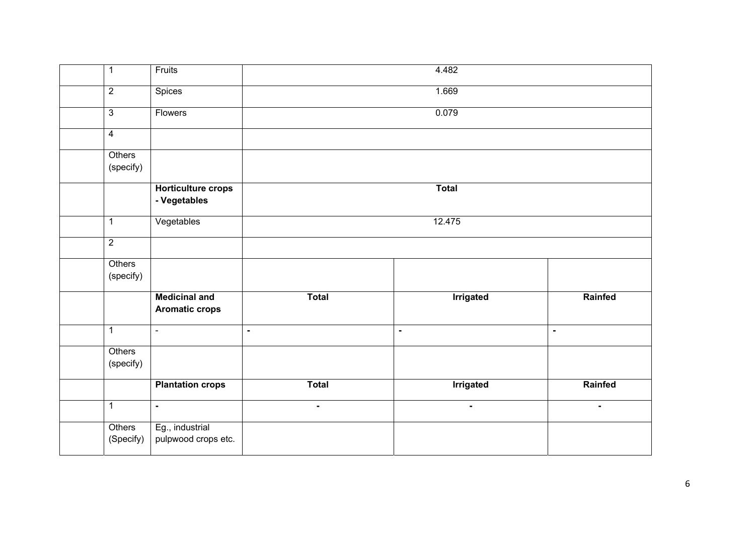|  |  |  |  |  |
|---|---|---|---|---|
| 1 | Fruits | 4.482 | | |
| 2 | Spices | 1.669 | | |
| 3 | Flowers | 0.079 | | |
| 4 |  |  | | |
| Others (specify) |  |  | | |
|  | **Horticulture crops - Vegetables** | **Total** | | |
| 1 | Vegetables | 12.475 | | |
| 2 |  |  | | |
| Others (specify) |  |  |  |  |
|  | **Medicinal and Aromatic crops** | **Total** | **Irrigated** | **Rainfed** |
| 1 | - | - | - | - |
| Others (specify) |  |  |  |  |
|  | **Plantation crops** | **Total** | **Irrigated** | **Rainfed** |
| 1 | - | - | - | - |
| Others (Specify) | Eg., industrial pulpwood crops etc. |  |  |  |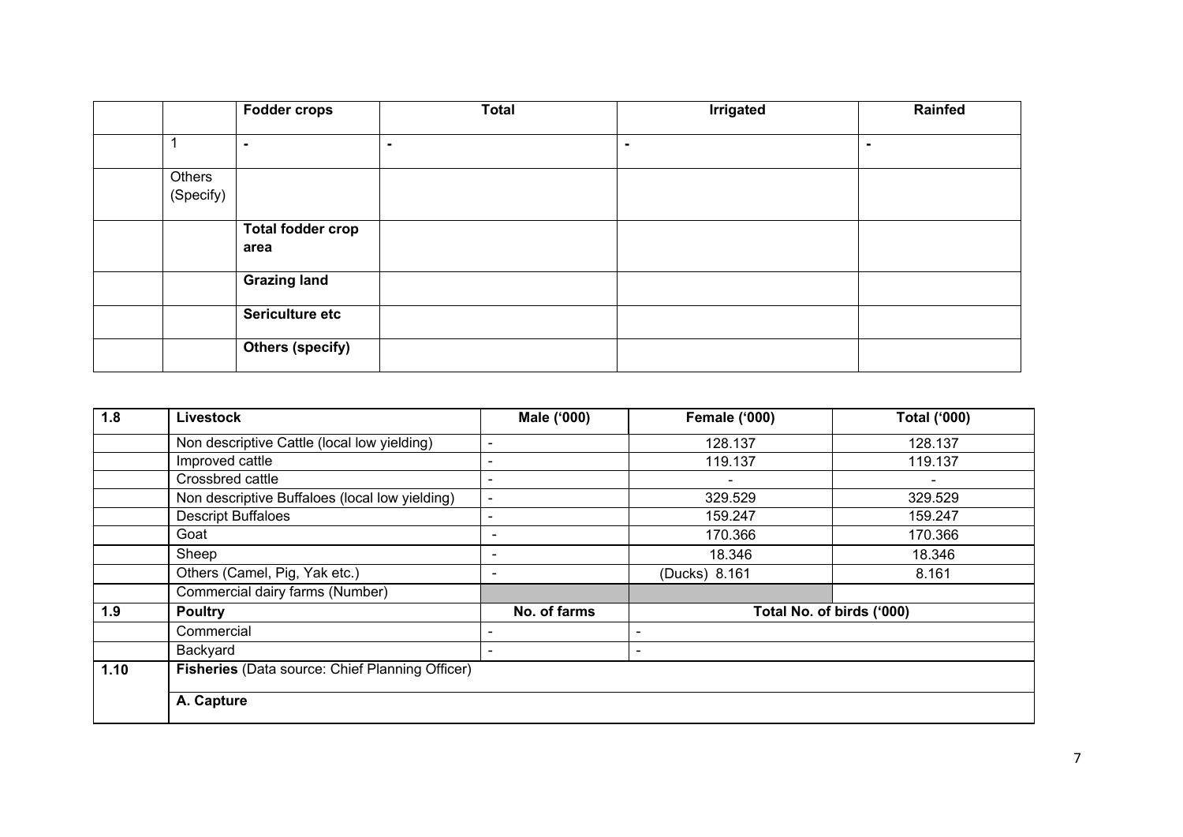| | | Fodder crops | Total | Irrigated | Rainfed |
|---|---|---|---|---|---|
| | 1 | - | - | - | - |
| | Others (Specify) | | | | |
| | | **Total fodder crop area** | | | |
| | | **Grazing land** | | | |
| | | **Sericulture etc** | | | |
| | | **Others (specify)** | | | |

| 1.8 | Livestock | Male ('000) | Female ('000) | Total ('000) |
|---|---|---|---|---|
| | Non descriptive Cattle (local low yielding) | - | 128.137 | 128.137 |
| | Improved cattle | - | 119.137 | 119.137 |
| | Crossbred cattle | - | - | - |
| | Non descriptive Buffaloes (local low yielding) | - | 329.529 | 329.529 |
| | Descript Buffaloes | - | 159.247 | 159.247 |
| | Goat | - | 170.366 | 170.366 |
| | Sheep | - | 18.346 | 18.346 |
| | Others (Camel, Pig, Yak etc.) | - | (Ducks) 8.161 | 8.161 |
| | Commercial dairy farms (Number) | | | |
| **1.9** | **Poultry** | **No. of farms** | **Total No. of birds ('000)** | |
| | Commercial | - | - | |
| | Backyard | - | - | |
| **1.10** | **Fisheries** (Data source: Chief Planning Officer) | | | |
| | **A. Capture** | | | |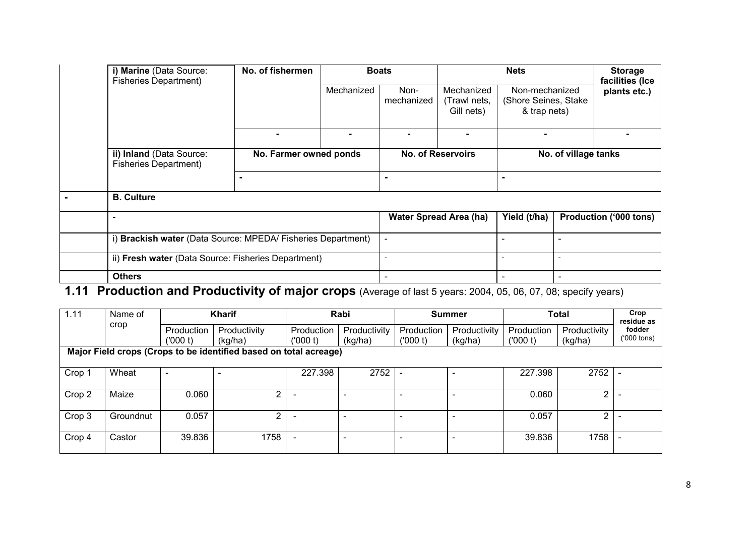| | i) **Marine** (Data Source: Fisheries Department) | No. of fishermen | Boats | | Nets | | Storage facilities (Ice plants etc.) |
|---|---|---|---|---|---|---|---|
| | | | Mechanized | Non-mechanized | Mechanized (Trawl nets, Gill nets) | Non-mechanized (Shore Seines, Stake & trap nets) | |
| | | - | - | - | - | - | - |
| | ii) **Inland** (Data Source: Fisheries Department) | No. Farmer owned ponds | | No. of Reservoirs | | No. of village tanks | |
| | | - | | - | | - | |
| - | **B. Culture** | | | | | | |
| | - | | | Water Spread Area (ha) | | Yield (t/ha) | Production ('000 tons) |
| | i) **Brackish water** (Data Source: MPEDA/ Fisheries Department) | | | - | | - | - |
| | ii) **Fresh water** (Data Source: Fisheries Department) | | | - | | - | - |
| | **Others** | | | - | | - | - |

## 1.11 Production and Productivity of major crops (Average of last 5 years: 2004, 05, 06, 07, 08; specify years)

| 1.11 | Name of crop | Kharif | | Rabi | | Summer | | Total | | Crop residue as fodder ('000 tons) |
|---|---|---|---|---|---|---|---|---|---|---|
| | | Production ('000 t) | Productivity (kg/ha) | Production ('000 t) | Productivity (kg/ha) | Production ('000 t) | Productivity (kg/ha) | Production ('000 t) | Productivity (kg/ha) | |
| **Major Field crops (Crops to be identified based on total acreage)** | | | | | | | | | | |
| Crop 1 | Wheat | - | - | 227.398 | 2752 | - | - | 227.398 | 2752 | - |
| Crop 2 | Maize | 0.060 | 2 | - | - | - | - | 0.060 | 2 | - |
| Crop 3 | Groundnut | 0.057 | 2 | - | - | - | - | 0.057 | 2 | - |
| Crop 4 | Castor | 39.836 | 1758 | - | - | - | - | 39.836 | 1758 | - |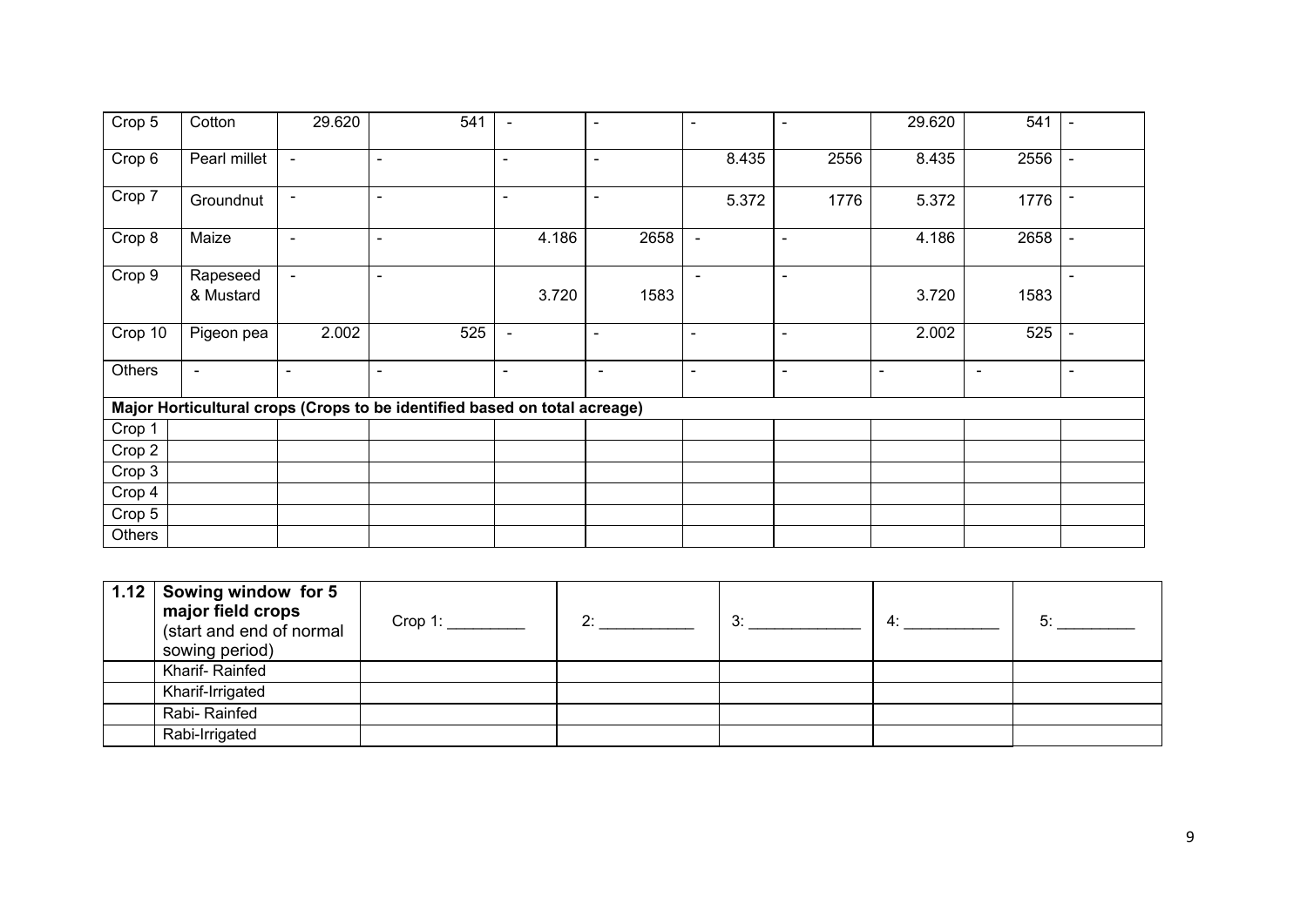| | | | | | | | | | | |
|---|---|---|---|---|---|---|---|---|---|---|
| Crop 5 | Cotton | 29.620 | 541 | - | - | - | - | 29.620 | 541 | - |
| Crop 6 | Pearl millet | - | - | - | - | 8.435 | 2556 | 8.435 | 2556 | - |
| Crop 7 | Groundnut | - | - | - | - | 5.372 | 1776 | 5.372 | 1776 | - |
| Crop 8 | Maize | - | - | 4.186 | 2658 | - | - | 4.186 | 2658 | - |
| Crop 9 | Rapeseed & Mustard | - | - | 3.720 | 1583 | - | - | 3.720 | 1583 | - |
| Crop 10 | Pigeon pea | 2.002 | 525 | - | - | - | - | 2.002 | 525 | - |
| Others | - | - | - | - | - | - | - | - | - | - |
| **Major Horticultural crops (Crops to be identified based on total acreage)** | | | | | | | | | | |
| Crop 1 | | | | | | | | | | |
| Crop 2 | | | | | | | | | | |
| Crop 3 | | | | | | | | | | |
| Crop 4 | | | | | | | | | | |
| Crop 5 | | | | | | | | | | |
| Others | | | | | | | | | | |

| 1.12 | **Sowing window for 5 major field crops** (start and end of normal sowing period) | Crop 1: _________ | 2: ___________ | 3: _____________ | 4: ___________ | 5: _________ |
|---|---|---|---|---|---|---|
| | Kharif- Rainfed | | | | | |
| | Kharif-Irrigated | | | | | |
| | Rabi- Rainfed | | | | | |
| | Rabi-Irrigated | | | | | |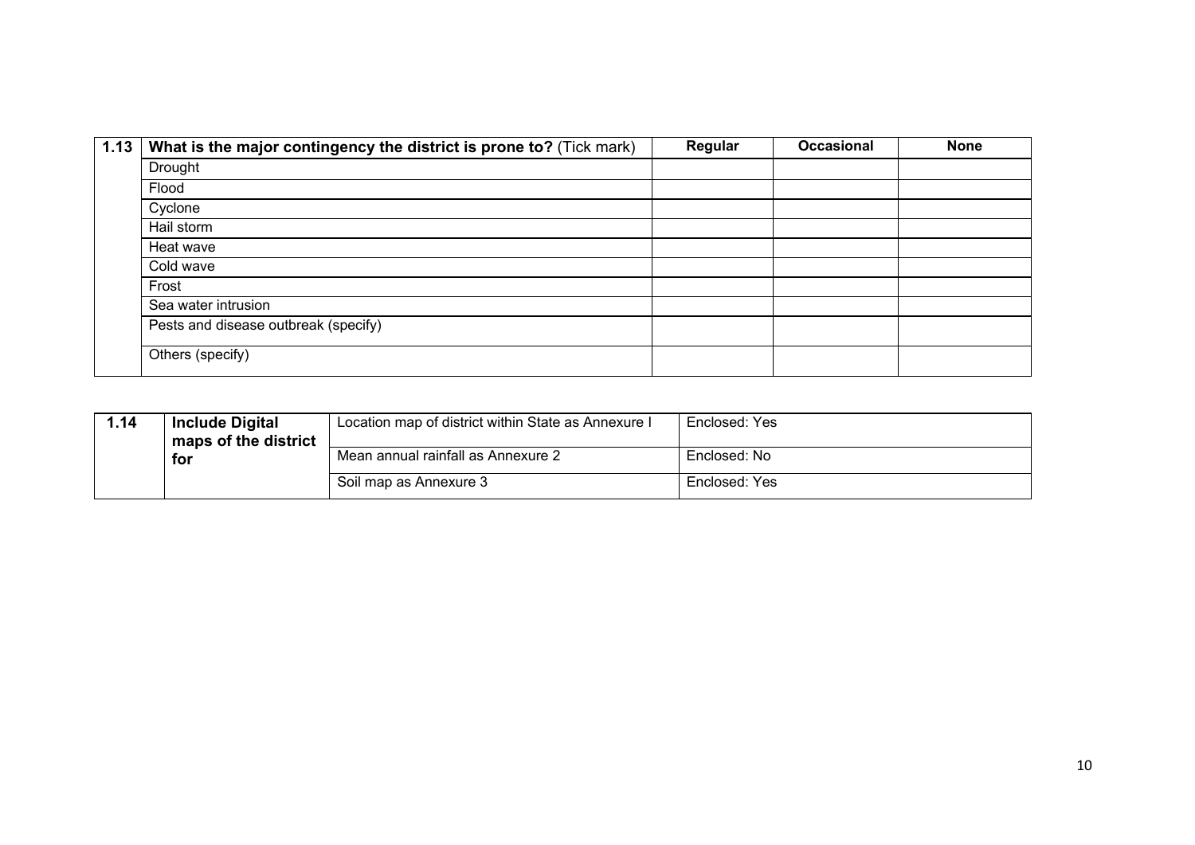| 1.13 | What is the major contingency the district is prone to? (Tick mark) | Regular | Occasional | None |
|---|---|---|---|---|
| | Drought | | | |
| | Flood | | | |
| | Cyclone | | | |
| | Hail storm | | | |
| | Heat wave | | | |
| | Cold wave | | | |
| | Frost | | | |
| | Sea water intrusion | | | |
| | Pests and disease outbreak (specify) | | | |
| | Others (specify) | | | |

| 1.14 | Include Digital maps of the district for | Location map of district within State as Annexure I | Enclosed: Yes |
|---|---|---|---|
| | | Mean annual rainfall as Annexure 2 | Enclosed: No |
| | | Soil map as Annexure 3 | Enclosed: Yes |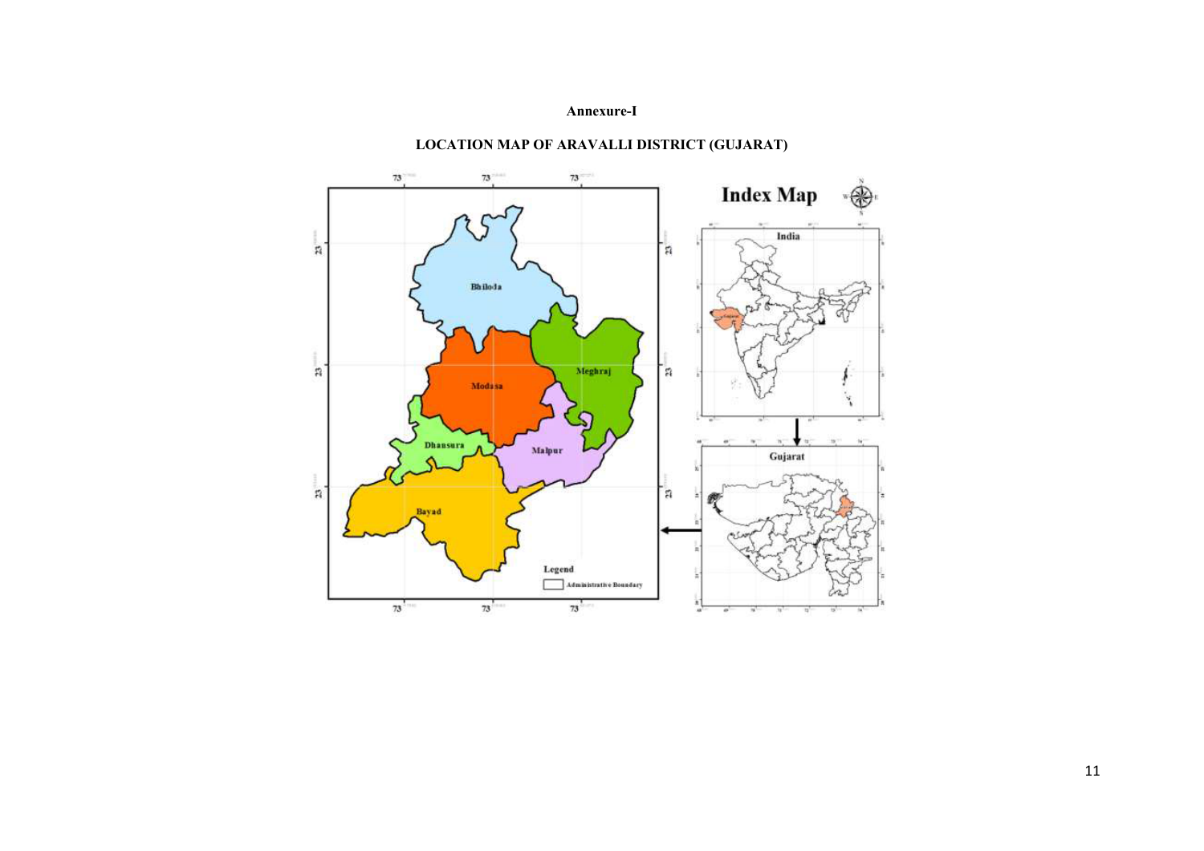**Annexure-I**

**LOCATION MAP OF ARAVALLI DISTRICT (GUJARAT)**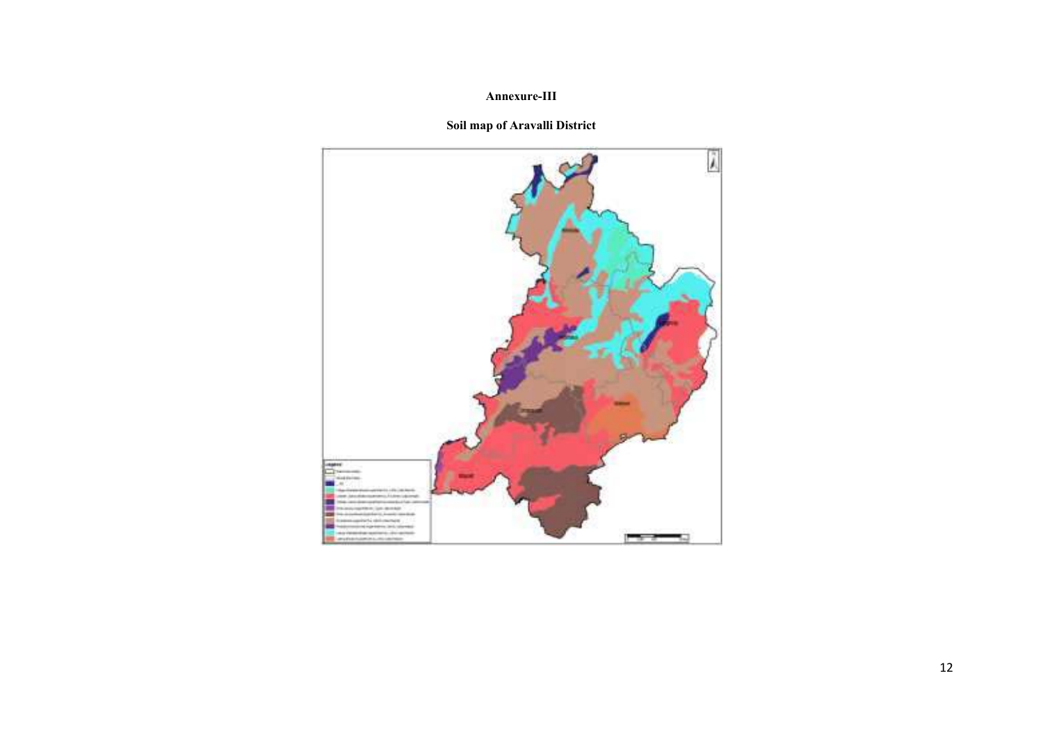**Annexure-III**

**Soil map of Aravalli District**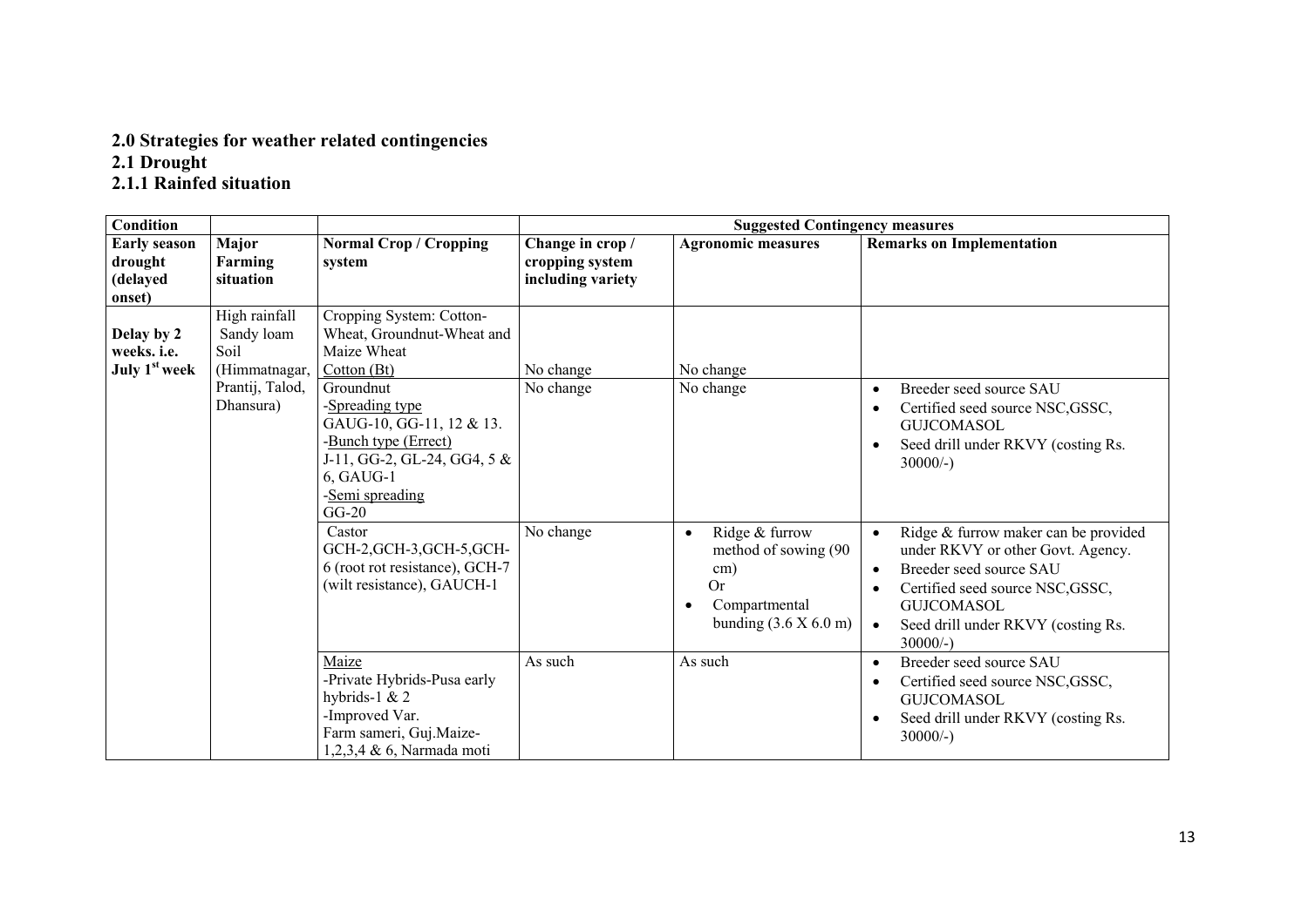## 2.0 Strategies for weather related contingencies

## 2.1 Drought

### 2.1.1 Rainfed situation

| Condition | | | Suggested Contingency measures | | |
|---|---|---|---|---|---|
| **Early season drought (delayed onset)** | **Major Farming situation** | **Normal Crop / Cropping system** | **Change in crop / cropping system including variety** | **Agronomic measures** | **Remarks on Implementation** |
| **Delay by 2 weeks. i.e. July 1st week** | High rainfall Sandy loam Soil (Himmatnagar, Prantij, Talod, Dhansura) | Cropping System: Cotton-Wheat, Groundnut-Wheat and Maize Wheat<br>Cotton (Bt) | No change | No change | |
| | | Groundnut<br>-Spreading type<br>GAUG-10, GG-11, 12 & 13.<br>-Bunch type (Errect)<br>J-11, GG-2, GL-24, GG4, 5 & 6, GAUG-1<br>-Semi spreading<br>GG-20 | No change | No change | • Breeder seed source SAU<br>• Certified seed source NSC,GSSC, GUJCOMASOL<br>• Seed drill under RKVY (costing Rs. 30000/-) |
| | | Castor<br>GCH-2,GCH-3,GCH-5,GCH-6 (root rot resistance), GCH-7 (wilt resistance), GAUCH-1 | No change | • Ridge & furrow method of sowing (90 cm)<br>Or<br>• Compartmental bunding (3.6 X 6.0 m) | • Ridge & furrow maker can be provided under RKVY or other Govt. Agency.<br>• Breeder seed source SAU<br>• Certified seed source NSC,GSSC, GUJCOMASOL<br>• Seed drill under RKVY (costing Rs. 30000/-) |
| | | Maize<br>-Private Hybrids-Pusa early hybrids-1 & 2<br>-Improved Var.<br>Farm sameri, Guj.Maize-1,2,3,4 & 6, Narmada moti | As such | As such | • Breeder seed source SAU<br>• Certified seed source NSC,GSSC, GUJCOMASOL<br>• Seed drill under RKVY (costing Rs. 30000/-) |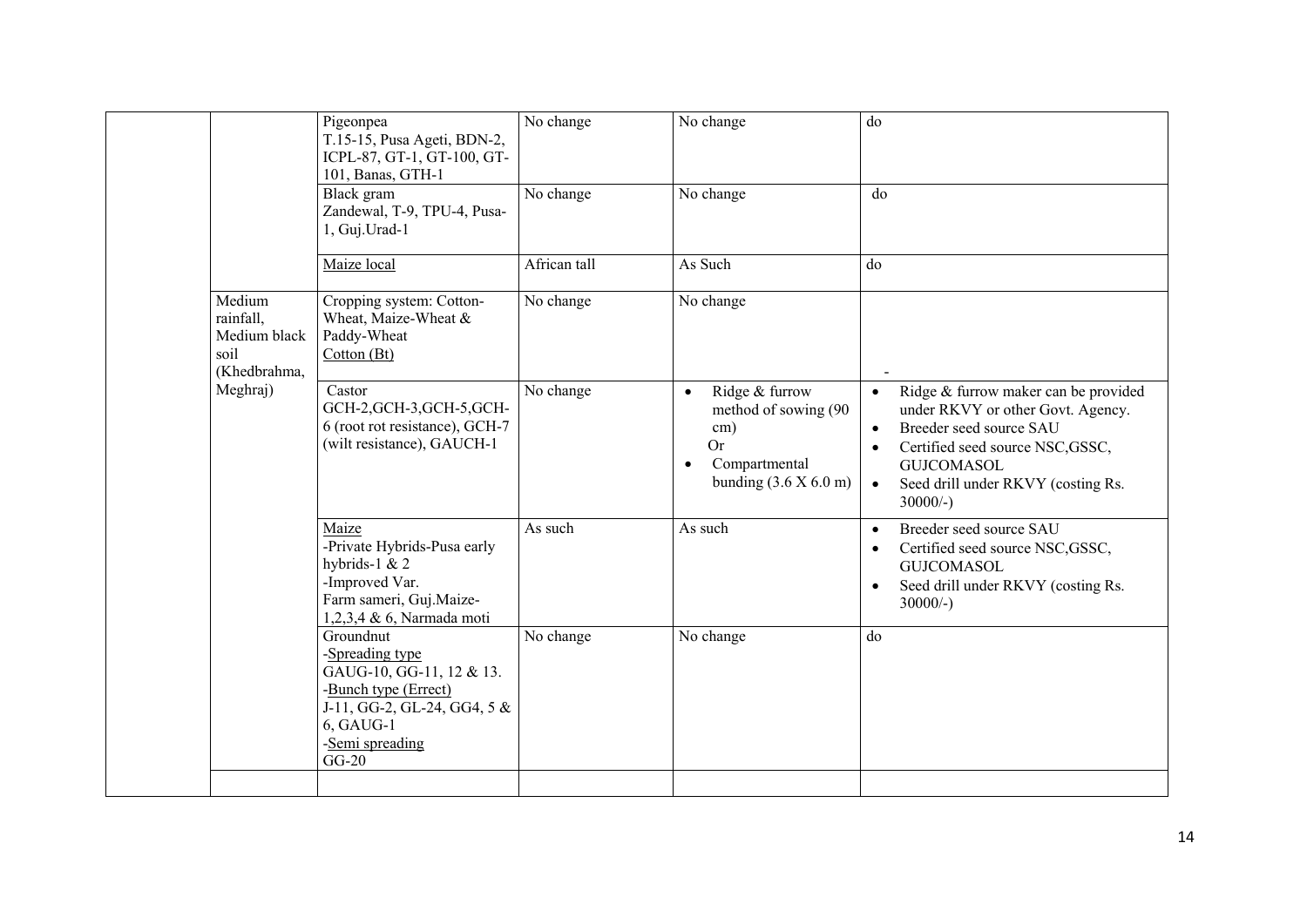| | | | | | |
|---|---|---|---|---|---|
| | | Pigeonpea<br>T.15-15, Pusa Ageti, BDN-2, ICPL-87, GT-1, GT-100, GT-101, Banas, GTH-1 | No change | No change | do |
| | | Black gram<br>Zandewal, T-9, TPU-4, Pusa-1, Guj.Urad-1 | No change | No change | do |
| | | Maize local | African tall | As Such | do |
| | Medium rainfall, Medium black soil (Khedbrahma, Meghraj) | Cropping system: Cotton-Wheat, Maize-Wheat & Paddy-Wheat<br>Cotton (Bt) | No change | No change | - |
| | | Castor<br>GCH-2,GCH-3,GCH-5,GCH-6 (root rot resistance), GCH-7 (wilt resistance), GAUCH-1 | No change | • Ridge & furrow method of sowing (90 cm)<br>Or<br>• Compartmental bunding (3.6 X 6.0 m) | • Ridge & furrow maker can be provided under RKVY or other Govt. Agency.<br>• Breeder seed source SAU<br>• Certified seed source NSC,GSSC, GUJCOMASOL<br>• Seed drill under RKVY (costing Rs. 30000/-) |
| | | Maize<br>-Private Hybrids-Pusa early hybrids-1 & 2<br>-Improved Var.<br>Farm sameri, Guj.Maize-1,2,3,4 & 6, Narmada moti | As such | As such | • Breeder seed source SAU<br>• Certified seed source NSC,GSSC, GUJCOMASOL<br>• Seed drill under RKVY (costing Rs. 30000/-) |
| | | Groundnut<br>-Spreading type<br>GAUG-10, GG-11, 12 & 13.<br>-Bunch type (Errect)<br>J-11, GG-2, GL-24, GG4, 5 & 6, GAUG-1<br>-Semi spreading<br>GG-20 | No change | No change | do |
| | | | | | |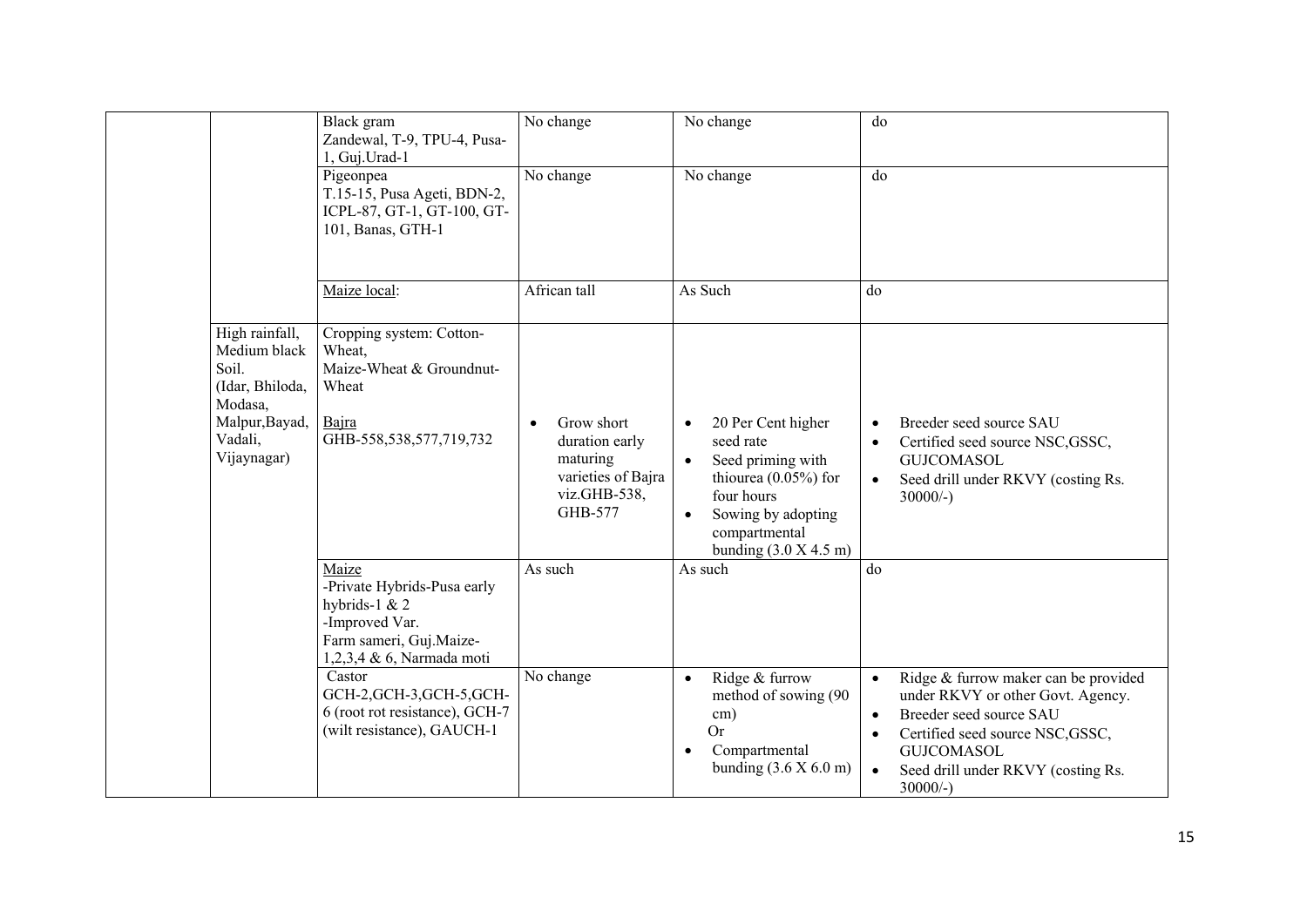| | | | | | |
|---|---|---|---|---|---|
| | | Black gram<br>Zandewal, T-9, TPU-4, Pusa-1, Guj.Urad-1 | No change | No change | do |
| | | Pigeonpea<br>T.15-15, Pusa Ageti, BDN-2, ICPL-87, GT-1, GT-100, GT-101, Banas, GTH-1 | No change | No change | do |
| | | Maize local: | African tall | As Such | do |
| | High rainfall, Medium black Soil.<br>(Idar, Bhiloda, Modasa, Malpur,Bayad, Vadali, Vijaynagar) | Cropping system: Cotton-Wheat,<br>Maize-Wheat & Groundnut-Wheat<br><br>Bajra<br>GHB-558,538,577,719,732 | • Grow short duration early maturing varieties of Bajra viz.GHB-538, GHB-577 | • 20 Per Cent higher seed rate<br>• Seed priming with thiourea (0.05%) for four hours<br>• Sowing by adopting compartmental bunding (3.0 X 4.5 m) | • Breeder seed source SAU<br>• Certified seed source NSC,GSSC, GUJCOMASOL<br>• Seed drill under RKVY (costing Rs. 30000/-) |
| | | Maize<br>-Private Hybrids-Pusa early hybrids-1 & 2<br>-Improved Var.<br>Farm sameri, Guj.Maize-1,2,3,4 & 6, Narmada moti | As such | As such | do |
| | | Castor<br>GCH-2,GCH-3,GCH-5,GCH-6 (root rot resistance), GCH-7 (wilt resistance), GAUCH-1 | No change | • Ridge & furrow method of sowing (90 cm)<br>Or<br>• Compartmental bunding (3.6 X 6.0 m) | • Ridge & furrow maker can be provided under RKVY or other Govt. Agency.<br>• Breeder seed source SAU<br>• Certified seed source NSC,GSSC, GUJCOMASOL<br>• Seed drill under RKVY (costing Rs. 30000/-) |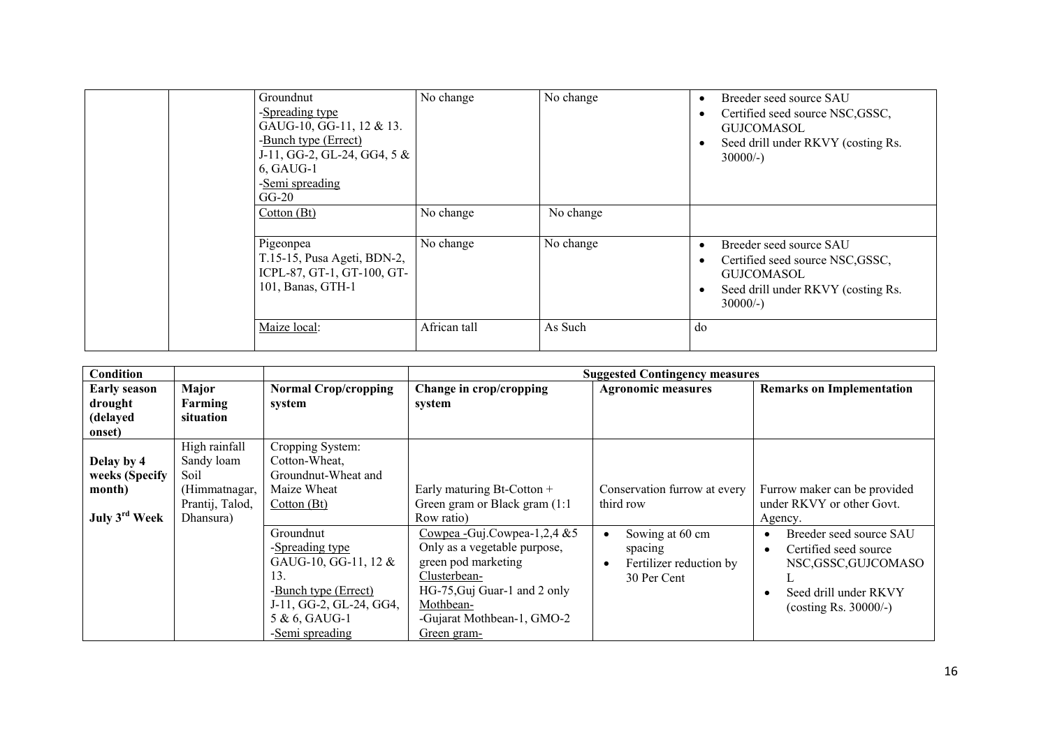| | | | | | |
|---|---|---|---|---|---|
| | | Groundnut<br>-Spreading type<br>GAUG-10, GG-11, 12 & 13.<br>-Bunch type (Errect)<br>J-11, GG-2, GL-24, GG4, 5 & 6, GAUG-1<br>-Semi spreading<br>GG-20 | No change | No change | • Breeder seed source SAU<br>• Certified seed source NSC,GSSC, GUJCOMASOL<br>• Seed drill under RKVY (costing Rs. 30000/-) |
| | | Cotton (Bt) | No change | No change | |
| | | Pigeonpea<br>T.15-15, Pusa Ageti, BDN-2, ICPL-87, GT-1, GT-100, GT-101, Banas, GTH-1 | No change | No change | • Breeder seed source SAU<br>• Certified seed source NSC,GSSC, GUJCOMASOL<br>• Seed drill under RKVY (costing Rs. 30000/-) |
| | | Maize local: | African tall | As Such | do |

| Condition | | | Suggested Contingency measures | | |
|---|---|---|---|---|---|
| **Early season drought (delayed onset)** | **Major Farming situation** | **Normal Crop/cropping system** | **Change in crop/cropping system** | **Agronomic measures** | **Remarks on Implementation** |
| **Delay by 4 weeks (Specify month)**<br>**July 3rd Week** | High rainfall Sandy loam Soil (Himmatnagar, Prantij, Talod, Dhansura) | Cropping System:<br>Cotton-Wheat,<br>Groundnut-Wheat and Maize Wheat<br>Cotton (Bt) | Early maturing Bt-Cotton + Green gram or Black gram (1:1 Row ratio) | Conservation furrow at every third row | Furrow maker can be provided under RKVY or other Govt. Agency. |
| | | Groundnut<br>-Spreading type<br>GAUG-10, GG-11, 12 & 13.<br>-Bunch type (Errect)<br>J-11, GG-2, GL-24, GG4, 5 & 6, GAUG-1<br>-Semi spreading | Cowpea -Guj.Cowpea-1,2,4 &5 Only as a vegetable purpose, green pod marketing<br>Clusterbean-<br>HG-75,Guj Guar-1 and 2 only<br>Mothbean-<br>-Gujarat Mothbean-1, GMO-2<br>Green gram- | • Sowing at 60 cm spacing<br>• Fertilizer reduction by 30 Per Cent | • Breeder seed source SAU<br>• Certified seed source NSC,GSSC,GUJCOMASOL<br>• Seed drill under RKVY (costing Rs. 30000/-) |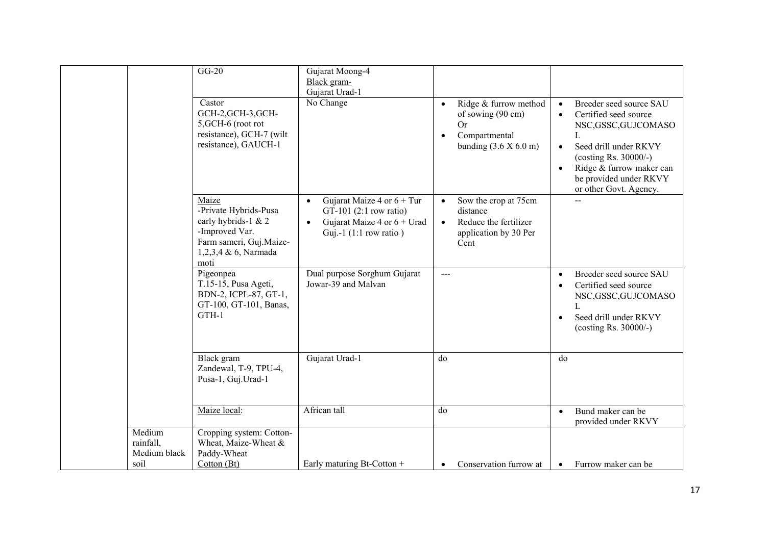| | | | | | |
|---|---|---|---|---|---|
| | | GG-20 | Gujarat Moong-4<br>Black gram-<br>Gujarat Urad-1 | | |
| | | Castor<br>GCH-2,GCH-3,GCH-5,GCH-6 (root rot resistance), GCH-7 (wilt resistance), GAUCH-1 | No Change | • Ridge & furrow method of sowing (90 cm)<br>Or<br>• Compartmental bunding (3.6 X 6.0 m) | • Breeder seed source SAU<br>• Certified seed source NSC,GSSC,GUJCOMASOL<br>• Seed drill under RKVY (costing Rs. 30000/-)<br>• Ridge & furrow maker can be provided under RKVY or other Govt. Agency. |
| | | Maize<br>-Private Hybrids-Pusa early hybrids-1 & 2<br>-Improved Var.<br>Farm sameri, Guj.Maize-1,2,3,4 & 6, Narmada moti | • Gujarat Maize 4 or 6 + Tur GT-101 (2:1 row ratio)<br>• Gujarat Maize 4 or 6 + Urad Guj.-1 (1:1 row ratio ) | • Sow the crop at 75cm distance<br>• Reduce the fertilizer application by 30 Per Cent | -- |
| | | Pigeonpea<br>T.15-15, Pusa Ageti, BDN-2, ICPL-87, GT-1, GT-100, GT-101, Banas, GTH-1 | Dual purpose Sorghum Gujarat Jowar-39 and Malvan | --- | • Breeder seed source SAU<br>• Certified seed source NSC,GSSC,GUJCOMASOL<br>• Seed drill under RKVY (costing Rs. 30000/-) |
| | | Black gram<br>Zandewal, T-9, TPU-4, Pusa-1, Guj.Urad-1 | Gujarat Urad-1 | do | do |
| | | Maize local: | African tall | do | • Bund maker can be provided under RKVY |
| | Medium rainfall, Medium black soil | Cropping system: Cotton-Wheat, Maize-Wheat & Paddy-Wheat<br>Cotton (Bt) | Early maturing Bt-Cotton + | • Conservation furrow at | • Furrow maker can be |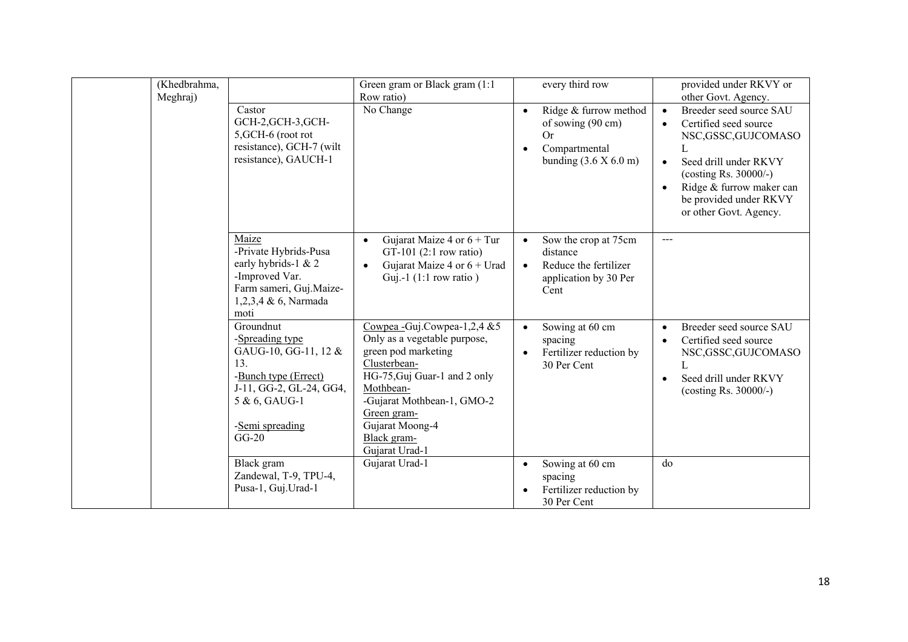| | | | | | |
|---|---|---|---|---|---|
| | (Khedbrahma, Meghraj) | | Green gram or Black gram (1:1 Row ratio) | every third row | provided under RKVY or other Govt. Agency. |
| | | Castor<br>GCH-2,GCH-3,GCH-5,GCH-6 (root rot resistance), GCH-7 (wilt resistance), GAUCH-1 | No Change | • Ridge & furrow method of sowing (90 cm)<br>Or<br>• Compartmental bunding (3.6 X 6.0 m) | • Breeder seed source SAU<br>• Certified seed source NSC,GSSC,GUJCOMASOL<br>• Seed drill under RKVY (costing Rs. 30000/-)<br>• Ridge & furrow maker can be provided under RKVY or other Govt. Agency. |
| | | Maize<br>-Private Hybrids-Pusa early hybrids-1 & 2<br>-Improved Var.<br>Farm sameri, Guj.Maize-1,2,3,4 & 6, Narmada moti | • Gujarat Maize 4 or 6 + Tur GT-101 (2:1 row ratio)<br>• Gujarat Maize 4 or 6 + Urad Guj.-1 (1:1 row ratio ) | • Sow the crop at 75cm distance<br>• Reduce the fertilizer application by 30 Per Cent | --- |
| | | Groundnut<br>-Spreading type<br>GAUG-10, GG-11, 12 & 13.<br>-Bunch type (Errect)<br>J-11, GG-2, GL-24, GG4, 5 & 6, GAUG-1<br><br>-Semi spreading<br>GG-20 | Cowpea -Guj.Cowpea-1,2,4 &5 Only as a vegetable purpose, green pod marketing<br>Clusterbean-<br>HG-75,Guj Guar-1 and 2 only<br>Mothbean-<br>-Gujarat Mothbean-1, GMO-2<br>Green gram-<br>Gujarat Moong-4<br>Black gram-<br>Gujarat Urad-1 | • Sowing at 60 cm spacing<br>• Fertilizer reduction by 30 Per Cent | • Breeder seed source SAU<br>• Certified seed source NSC,GSSC,GUJCOMASOL<br>• Seed drill under RKVY (costing Rs. 30000/-) |
| | | Black gram<br>Zandewal, T-9, TPU-4, Pusa-1, Guj.Urad-1 | Gujarat Urad-1 | • Sowing at 60 cm spacing<br>• Fertilizer reduction by 30 Per Cent | do |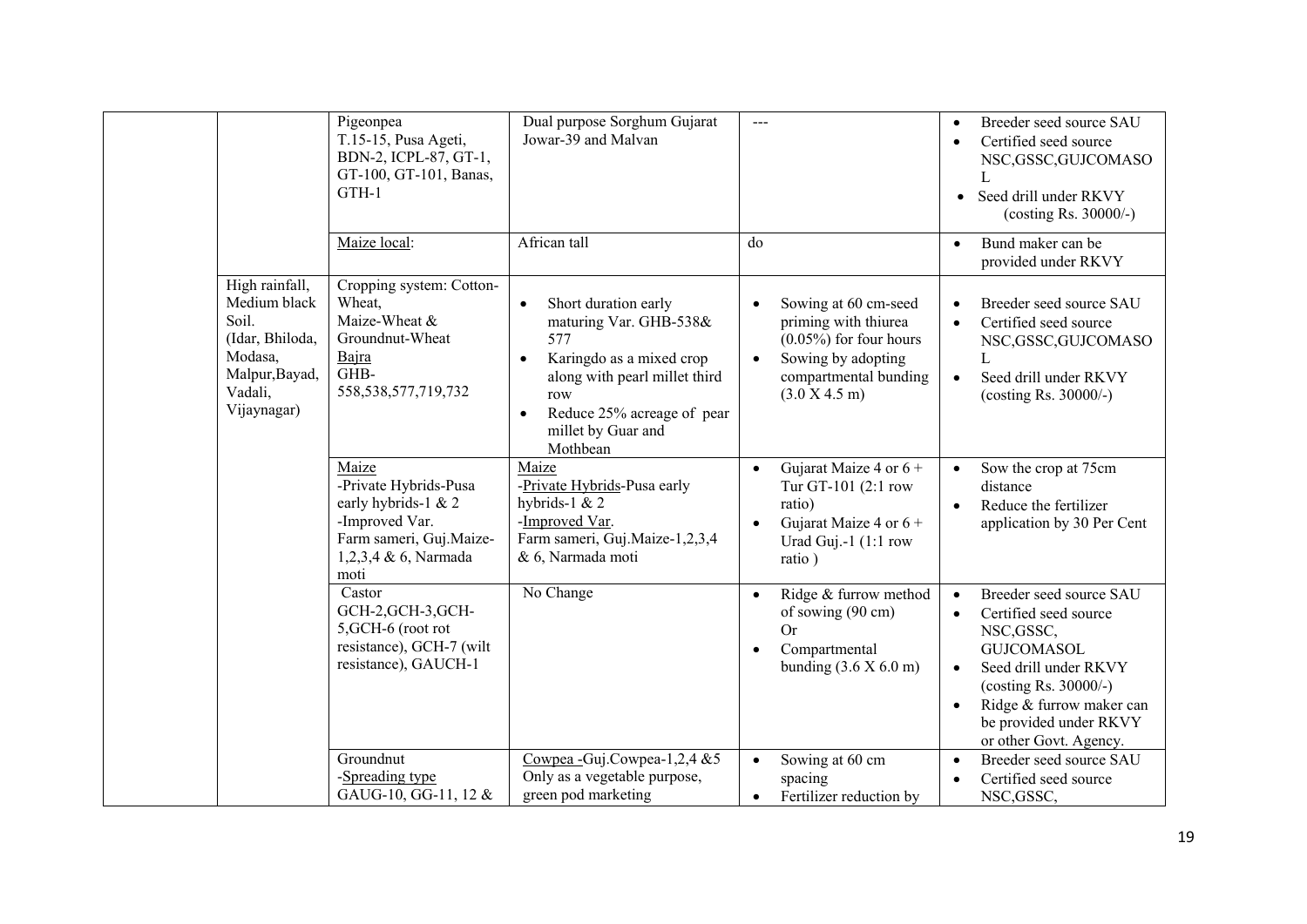| | | | | | |
|---|---|---|---|---|---|
| | | Pigeonpea<br>T.15-15, Pusa Ageti, BDN-2, ICPL-87, GT-1, GT-100, GT-101, Banas, GTH-1 | Dual purpose Sorghum Gujarat Jowar-39 and Malvan | --- | • Breeder seed source SAU<br>• Certified seed source NSC,GSSC,GUJCOMASOL<br>• Seed drill under RKVY (costing Rs. 30000/-) |
| | | Maize local: | African tall | do | • Bund maker can be provided under RKVY |
| | High rainfall, Medium black Soil. (Idar, Bhiloda, Modasa, Malpur,Bayad, Vadali, Vijaynagar) | Cropping system: Cotton-Wheat, Maize-Wheat & Groundnut-Wheat<br>Bajra<br>GHB-558,538,577,719,732 | • Short duration early maturing Var. GHB-538& 577<br>• Karingdo as a mixed crop along with pearl millet third row<br>• Reduce 25% acreage of pear millet by Guar and Mothbean | • Sowing at 60 cm-seed priming with thiurea (0.05%) for four hours<br>• Sowing by adopting compartmental bunding (3.0 X 4.5 m) | • Breeder seed source SAU<br>• Certified seed source NSC,GSSC,GUJCOMASOL<br>• Seed drill under RKVY (costing Rs. 30000/-) |
| | | Maize<br>-Private Hybrids-Pusa early hybrids-1 & 2<br>-Improved Var.<br>Farm sameri, Guj.Maize-1,2,3,4 & 6, Narmada moti | Maize<br>-Private Hybrids-Pusa early hybrids-1 & 2<br>-Improved Var.<br>Farm sameri, Guj.Maize-1,2,3,4 & 6, Narmada moti | • Gujarat Maize 4 or 6 + Tur GT-101 (2:1 row ratio)<br>• Gujarat Maize 4 or 6 + Urad Guj.-1 (1:1 row ratio ) | • Sow the crop at 75cm distance<br>• Reduce the fertilizer application by 30 Per Cent |
| | | Castor<br>GCH-2,GCH-3,GCH-5,GCH-6 (root rot resistance), GCH-7 (wilt resistance), GAUCH-1 | No Change | • Ridge & furrow method of sowing (90 cm)<br>Or<br>• Compartmental bunding (3.6 X 6.0 m) | • Breeder seed source SAU<br>• Certified seed source NSC,GSSC, GUJCOMASOL<br>• Seed drill under RKVY (costing Rs. 30000/-)<br>• Ridge & furrow maker can be provided under RKVY or other Govt. Agency. |
| | | Groundnut<br>-Spreading type<br>GAUG-10, GG-11, 12 & | Cowpea -Guj.Cowpea-1,2,4 &5 Only as a vegetable purpose, green pod marketing | • Sowing at 60 cm spacing<br>• Fertilizer reduction by | • Breeder seed source SAU<br>• Certified seed source NSC,GSSC, |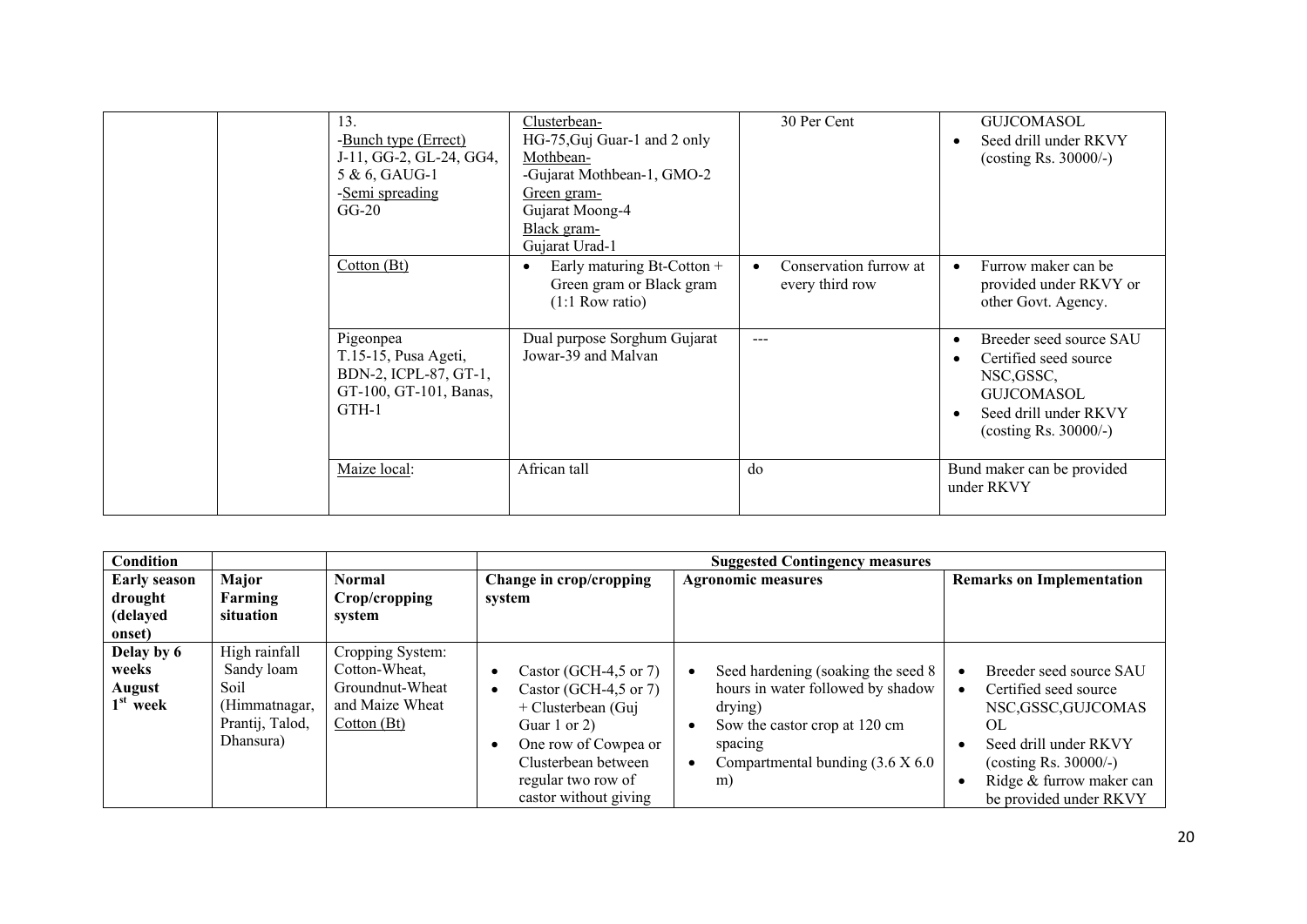| | | 13.<br>-Bunch type (Errect)<br>J-11, GG-2, GL-24, GG4, 5 & 6, GAUG-1<br>-Semi spreading<br>GG-20 | Clusterbean-<br>HG-75,Guj Guar-1 and 2 only<br>Mothbean-<br>-Gujarat Mothbean-1, GMO-2<br>Green gram-<br>Gujarat Moong-4<br>Black gram-<br>Gujarat Urad-1 | 30 Per Cent | GUJCOMASOL<br>• Seed drill under RKVY (costing Rs. 30000/-) |
|---|---|---|---|---|---|
| | | Cotton (Bt) | • Early maturing Bt-Cotton + Green gram or Black gram (1:1 Row ratio) | • Conservation furrow at every third row | • Furrow maker can be provided under RKVY or other Govt. Agency. |
| | | Pigeonpea<br>T.15-15, Pusa Ageti, BDN-2, ICPL-87, GT-1, GT-100, GT-101, Banas, GTH-1 | Dual purpose Sorghum Gujarat Jowar-39 and Malvan | --- | • Breeder seed source SAU<br>• Certified seed source NSC,GSSC, GUJCOMASOL<br>• Seed drill under RKVY (costing Rs. 30000/-) |
| | | Maize local: | African tall | do | Bund maker can be provided under RKVY |

| Condition | | | Suggested Contingency measures | | |
|---|---|---|---|---|---|
| **Early season drought (delayed onset)** | **Major Farming situation** | **Normal Crop/cropping system** | **Change in crop/cropping system** | **Agronomic measures** | **Remarks on Implementation** |
| **Delay by 6 weeks August 1st week** | High rainfall Sandy loam Soil (Himmatnagar, Prantij, Talod, Dhansura) | Cropping System: Cotton-Wheat, Groundnut-Wheat and Maize Wheat Cotton (Bt) | • Castor (GCH-4,5 or 7)<br>• Castor (GCH-4,5 or 7) + Clusterbean (Guj Guar 1 or 2)<br>• One row of Cowpea or Clusterbean between regular two row of castor without giving | • Seed hardening (soaking the seed 8 hours in water followed by shadow drying)<br>• Sow the castor crop at 120 cm spacing<br>• Compartmental bunding (3.6 X 6.0 m) | • Breeder seed source SAU<br>• Certified seed source NSC,GSSC,GUJCOMASOL<br>• Seed drill under RKVY (costing Rs. 30000/-)<br>• Ridge & furrow maker can be provided under RKVY |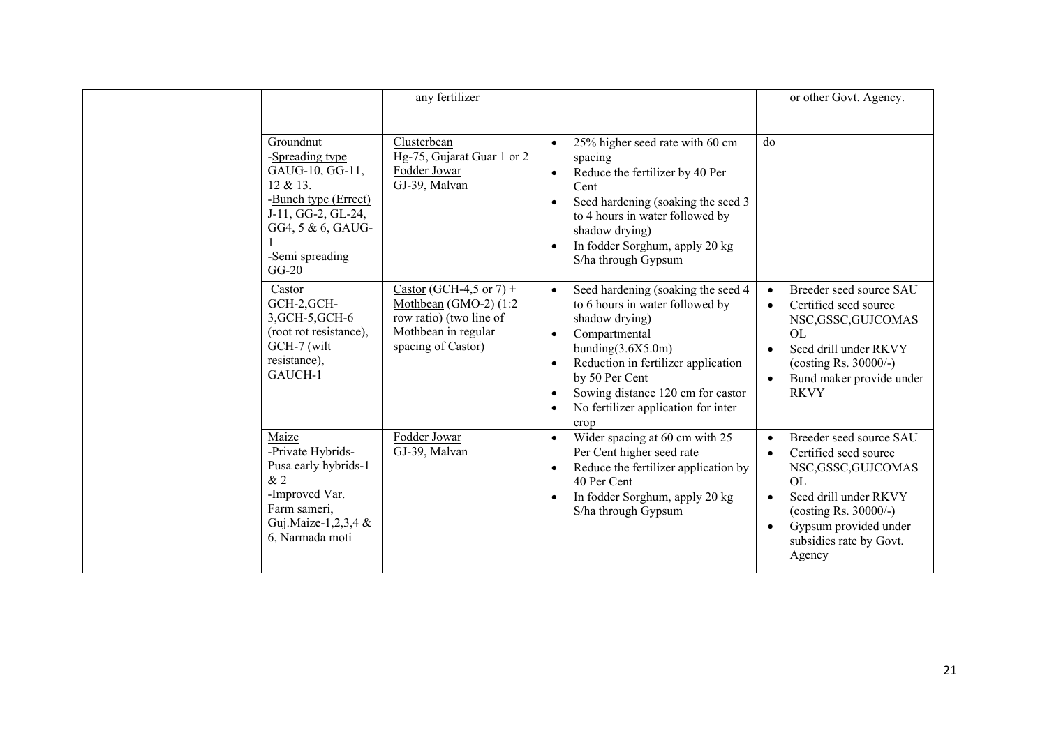| | | | | | |
|---|---|---|---|---|---|
| | | | any fertilizer | | or other Govt. Agency. |
| | | Groundnut<br>-Spreading type GAUG-10, GG-11, 12 & 13.<br>-Bunch type (Errect) J-11, GG-2, GL-24, GG4, 5 & 6, GAUG-1<br>-Semi spreading GG-20 | Clusterbean<br>Hg-75, Gujarat Guar 1 or 2<br>Fodder Jowar<br>GJ-39, Malvan | • 25% higher seed rate with 60 cm spacing<br>• Reduce the fertilizer by 40 Per Cent<br>• Seed hardening (soaking the seed 3 to 4 hours in water followed by shadow drying)<br>• In fodder Sorghum, apply 20 kg S/ha through Gypsum | do |
| | | Castor<br>GCH-2,GCH-3,GCH-5,GCH-6 (root rot resistance), GCH-7 (wilt resistance), GAUCH-1 | Castor (GCH-4,5 or 7) + Mothbean (GMO-2) (1:2 row ratio) (two line of Mothbean in regular spacing of Castor) | • Seed hardening (soaking the seed 4 to 6 hours in water followed by shadow drying)<br>• Compartmental bunding(3.6X5.0m)<br>• Reduction in fertilizer application by 50 Per Cent<br>• Sowing distance 120 cm for castor<br>• No fertilizer application for inter crop | • Breeder seed source SAU<br>• Certified seed source NSC,GSSC,GUJCOMASOL<br>• Seed drill under RKVY (costing Rs. 30000/-)<br>• Bund maker provide under RKVY |
| | | Maize<br>-Private Hybrids-Pusa early hybrids-1 & 2<br>-Improved Var. Farm sameri, Guj.Maize-1,2,3,4 & 6, Narmada moti | Fodder Jowar<br>GJ-39, Malvan | • Wider spacing at 60 cm with 25 Per Cent higher seed rate<br>• Reduce the fertilizer application by 40 Per Cent<br>• In fodder Sorghum, apply 20 kg S/ha through Gypsum | • Breeder seed source SAU<br>• Certified seed source NSC,GSSC,GUJCOMASOL<br>• Seed drill under RKVY (costing Rs. 30000/-)<br>• Gypsum provided under subsidies rate by Govt. Agency |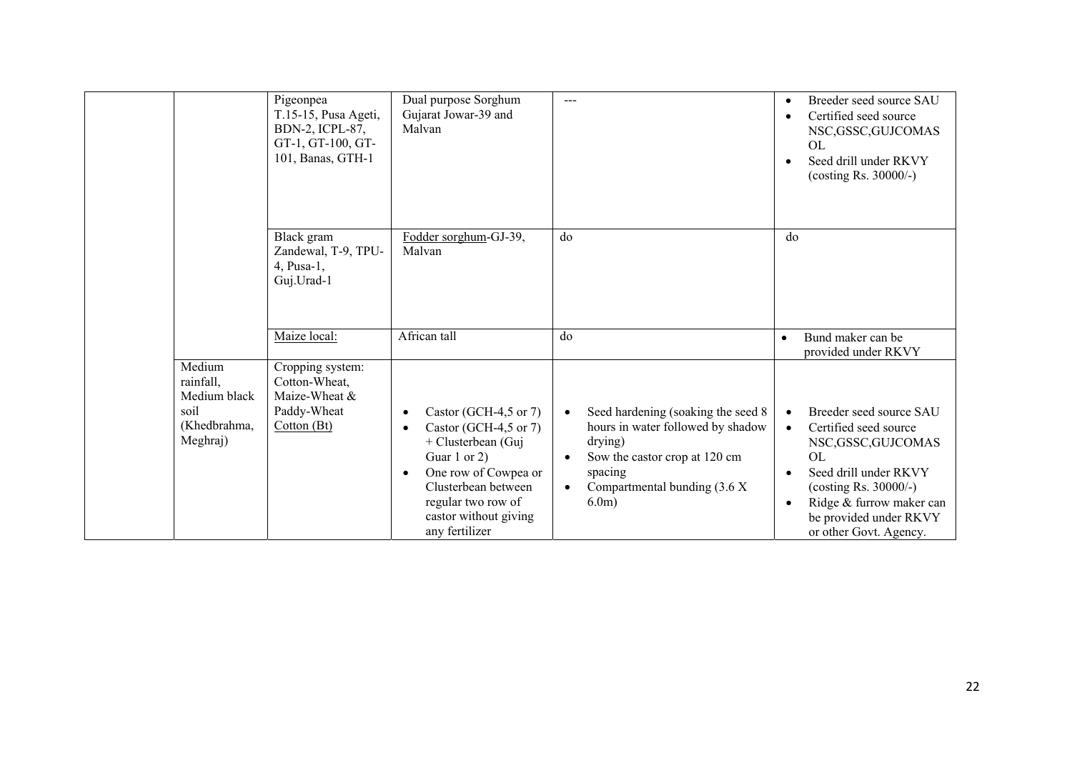| | | | | | |
|---|---|---|---|---|---|
| | | Pigeonpea T.15-15, Pusa Ageti, BDN-2, ICPL-87, GT-1, GT-100, GT-101, Banas, GTH-1 | Dual purpose Sorghum Gujarat Jowar-39 and Malvan | --- | • Breeder seed source SAU<br>• Certified seed source NSC,GSSC,GUJCOMASOL<br>• Seed drill under RKVY (costing Rs. 30000/-) |
| | | Black gram Zandewal, T-9, TPU-4, Pusa-1, Guj.Urad-1 | Fodder sorghum-GJ-39, Malvan | do | do |
| | | Maize local: | African tall | do | • Bund maker can be provided under RKVY |
| | Medium rainfall, Medium black soil (Khedbrahma, Meghraj) | Cropping system: Cotton-Wheat, Maize-Wheat & Paddy-Wheat<br>Cotton (Bt) | • Castor (GCH-4,5 or 7)<br>• Castor (GCH-4,5 or 7) + Clusterbean (Guj Guar 1 or 2)<br>• One row of Cowpea or Clusterbean between regular two row of castor without giving any fertilizer | • Seed hardening (soaking the seed 8 hours in water followed by shadow drying)<br>• Sow the castor crop at 120 cm spacing<br>• Compartmental bunding (3.6 X 6.0m) | • Breeder seed source SAU<br>• Certified seed source NSC,GSSC,GUJCOMASOL<br>• Seed drill under RKVY (costing Rs. 30000/-)<br>• Ridge & furrow maker can be provided under RKVY or other Govt. Agency. |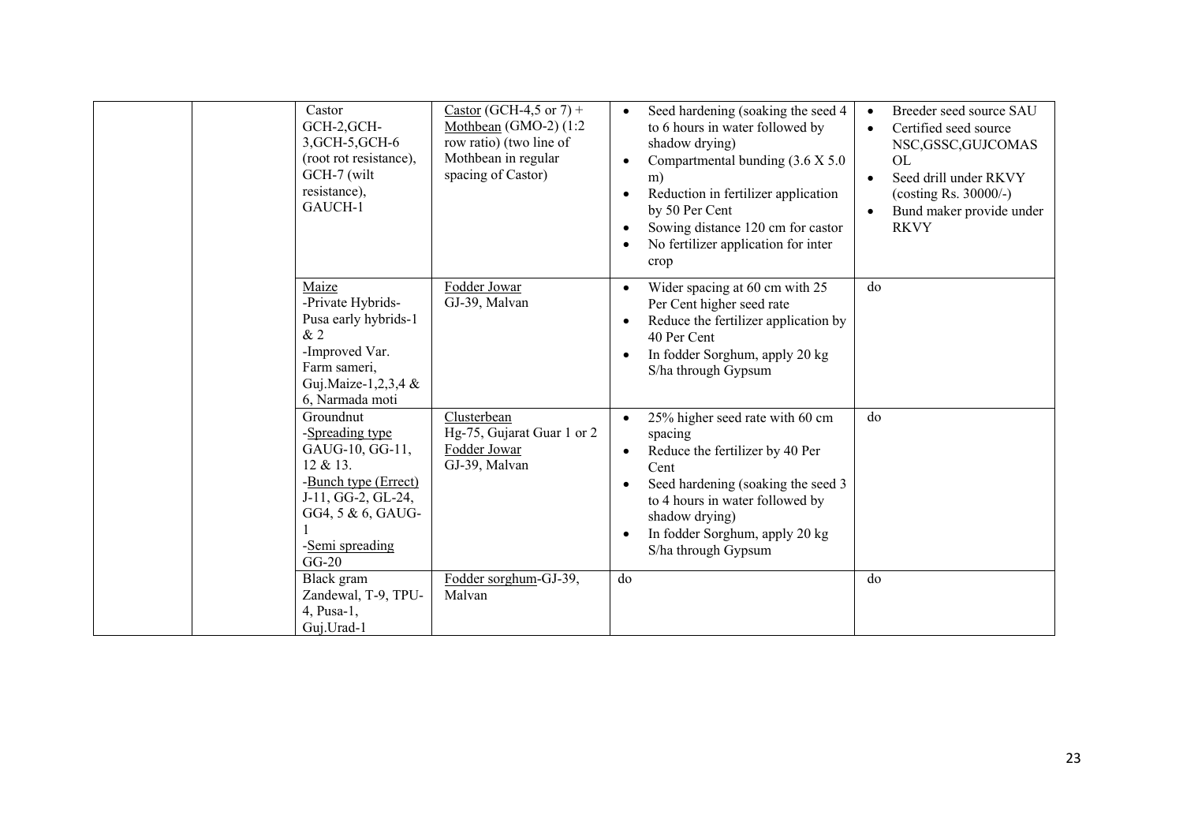| | | | | | |
|---|---|---|---|---|---|
| | | Castor<br>GCH-2,GCH-3,GCH-5,GCH-6 (root rot resistance), GCH-7 (wilt resistance), GAUCH-1 | Castor (GCH-4,5 or 7) + Mothbean (GMO-2) (1:2 row ratio) (two line of Mothbean in regular spacing of Castor) | • Seed hardening (soaking the seed 4 to 6 hours in water followed by shadow drying)<br>• Compartmental bunding (3.6 X 5.0 m)<br>• Reduction in fertilizer application by 50 Per Cent<br>• Sowing distance 120 cm for castor<br>• No fertilizer application for inter crop | • Breeder seed source SAU<br>• Certified seed source NSC,GSSC,GUJCOMASOL<br>• Seed drill under RKVY (costing Rs. 30000/-)<br>• Bund maker provide under RKVY |
| | | Maize<br>-Private Hybrids-Pusa early hybrids-1 & 2<br>-Improved Var. Farm sameri, Guj.Maize-1,2,3,4 & 6, Narmada moti | Fodder Jowar<br>GJ-39, Malvan | • Wider spacing at 60 cm with 25 Per Cent higher seed rate<br>• Reduce the fertilizer application by 40 Per Cent<br>• In fodder Sorghum, apply 20 kg S/ha through Gypsum | do |
| | | Groundnut<br>-Spreading type<br>GAUG-10, GG-11, 12 & 13.<br>-Bunch type (Errect)<br>J-11, GG-2, GL-24, GG4, 5 & 6, GAUG-1<br>-Semi spreading<br>GG-20 | Clusterbean<br>Hg-75, Gujarat Guar 1 or 2<br>Fodder Jowar<br>GJ-39, Malvan | • 25% higher seed rate with 60 cm spacing<br>• Reduce the fertilizer by 40 Per Cent<br>• Seed hardening (soaking the seed 3 to 4 hours in water followed by shadow drying)<br>• In fodder Sorghum, apply 20 kg S/ha through Gypsum | do |
| | | Black gram<br>Zandewal, T-9, TPU-4, Pusa-1, Guj.Urad-1 | Fodder sorghum-GJ-39, Malvan | do | do |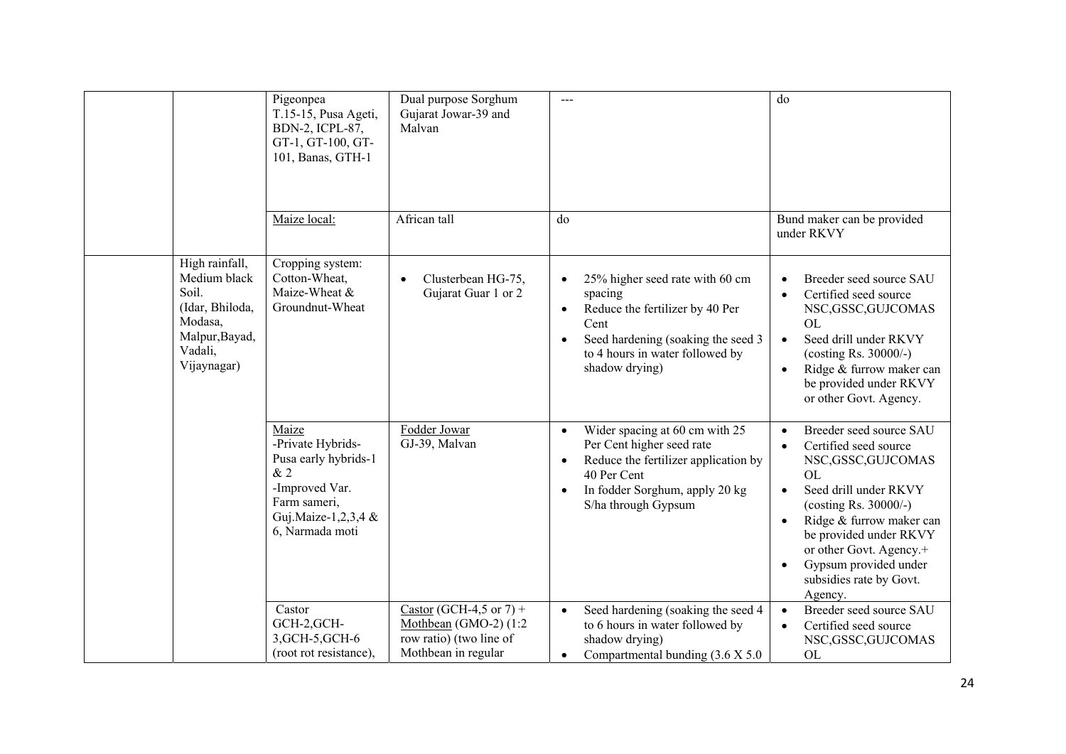| | | | | | |
|---|---|---|---|---|---|
| | | Pigeonpea<br>T.15-15, Pusa Ageti, BDN-2, ICPL-87, GT-1, GT-100, GT-101, Banas, GTH-1 | Dual purpose Sorghum Gujarat Jowar-39 and Malvan | --- | do |
| | | Maize local: | African tall | do | Bund maker can be provided under RKVY |
| | High rainfall, Medium black Soil.<br>(Idar, Bhiloda, Modasa, Malpur,Bayad, Vadali, Vijaynagar) | Cropping system:<br>Cotton-Wheat, Maize-Wheat & Groundnut-Wheat | • Clusterbean HG-75, Gujarat Guar 1 or 2 | • 25% higher seed rate with 60 cm spacing<br>• Reduce the fertilizer by 40 Per Cent<br>• Seed hardening (soaking the seed 3 to 4 hours in water followed by shadow drying) | • Breeder seed source SAU<br>• Certified seed source NSC,GSSC,GUJCOMASOL<br>• Seed drill under RKVY (costing Rs. 30000/-)<br>• Ridge & furrow maker can be provided under RKVY or other Govt. Agency. |
| | | Maize<br>-Private Hybrids-Pusa early hybrids-1 & 2<br>-Improved Var. Farm sameri, Guj.Maize-1,2,3,4 & 6, Narmada moti | Fodder Jowar<br>GJ-39, Malvan | • Wider spacing at 60 cm with 25 Per Cent higher seed rate<br>• Reduce the fertilizer application by 40 Per Cent<br>• In fodder Sorghum, apply 20 kg S/ha through Gypsum | • Breeder seed source SAU<br>• Certified seed source NSC,GSSC,GUJCOMASOL<br>• Seed drill under RKVY (costing Rs. 30000/-)<br>• Ridge & furrow maker can be provided under RKVY or other Govt. Agency.+<br>• Gypsum provided under subsidies rate by Govt. Agency. |
| | | Castor<br>GCH-2,GCH-3,GCH-5,GCH-6 (root rot resistance), | Castor (GCH-4,5 or 7) + Mothbean (GMO-2) (1:2 row ratio) (two line of Mothbean in regular | • Seed hardening (soaking the seed 4 to 6 hours in water followed by shadow drying)<br>• Compartmental bunding (3.6 X 5.0 | • Breeder seed source SAU<br>• Certified seed source NSC,GSSC,GUJCOMASOL |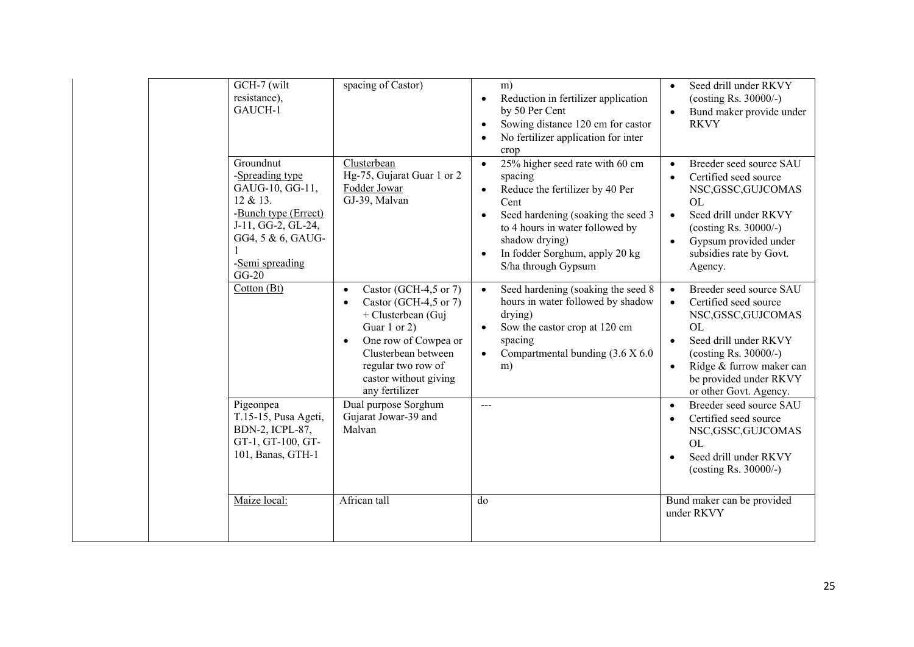| | | | | | |
|---|---|---|---|---|---|
| | | GCH-7 (wilt resistance), GAUCH-1 | spacing of Castor) | m)<br>• Reduction in fertilizer application by 50 Per Cent<br>• Sowing distance 120 cm for castor<br>• No fertilizer application for inter crop | • Seed drill under RKVY (costing Rs. 30000/-)<br>• Bund maker provide under RKVY |
| | | Groundnut<br>-Spreading type<br>GAUG-10, GG-11, 12 & 13.<br>-Bunch type (Errect)<br>J-11, GG-2, GL-24, GG4, 5 & 6, GAUG-1<br>-Semi spreading<br>GG-20 | Clusterbean<br>Hg-75, Gujarat Guar 1 or 2<br>Fodder Jowar<br>GJ-39, Malvan | • 25% higher seed rate with 60 cm spacing<br>• Reduce the fertilizer by 40 Per Cent<br>• Seed hardening (soaking the seed 3 to 4 hours in water followed by shadow drying)<br>• In fodder Sorghum, apply 20 kg S/ha through Gypsum | • Breeder seed source SAU<br>• Certified seed source NSC,GSSC,GUJCOMASOL<br>• Seed drill under RKVY (costing Rs. 30000/-)<br>• Gypsum provided under subsidies rate by Govt. Agency. |
| | | Cotton (Bt) | • Castor (GCH-4,5 or 7)<br>• Castor (GCH-4,5 or 7) + Clusterbean (Guj Guar 1 or 2)<br>• One row of Cowpea or Clusterbean between regular two row of castor without giving any fertilizer | • Seed hardening (soaking the seed 8 hours in water followed by shadow drying)<br>• Sow the castor crop at 120 cm spacing<br>• Compartmental bunding (3.6 X 6.0 m) | • Breeder seed source SAU<br>• Certified seed source NSC,GSSC,GUJCOMASOL<br>• Seed drill under RKVY (costing Rs. 30000/-)<br>• Ridge & furrow maker can be provided under RKVY or other Govt. Agency. |
| | | Pigeonpea<br>T.15-15, Pusa Ageti, BDN-2, ICPL-87, GT-1, GT-100, GT-101, Banas, GTH-1 | Dual purpose Sorghum Gujarat Jowar-39 and Malvan | --- | • Breeder seed source SAU<br>• Certified seed source NSC,GSSC,GUJCOMASOL<br>• Seed drill under RKVY (costing Rs. 30000/-) |
| | | Maize local: | African tall | do | Bund maker can be provided under RKVY |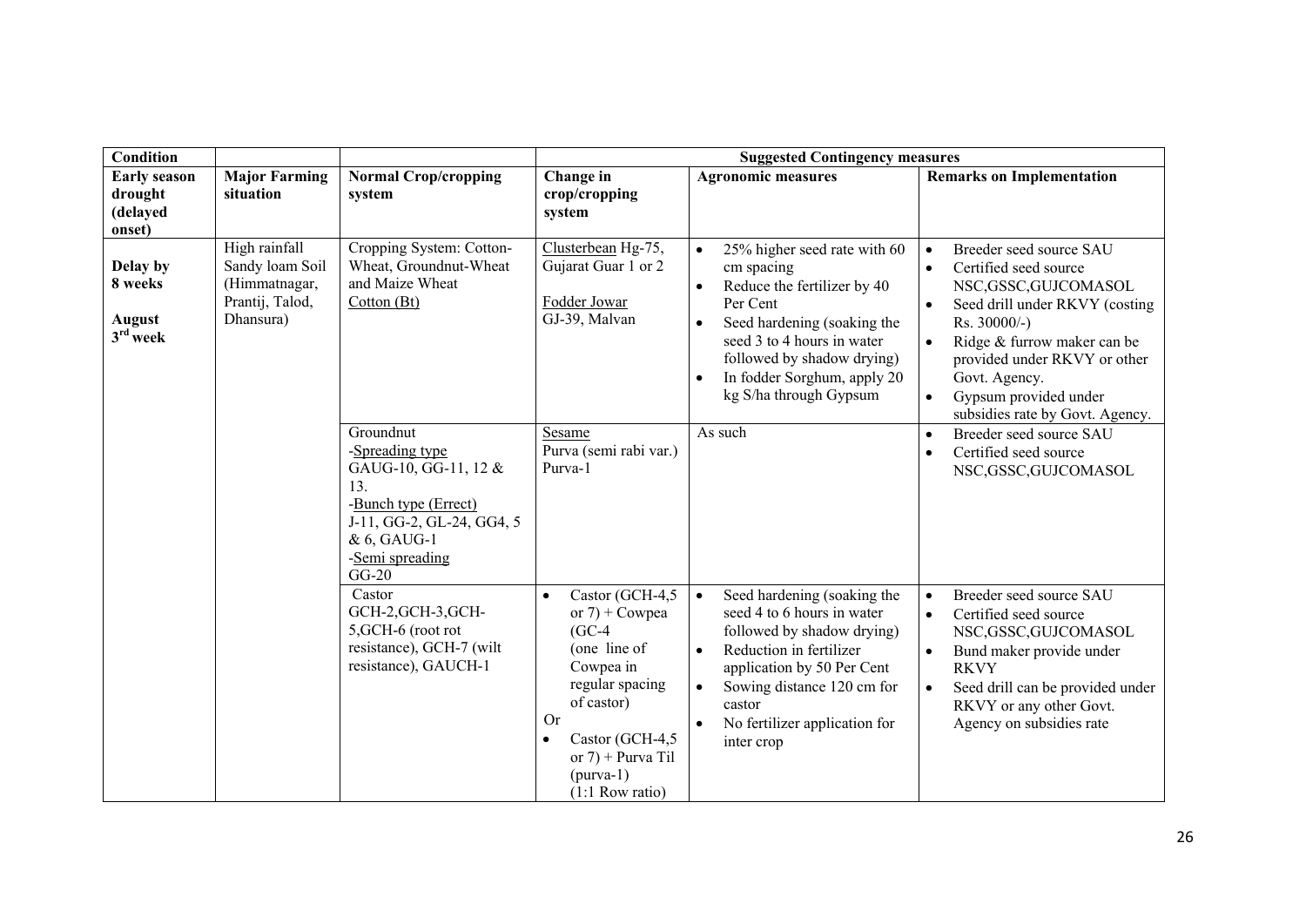| Condition | | | Suggested Contingency measures | | |
|---|---|---|---|---|---|
| **Early season drought (delayed onset)** | **Major Farming situation** | **Normal Crop/cropping system** | **Change in crop/cropping system** | **Agronomic measures** | **Remarks on Implementation** |
| **Delay by 8 weeks**<br><br>**August 3rd week** | High rainfall Sandy loam Soil (Himmatnagar, Prantij, Talod, Dhansura) | Cropping System: Cotton-Wheat, Groundnut-Wheat and Maize Wheat<br>Cotton (Bt) | Clusterbean Hg-75, Gujarat Guar 1 or 2<br><br>Fodder Jowar<br>GJ-39, Malvan | • 25% higher seed rate with 60 cm spacing<br>• Reduce the fertilizer by 40 Per Cent<br>• Seed hardening (soaking the seed 3 to 4 hours in water followed by shadow drying)<br>• In fodder Sorghum, apply 20 kg S/ha through Gypsum | • Breeder seed source SAU<br>• Certified seed source NSC,GSSC,GUJCOMASOL<br>• Seed drill under RKVY (costing Rs. 30000/-)<br>• Ridge & furrow maker can be provided under RKVY or other Govt. Agency.<br>• Gypsum provided under subsidies rate by Govt. Agency. |
| | | Groundnut<br>-Spreading type<br>GAUG-10, GG-11, 12 & 13.<br>-Bunch type (Errect)<br>J-11, GG-2, GL-24, GG4, 5 & 6, GAUG-1<br>-Semi spreading<br>GG-20 | Sesame<br>Purva (semi rabi var.)<br>Purva-1 | As such | • Breeder seed source SAU<br>• Certified seed source NSC,GSSC,GUJCOMASOL |
| | | Castor<br>GCH-2,GCH-3,GCH-5,GCH-6 (root rot resistance), GCH-7 (wilt resistance), GAUCH-1 | • Castor (GCH-4,5 or 7) + Cowpea (GC-4 (one line of Cowpea in regular spacing of castor)<br>Or<br>• Castor (GCH-4,5 or 7) + Purva Til (purva-1) (1:1 Row ratio) | • Seed hardening (soaking the seed 4 to 6 hours in water followed by shadow drying)<br>• Reduction in fertilizer application by 50 Per Cent<br>• Sowing distance 120 cm for castor<br>• No fertilizer application for inter crop | • Breeder seed source SAU<br>• Certified seed source NSC,GSSC,GUJCOMASOL<br>• Bund maker provide under RKVY<br>• Seed drill can be provided under RKVY or any other Govt. Agency on subsidies rate |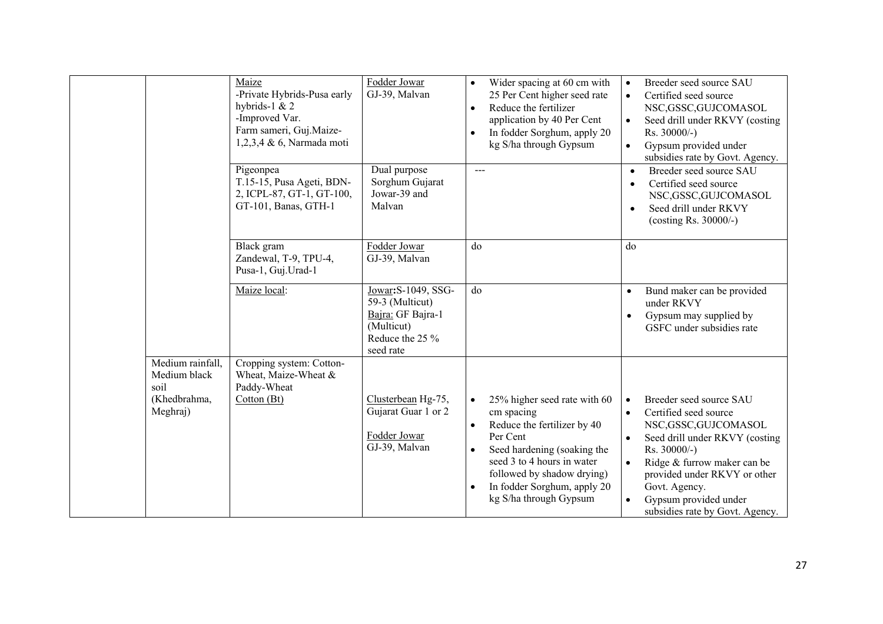| | | | | | |
|---|---|---|---|---|---|
| | | Maize<br>-Private Hybrids-Pusa early hybrids-1 & 2<br>-Improved Var.<br>Farm sameri, Guj.Maize-1,2,3,4 & 6, Narmada moti | Fodder Jowar<br>GJ-39, Malvan | • Wider spacing at 60 cm with 25 Per Cent higher seed rate<br>• Reduce the fertilizer application by 40 Per Cent<br>• In fodder Sorghum, apply 20 kg S/ha through Gypsum | • Breeder seed source SAU<br>• Certified seed source NSC,GSSC,GUJCOMASOL<br>• Seed drill under RKVY (costing Rs. 30000/-)<br>• Gypsum provided under subsidies rate by Govt. Agency. |
| | | Pigeonpea<br>T.15-15, Pusa Ageti, BDN-2, ICPL-87, GT-1, GT-100, GT-101, Banas, GTH-1 | Dual purpose Sorghum Gujarat Jowar-39 and Malvan | --- | • Breeder seed source SAU<br>• Certified seed source NSC,GSSC,GUJCOMASOL<br>• Seed drill under RKVY (costing Rs. 30000/-) |
| | | Black gram<br>Zandewal, T-9, TPU-4, Pusa-1, Guj.Urad-1 | Fodder Jowar<br>GJ-39, Malvan | do | do |
| | | Maize local: | Jowar: S-1049, SSG-59-3 (Multicut)<br>Bajra: GF Bajra-1 (Multicut)<br>Reduce the 25 % seed rate | do | • Bund maker can be provided under RKVY<br>• Gypsum may supplied by GSFC under subsidies rate |
| | Medium rainfall, Medium black soil (Khedbrahma, Meghraj) | Cropping system: Cotton-Wheat, Maize-Wheat & Paddy-Wheat<br>Cotton (Bt) | Clusterbean Hg-75, Gujarat Guar 1 or 2<br><br>Fodder Jowar<br>GJ-39, Malvan | • 25% higher seed rate with 60 cm spacing<br>• Reduce the fertilizer by 40 Per Cent<br>• Seed hardening (soaking the seed 3 to 4 hours in water followed by shadow drying)<br>• In fodder Sorghum, apply 20 kg S/ha through Gypsum | • Breeder seed source SAU<br>• Certified seed source NSC,GSSC,GUJCOMASOL<br>• Seed drill under RKVY (costing Rs. 30000/-)<br>• Ridge & furrow maker can be provided under RKVY or other Govt. Agency.<br>• Gypsum provided under subsidies rate by Govt. Agency. |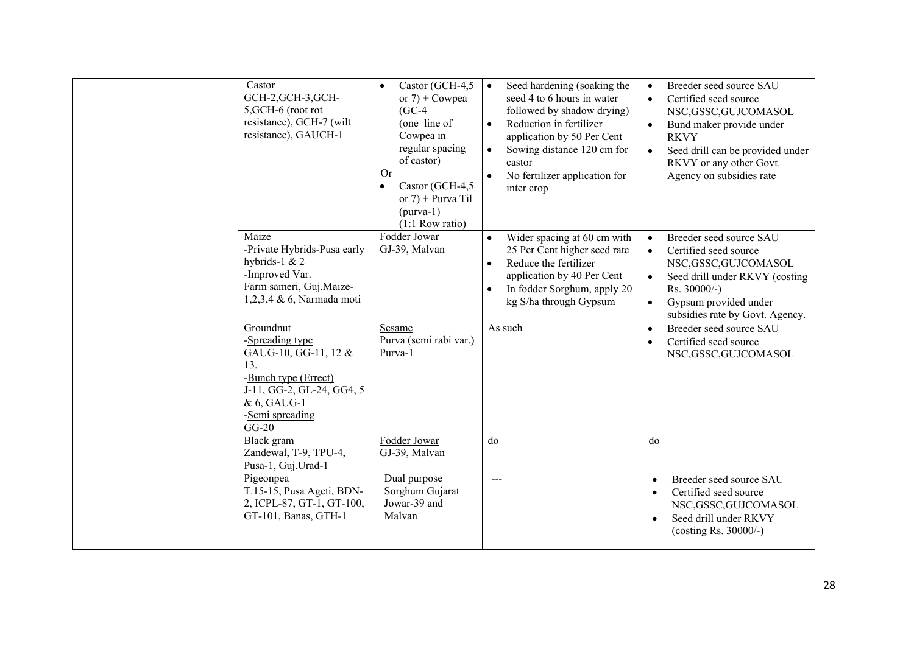|  |  | Castor<br>GCH-2,GCH-3,GCH-5,GCH-6 (root rot resistance), GCH-7 (wilt resistance), GAUCH-1 | • Castor (GCH-4,5 or 7) + Cowpea (GC-4 (one line of Cowpea in regular spacing of castor)<br>Or<br>• Castor (GCH-4,5 or 7) + Purva Til (purva-1) (1:1 Row ratio) | • Seed hardening (soaking the seed 4 to 6 hours in water followed by shadow drying)<br>• Reduction in fertilizer application by 50 Per Cent<br>• Sowing distance 120 cm for castor<br>• No fertilizer application for inter crop | • Breeder seed source SAU<br>• Certified seed source NSC,GSSC,GUJCOMASOL<br>• Bund maker provide under RKVY<br>• Seed drill can be provided under RKVY or any other Govt. Agency on subsidies rate |
|---|---|---|---|---|---|
|  |  | Maize<br>-Private Hybrids-Pusa early hybrids-1 & 2<br>-Improved Var.<br>Farm sameri, Guj.Maize-1,2,3,4 & 6, Narmada moti | Fodder Jowar<br>GJ-39, Malvan | • Wider spacing at 60 cm with 25 Per Cent higher seed rate<br>• Reduce the fertilizer application by 40 Per Cent<br>• In fodder Sorghum, apply 20 kg S/ha through Gypsum | • Breeder seed source SAU<br>• Certified seed source NSC,GSSC,GUJCOMASOL<br>• Seed drill under RKVY (costing Rs. 30000/-)<br>• Gypsum provided under subsidies rate by Govt. Agency. |
|  |  | Groundnut<br>-Spreading type<br>GAUG-10, GG-11, 12 & 13.<br>-Bunch type (Errect)<br>J-11, GG-2, GL-24, GG4, 5 & 6, GAUG-1<br>-Semi spreading<br>GG-20 | Sesame<br>Purva (semi rabi var.)<br>Purva-1 | As such | • Breeder seed source SAU<br>• Certified seed source NSC,GSSC,GUJCOMASOL |
|  |  | Black gram<br>Zandewal, T-9, TPU-4, Pusa-1, Guj.Urad-1 | Fodder Jowar<br>GJ-39, Malvan | do | do |
|  |  | Pigeonpea<br>T.15-15, Pusa Ageti, BDN-2, ICPL-87, GT-1, GT-100, GT-101, Banas, GTH-1 | Dual purpose Sorghum Gujarat Jowar-39 and Malvan | --- | • Breeder seed source SAU<br>• Certified seed source NSC,GSSC,GUJCOMASOL<br>• Seed drill under RKVY (costing Rs. 30000/-) |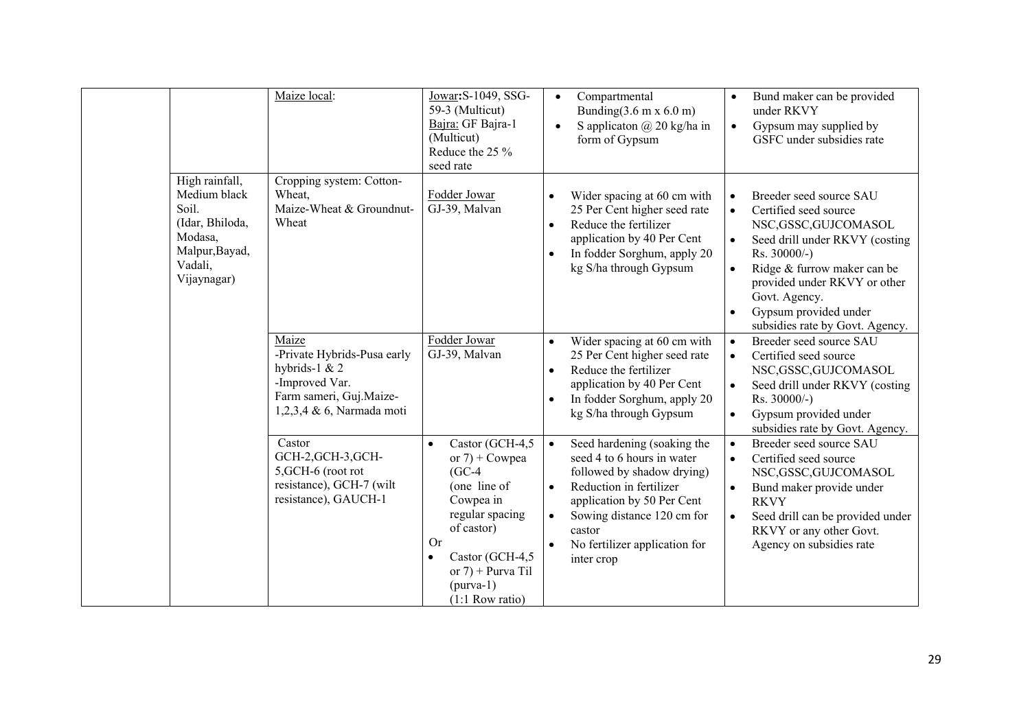| | | | | | |
|---|---|---|---|---|---|
| | | Maize local: | Jowar: S-1049, SSG-59-3 (Multicut)<br>Bajra: GF Bajra-1 (Multicut)<br>Reduce the 25 % seed rate | • Compartmental Bunding(3.6 m x 6.0 m)<br>• S applicaton @ 20 kg/ha in form of Gypsum | • Bund maker can be provided under RKVY<br>• Gypsum may supplied by GSFC under subsidies rate |
| | High rainfall, Medium black Soil. (Idar, Bhiloda, Modasa, Malpur,Bayad, Vadali, Vijaynagar) | Cropping system: Cotton-Wheat, Maize-Wheat & Groundnut-Wheat | Fodder Jowar<br>GJ-39, Malvan | • Wider spacing at 60 cm with 25 Per Cent higher seed rate<br>• Reduce the fertilizer application by 40 Per Cent<br>• In fodder Sorghum, apply 20 kg S/ha through Gypsum | • Breeder seed source SAU<br>• Certified seed source NSC,GSSC,GUJCOMASOL<br>• Seed drill under RKVY (costing Rs. 30000/-)<br>• Ridge & furrow maker can be provided under RKVY or other Govt. Agency.<br>• Gypsum provided under subsidies rate by Govt. Agency. |
| | | Maize<br>-Private Hybrids-Pusa early hybrids-1 & 2<br>-Improved Var.<br>Farm sameri, Guj.Maize-1,2,3,4 & 6, Narmada moti | Fodder Jowar<br>GJ-39, Malvan | • Wider spacing at 60 cm with 25 Per Cent higher seed rate<br>• Reduce the fertilizer application by 40 Per Cent<br>• In fodder Sorghum, apply 20 kg S/ha through Gypsum | • Breeder seed source SAU<br>• Certified seed source NSC,GSSC,GUJCOMASOL<br>• Seed drill under RKVY (costing Rs. 30000/-)<br>• Gypsum provided under subsidies rate by Govt. Agency. |
| | | Castor<br>GCH-2,GCH-3,GCH-5,GCH-6 (root rot resistance), GCH-7 (wilt resistance), GAUCH-1 | • Castor (GCH-4,5 or 7) + Cowpea (GC-4 (one line of Cowpea in regular spacing of castor)<br>Or<br>• Castor (GCH-4,5 or 7) + Purva Til (purva-1) (1:1 Row ratio) | • Seed hardening (soaking the seed 4 to 6 hours in water followed by shadow drying)<br>• Reduction in fertilizer application by 50 Per Cent<br>• Sowing distance 120 cm for castor<br>• No fertilizer application for inter crop | • Breeder seed source SAU<br>• Certified seed source NSC,GSSC,GUJCOMASOL<br>• Bund maker provide under RKVY<br>• Seed drill can be provided under RKVY or any other Govt. Agency on subsidies rate |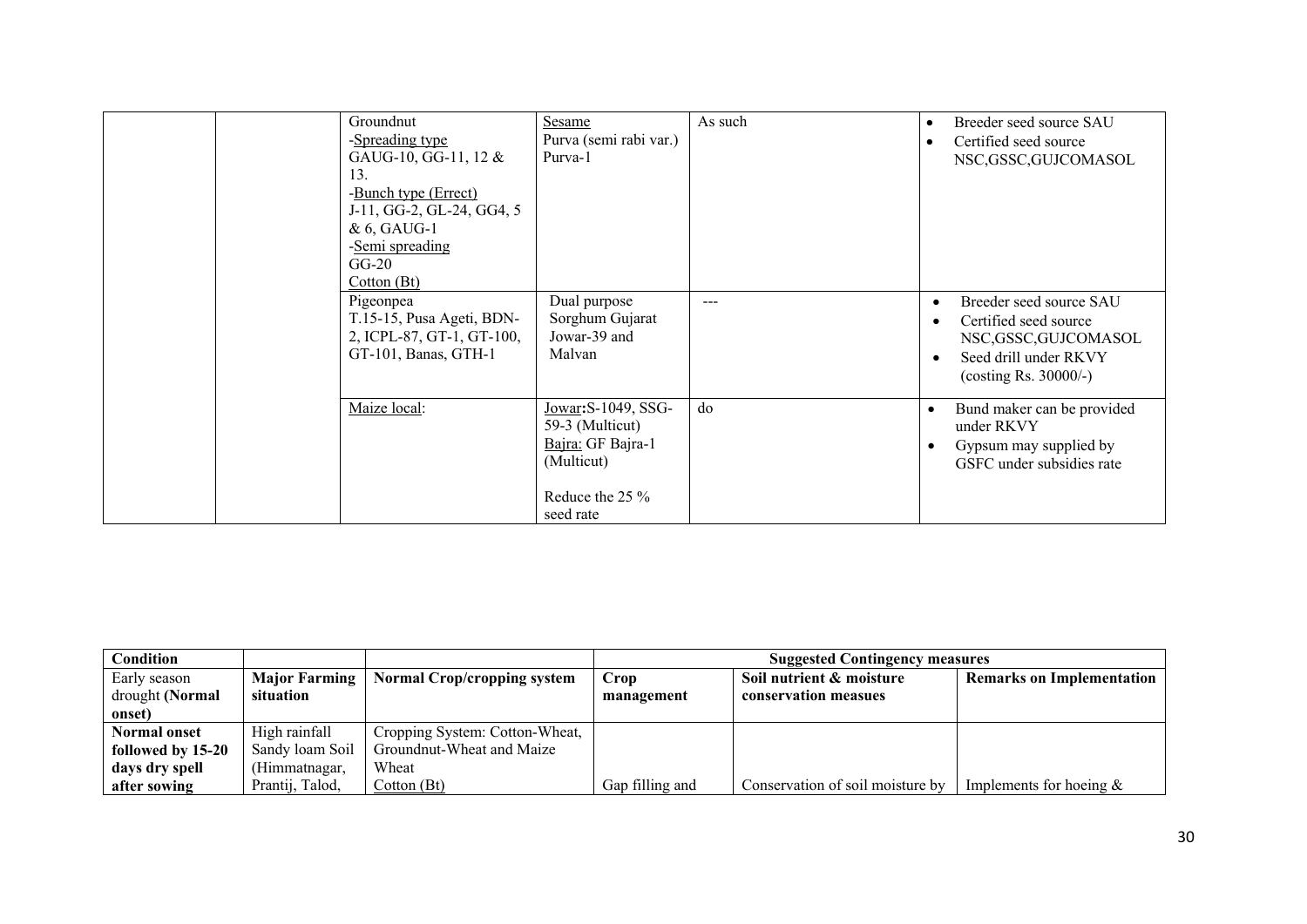| | | Groundnut<br>-Spreading type<br>GAUG-10, GG-11, 12 & 13.<br>-Bunch type (Errect)<br>J-11, GG-2, GL-24, GG4, 5 & 6, GAUG-1<br>-Semi spreading<br>GG-20<br>Cotton (Bt) | Sesame<br>Purva (semi rabi var.)<br>Purva-1 | As such | • Breeder seed source SAU<br>• Certified seed source NSC,GSSC,GUJCOMASOL |
|---|---|---|---|---|---|
| | | Pigeonpea<br>T.15-15, Pusa Ageti, BDN-2, ICPL-87, GT-1, GT-100, GT-101, Banas, GTH-1 | Dual purpose Sorghum Gujarat Jowar-39 and Malvan | --- | • Breeder seed source SAU<br>• Certified seed source NSC,GSSC,GUJCOMASOL<br>• Seed drill under RKVY (costing Rs. 30000/-) |
| | | Maize local: | Jowar:S-1049, SSG-59-3 (Multicut)<br>Bajra: GF Bajra-1 (Multicut)<br><br>Reduce the 25 % seed rate | do | • Bund maker can be provided under RKVY<br>• Gypsum may supplied by GSFC under subsidies rate |

| Condition | | | Suggested Contingency measures | | |
|---|---|---|---|---|---|
| Early season drought **(Normal onset)** | **Major Farming situation** | **Normal Crop/cropping system** | **Crop management** | **Soil nutrient & moisture conservation measues** | **Remarks on Implementation** |
| **Normal onset followed by 15-20 days dry spell after sowing** | High rainfall Sandy loam Soil (Himmatnagar, Prantij, Talod, | Cropping System: Cotton-Wheat, Groundnut-Wheat and Maize Wheat<br>Cotton (Bt) | Gap filling and | Conservation of soil moisture by | Implements for hoeing & |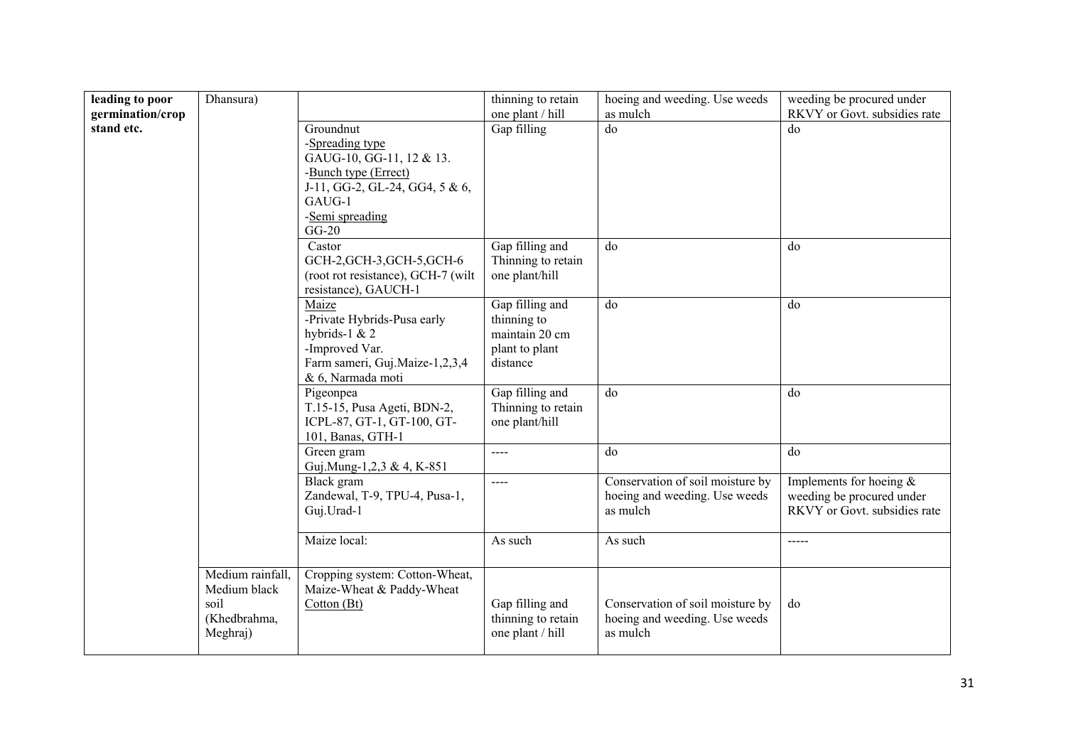| | | | | | |
|---|---|---|---|---|---|
| **leading to poor germination/crop stand etc.** | Dhansura) | | thinning to retain one plant / hill | hoeing and weeding. Use weeds as mulch | weeding be procured under RKVY or Govt. subsidies rate |
| | | Groundnut<br>-Spreading type<br>GAUG-10, GG-11, 12 & 13.<br>-Bunch type (Errect)<br>J-11, GG-2, GL-24, GG4, 5 & 6, GAUG-1<br>-Semi spreading<br>GG-20 | Gap filling | do | do |
| | | Castor<br>GCH-2,GCH-3,GCH-5,GCH-6 (root rot resistance), GCH-7 (wilt resistance), GAUCH-1 | Gap filling and Thinning to retain one plant/hill | do | do |
| | | Maize<br>-Private Hybrids-Pusa early hybrids-1 & 2<br>-Improved Var.<br>Farm sameri, Guj.Maize-1,2,3,4 & 6, Narmada moti | Gap filling and thinning to maintain 20 cm plant to plant distance | do | do |
| | | Pigeonpea<br>T.15-15, Pusa Ageti, BDN-2, ICPL-87, GT-1, GT-100, GT-101, Banas, GTH-1 | Gap filling and Thinning to retain one plant/hill | do | do |
| | | Green gram<br>Guj.Mung-1,2,3 & 4, K-851 | ---- | do | do |
| | | Black gram<br>Zandewal, T-9, TPU-4, Pusa-1, Guj.Urad-1 | ---- | Conservation of soil moisture by hoeing and weeding. Use weeds as mulch | Implements for hoeing & weeding be procured under RKVY or Govt. subsidies rate |
| | | Maize local: | As such | As such | ----- |
| | Medium rainfall, Medium black soil (Khedbrahma, Meghraj) | Cropping system: Cotton-Wheat, Maize-Wheat & Paddy-Wheat<br>Cotton (Bt) | Gap filling and thinning to retain one plant / hill | Conservation of soil moisture by hoeing and weeding. Use weeds as mulch | do |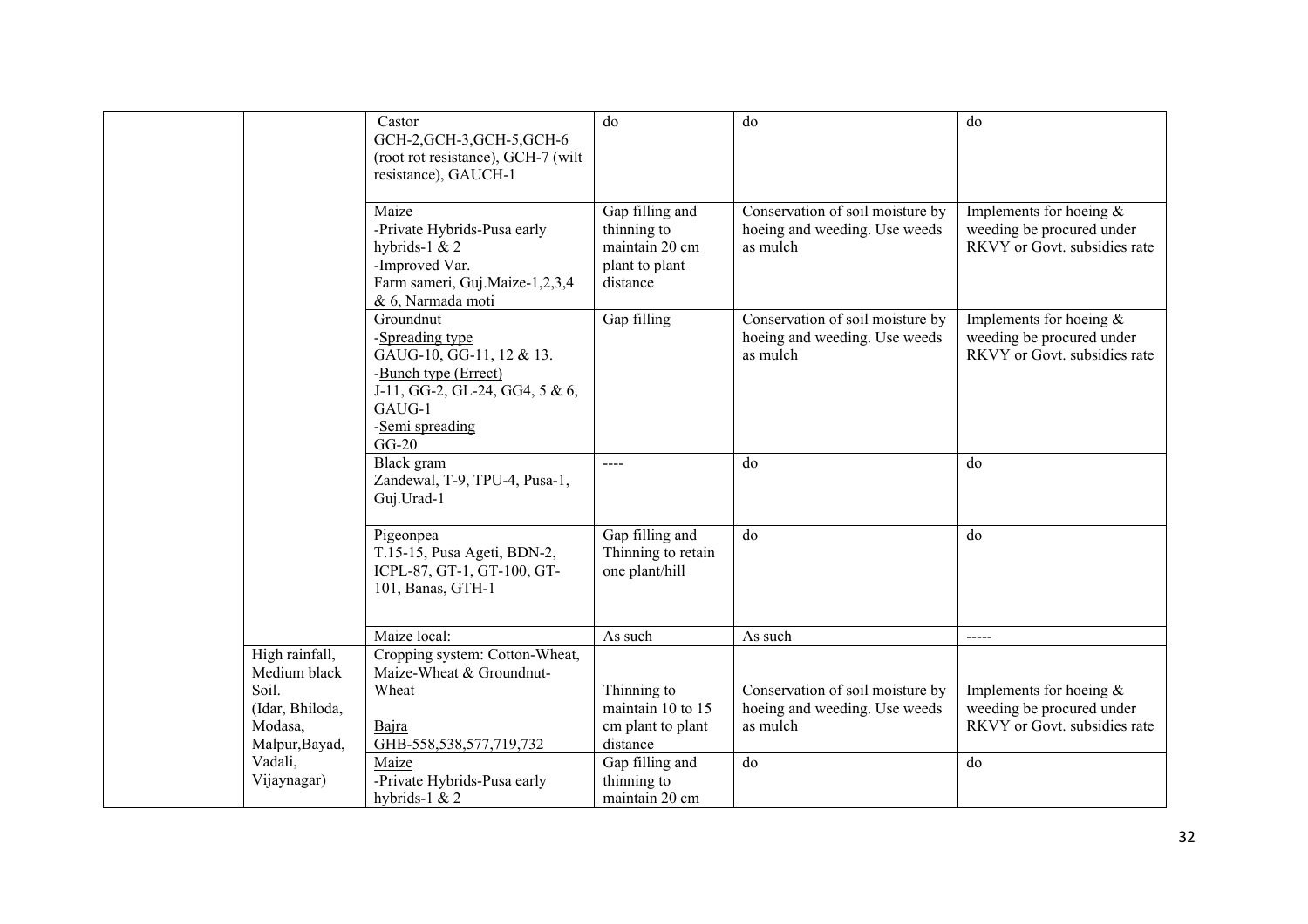| | | | | | |
|---|---|---|---|---|---|
| | | Castor<br>GCH-2,GCH-3,GCH-5,GCH-6 (root rot resistance), GCH-7 (wilt resistance), GAUCH-1 | do | do | do |
| | | Maize<br>-Private Hybrids-Pusa early hybrids-1 & 2<br>-Improved Var.<br>Farm sameri, Guj.Maize-1,2,3,4 & 6, Narmada moti | Gap filling and thinning to maintain 20 cm plant to plant distance | Conservation of soil moisture by hoeing and weeding. Use weeds as mulch | Implements for hoeing & weeding be procured under RKVY or Govt. subsidies rate |
| | | Groundnut<br>-Spreading type<br>GAUG-10, GG-11, 12 & 13.<br>-Bunch type (Errect)<br>J-11, GG-2, GL-24, GG4, 5 & 6, GAUG-1<br>-Semi spreading<br>GG-20 | Gap filling | Conservation of soil moisture by hoeing and weeding. Use weeds as mulch | Implements for hoeing & weeding be procured under RKVY or Govt. subsidies rate |
| | | Black gram<br>Zandewal, T-9, TPU-4, Pusa-1, Guj.Urad-1 | ---- | do | do |
| | | Pigeonpea<br>T.15-15, Pusa Ageti, BDN-2, ICPL-87, GT-1, GT-100, GT-101, Banas, GTH-1 | Gap filling and Thinning to retain one plant/hill | do | do |
| | | Maize local: | As such | As such | ----- |
| | High rainfall, Medium black Soil.<br>(Idar, Bhiloda, Modasa, Malpur,Bayad, Vadali, Vijaynagar) | Cropping system: Cotton-Wheat, Maize-Wheat & Groundnut-Wheat<br><br>Bajra<br>GHB-558,538,577,719,732 | Thinning to maintain 10 to 15 cm plant to plant distance | Conservation of soil moisture by hoeing and weeding. Use weeds as mulch | Implements for hoeing & weeding be procured under RKVY or Govt. subsidies rate |
| | | Maize<br>-Private Hybrids-Pusa early hybrids-1 & 2 | Gap filling and thinning to maintain 20 cm | do | do |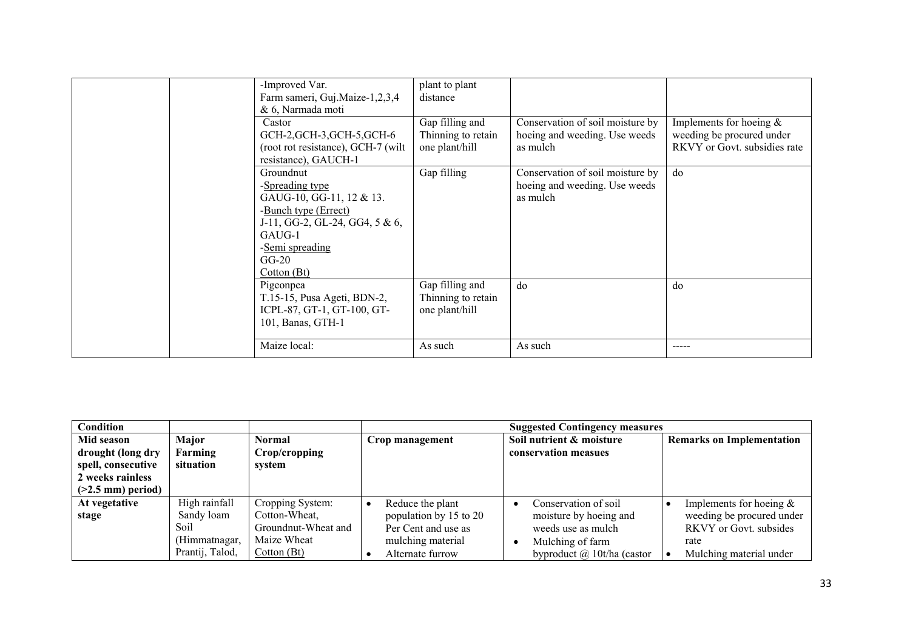| | | -Improved Var.<br>Farm sameri, Guj.Maize-1,2,3,4 & 6, Narmada moti | plant to plant distance | | |
|---|---|---|---|---|---|
| | | Castor<br>GCH-2,GCH-3,GCH-5,GCH-6 (root rot resistance), GCH-7 (wilt resistance), GAUCH-1 | Gap filling and Thinning to retain one plant/hill | Conservation of soil moisture by hoeing and weeding. Use weeds as mulch | Implements for hoeing & weeding be procured under RKVY or Govt. subsidies rate |
| | | Groundnut<br>-Spreading type<br>GAUG-10, GG-11, 12 & 13.<br>-Bunch type (Errect)<br>J-11, GG-2, GL-24, GG4, 5 & 6, GAUG-1<br>-Semi spreading<br>GG-20<br>Cotton (Bt) | Gap filling | Conservation of soil moisture by hoeing and weeding. Use weeds as mulch | do |
| | | Pigeonpea<br>T.15-15, Pusa Ageti, BDN-2, ICPL-87, GT-1, GT-100, GT-101, Banas, GTH-1 | Gap filling and Thinning to retain one plant/hill | do | do |
| | | Maize local: | As such | As such | ----- |

| Condition | | | Suggested Contingency measures | | |
|---|---|---|---|---|---|
| **Mid season drought (long dry spell, consecutive 2 weeks rainless (>2.5 mm) period)** | **Major Farming situation** | **Normal Crop/cropping system** | **Crop management** | **Soil nutrient & moisture conservation measues** | **Remarks on Implementation** |
| **At vegetative stage** | High rainfall Sandy loam Soil (Himmatnagar, Prantij, Talod, | Cropping System: Cotton-Wheat, Groundnut-Wheat and Maize Wheat<br>Cotton (Bt) | • Reduce the plant population by 15 to 20 Per Cent and use as mulching material<br>• Alternate furrow | • Conservation of soil moisture by hoeing and weeds use as mulch<br>• Mulching of farm byproduct @ 10t/ha (castor | • Implements for hoeing & weeding be procured under RKVY or Govt. subsides rate<br>• Mulching material under |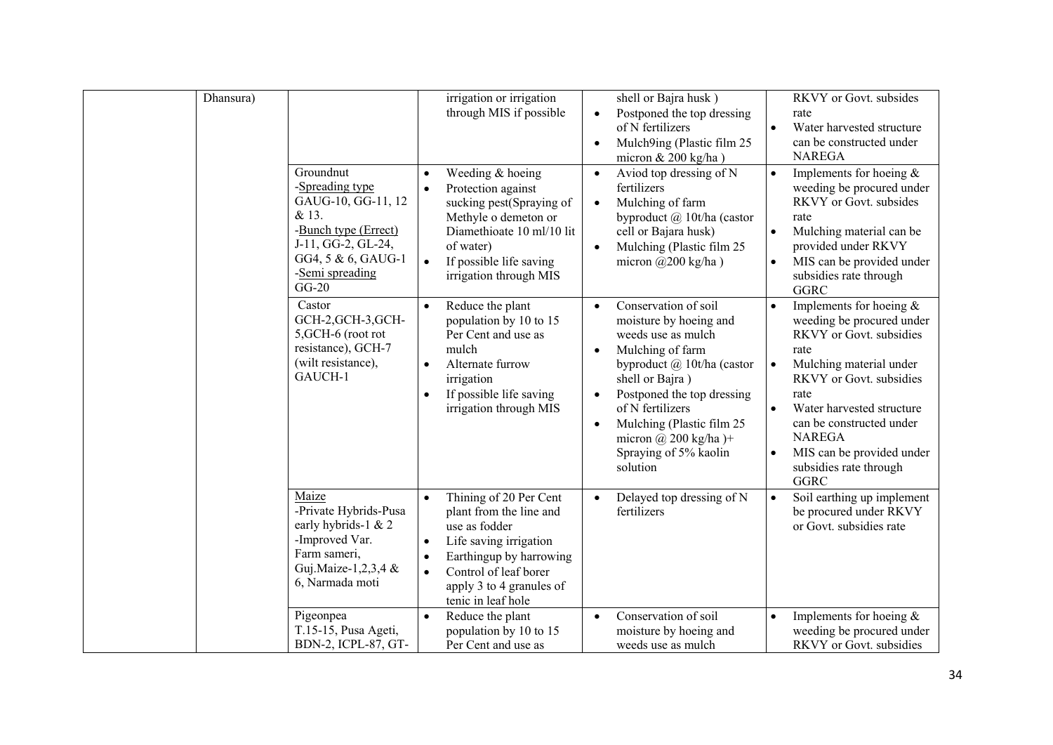| | | | | | |
|---|---|---|---|---|---|
| | Dhansura) | | irrigation or irrigation through MIS if possible | shell or Bajra husk ) <br> • Postponed the top dressing of N fertilizers <br> • Mulch9ing (Plastic film 25 micron & 200 kg/ha ) | RKVY or Govt. subsides rate <br> • Water harvested structure can be constructed under NAREGA |
| | | Groundnut <br> -Spreading type <br> GAUG-10, GG-11, 12 & 13. <br> -Bunch type (Errect) <br> J-11, GG-2, GL-24, GG4, 5 & 6, GAUG-1 <br> -Semi spreading <br> GG-20 | • Weeding & hoeing <br> • Protection against sucking pest(Spraying of Methyle o demeton or Diamethioate 10 ml/10 lit of water) <br> • If possible life saving irrigation through MIS | • Aviod top dressing of N fertilizers <br> • Mulching of farm byproduct @ 10t/ha (castor cell or Bajara husk) <br> • Mulching (Plastic film 25 micron @200 kg/ha ) | • Implements for hoeing & weeding be procured under RKVY or Govt. subsides rate <br> • Mulching material can be provided under RKVY <br> • MIS can be provided under subsidies rate through GGRC |
| | | Castor <br> GCH-2,GCH-3,GCH-5,GCH-6 (root rot resistance), GCH-7 (wilt resistance), GAUCH-1 | • Reduce the plant population by 10 to 15 Per Cent and use as mulch <br> • Alternate furrow irrigation <br> • If possible life saving irrigation through MIS | • Conservation of soil moisture by hoeing and weeds use as mulch <br> • Mulching of farm byproduct @ 10t/ha (castor shell or Bajra ) <br> • Postponed the top dressing of N fertilizers <br> • Mulching (Plastic film 25 micron @ 200 kg/ha )+ Spraying of 5% kaolin solution | • Implements for hoeing & weeding be procured under RKVY or Govt. subsidies rate <br> • Mulching material under RKVY or Govt. subsidies rate <br> • Water harvested structure can be constructed under NAREGA <br> • MIS can be provided under subsidies rate through GGRC |
| | | Maize <br> -Private Hybrids-Pusa early hybrids-1 & 2 <br> -Improved Var. <br> Farm sameri, Guj.Maize-1,2,3,4 & 6, Narmada moti | • Thining of 20 Per Cent plant from the line and use as fodder <br> • Life saving irrigation <br> • Earthingup by harrowing <br> • Control of leaf borer apply 3 to 4 granules of tenic in leaf hole | • Delayed top dressing of N fertilizers | • Soil earthing up implement be procured under RKVY or Govt. subsidies rate |
| | | Pigeonpea <br> T.15-15, Pusa Ageti, BDN-2, ICPL-87, GT- | • Reduce the plant population by 10 to 15 Per Cent and use as | • Conservation of soil moisture by hoeing and weeds use as mulch | • Implements for hoeing & weeding be procured under RKVY or Govt. subsidies |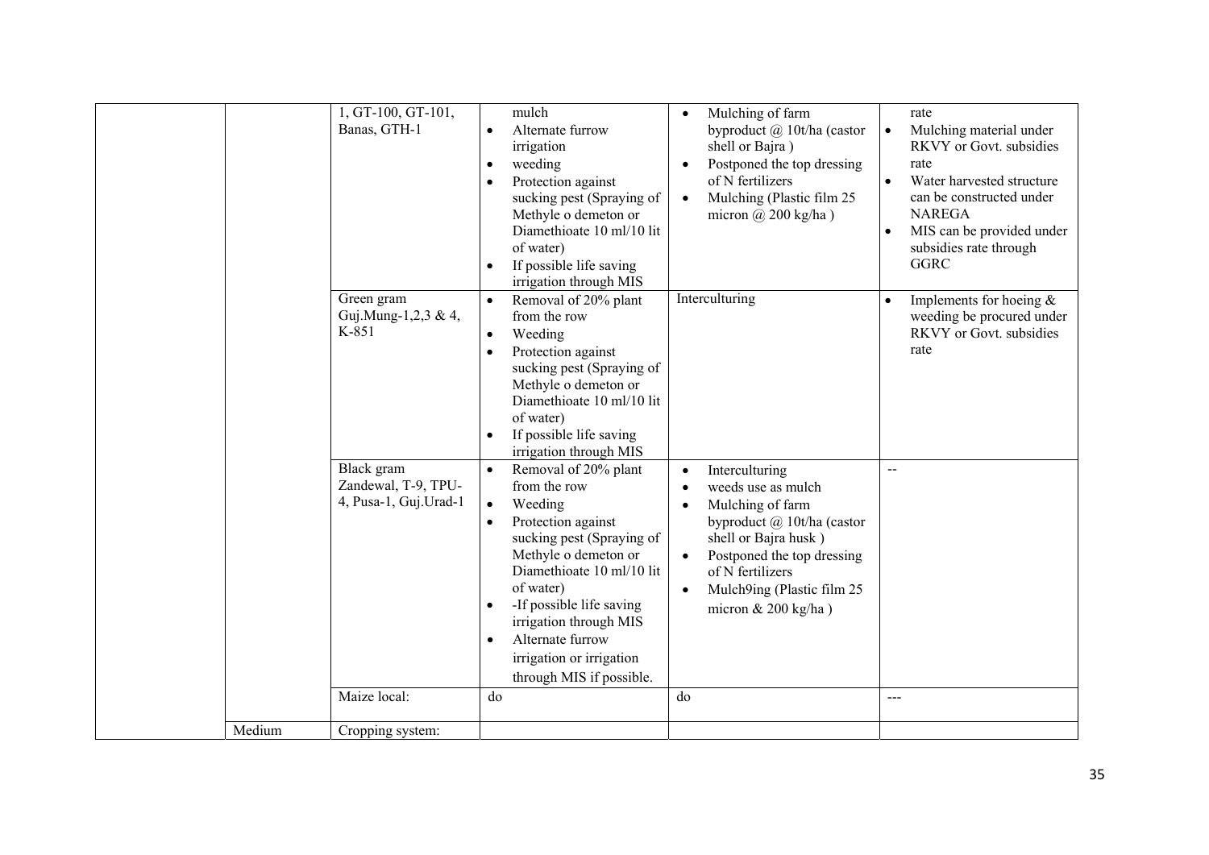| | | | | | |
|---|---|---|---|---|---|
| | | 1, GT-100, GT-101, Banas, GTH-1 | mulch<br>• Alternate furrow irrigation<br>• weeding<br>• Protection against sucking pest (Spraying of Methyle o demeton or Diamethioate 10 ml/10 lit of water)<br>• If possible life saving irrigation through MIS | • Mulching of farm byproduct @ 10t/ha (castor shell or Bajra )<br>• Postponed the top dressing of N fertilizers<br>• Mulching (Plastic film 25 micron @ 200 kg/ha ) | rate<br>• Mulching material under RKVY or Govt. subsidies rate<br>• Water harvested structure can be constructed under NAREGA<br>• MIS can be provided under subsidies rate through GGRC |
| | | Green gram Guj.Mung-1,2,3 & 4, K-851 | • Removal of 20% plant from the row<br>• Weeding<br>• Protection against sucking pest (Spraying of Methyle o demeton or Diamethioate 10 ml/10 lit of water)<br>• If possible life saving irrigation through MIS | Interculturing | • Implements for hoeing & weeding be procured under RKVY or Govt. subsidies rate |
| | | Black gram Zandewal, T-9, TPU-4, Pusa-1, Guj.Urad-1 | • Removal of 20% plant from the row<br>• Weeding<br>• Protection against sucking pest (Spraying of Methyle o demeton or Diamethioate 10 ml/10 lit of water)<br>• -If possible life saving irrigation through MIS<br>• Alternate furrow irrigation or irrigation through MIS if possible. | • Interculturing<br>• weeds use as mulch<br>• Mulching of farm byproduct @ 10t/ha (castor shell or Bajra husk )<br>• Postponed the top dressing of N fertilizers<br>• Mulch9ing (Plastic film 25 micron & 200 kg/ha ) | -- |
| | | Maize local: | do | do | --- |
| | Medium | Cropping system: | | | |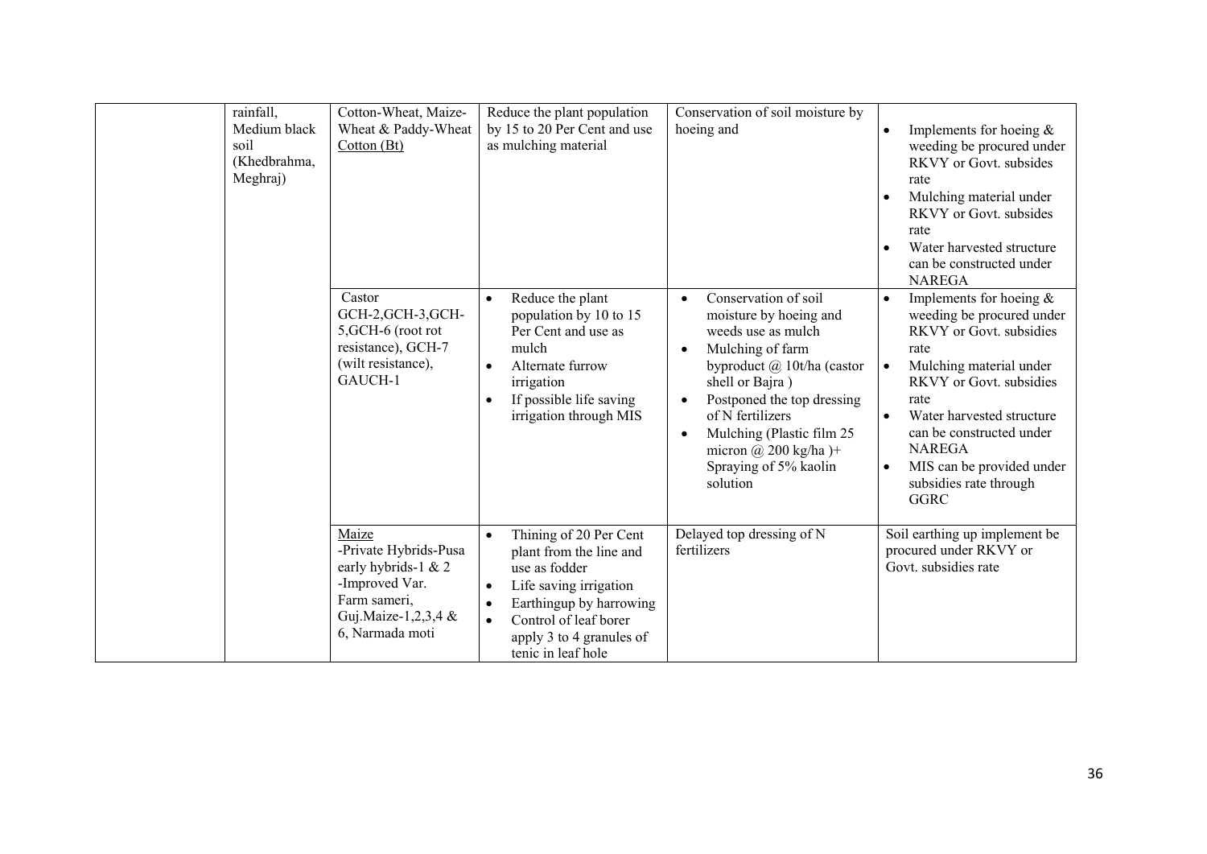| | | | | | |
|---|---|---|---|---|---|
| | rainfall, Medium black soil (Khedbrahma, Meghraj) | Cotton-Wheat, Maize-Wheat & Paddy-Wheat Cotton (Bt) | Reduce the plant population by 15 to 20 Per Cent and use as mulching material | Conservation of soil moisture by hoeing and | • Implements for hoeing & weeding be procured under RKVY or Govt. subsides rate<br>• Mulching material under RKVY or Govt. subsides rate<br>• Water harvested structure can be constructed under NAREGA |
| | | Castor GCH-2,GCH-3,GCH-5,GCH-6 (root rot resistance), GCH-7 (wilt resistance), GAUCH-1 | • Reduce the plant population by 10 to 15 Per Cent and use as mulch<br>• Alternate furrow irrigation<br>• If possible life saving irrigation through MIS | • Conservation of soil moisture by hoeing and weeds use as mulch<br>• Mulching of farm byproduct @ 10t/ha (castor shell or Bajra )<br>• Postponed the top dressing of N fertilizers<br>• Mulching (Plastic film 25 micron @ 200 kg/ha )+ Spraying of 5% kaolin solution | • Implements for hoeing & weeding be procured under RKVY or Govt. subsidies rate<br>• Mulching material under RKVY or Govt. subsidies rate<br>• Water harvested structure can be constructed under NAREGA<br>• MIS can be provided under subsidies rate through GGRC |
| | | Maize<br>-Private Hybrids-Pusa early hybrids-1 & 2<br>-Improved Var. Farm sameri, Guj.Maize-1,2,3,4 & 6, Narmada moti | • Thining of 20 Per Cent plant from the line and use as fodder<br>• Life saving irrigation<br>• Earthingup by harrowing<br>• Control of leaf borer apply 3 to 4 granules of tenic in leaf hole | Delayed top dressing of N fertilizers | Soil earthing up implement be procured under RKVY or Govt. subsidies rate |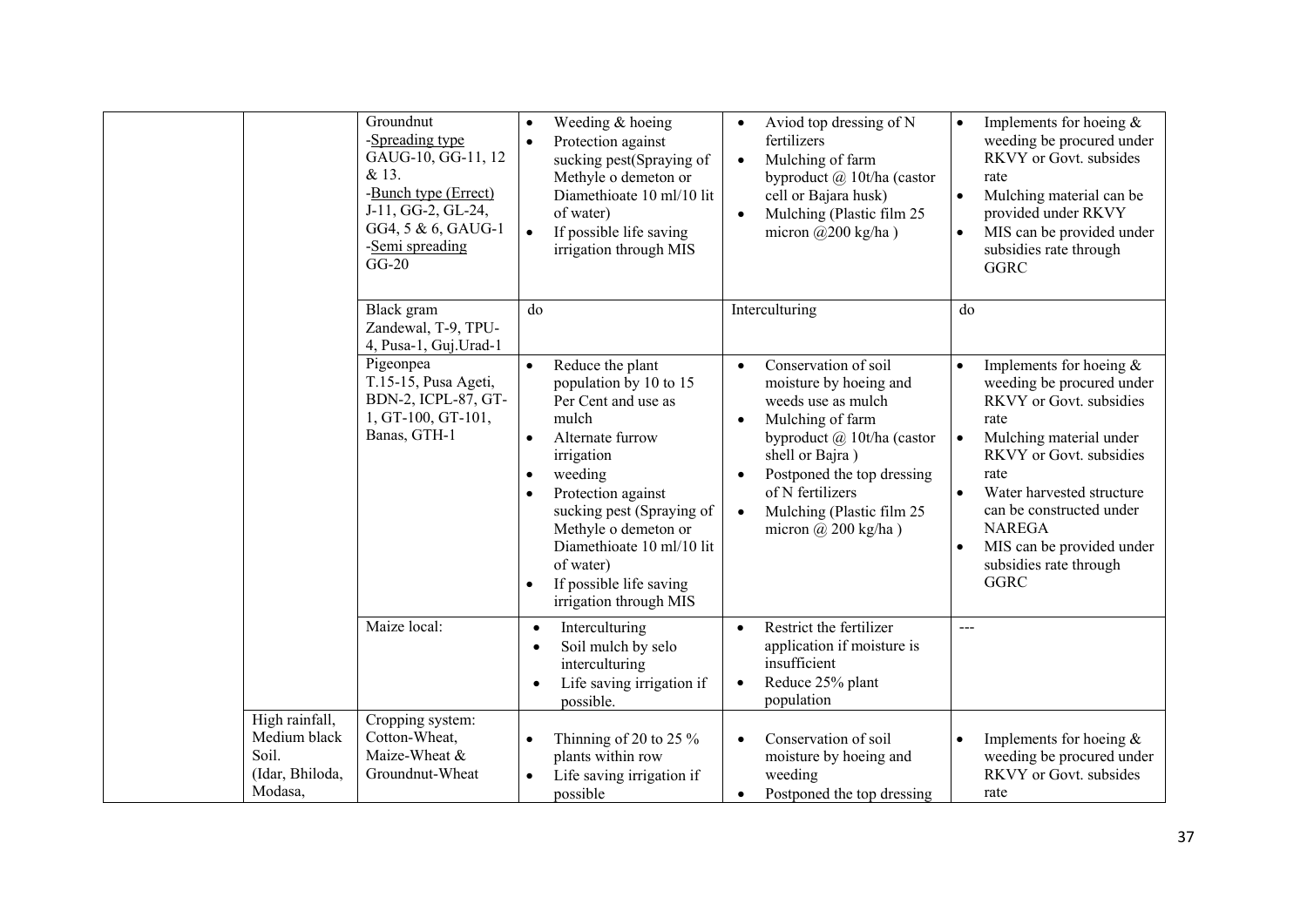| | | | | | |
|---|---|---|---|---|---|
| | | Groundnut<br>-Spreading type<br>GAUG-10, GG-11, 12 & 13.<br>-Bunch type (Errect)<br>J-11, GG-2, GL-24, GG4, 5 & 6, GAUG-1<br>-Semi spreading<br>GG-20 | • Weeding & hoeing<br>• Protection against sucking pest(Spraying of Methyle o demeton or Diamethioate 10 ml/10 lit of water)<br>• If possible life saving irrigation through MIS | • Aviod top dressing of N fertilizers<br>• Mulching of farm byproduct @ 10t/ha (castor cell or Bajara husk)<br>• Mulching (Plastic film 25 micron @200 kg/ha ) | • Implements for hoeing & weeding be procured under RKVY or Govt. subsides rate<br>• Mulching material can be provided under RKVY<br>• MIS can be provided under subsidies rate through GGRC |
| | | Black gram<br>Zandewal, T-9, TPU-4, Pusa-1, Guj.Urad-1 | do | Interculturing | do |
| | | Pigeonpea<br>T.15-15, Pusa Ageti, BDN-2, ICPL-87, GT-1, GT-100, GT-101, Banas, GTH-1 | • Reduce the plant population by 10 to 15 Per Cent and use as mulch<br>• Alternate furrow irrigation<br>• weeding<br>• Protection against sucking pest (Spraying of Methyle o demeton or Diamethioate 10 ml/10 lit of water)<br>• If possible life saving irrigation through MIS | • Conservation of soil moisture by hoeing and weeds use as mulch<br>• Mulching of farm byproduct @ 10t/ha (castor shell or Bajra )<br>• Postponed the top dressing of N fertilizers<br>• Mulching (Plastic film 25 micron @ 200 kg/ha ) | • Implements for hoeing & weeding be procured under RKVY or Govt. subsidies rate<br>• Mulching material under RKVY or Govt. subsidies rate<br>• Water harvested structure can be constructed under NAREGA<br>• MIS can be provided under subsidies rate through GGRC |
| | | Maize local: | • Interculturing<br>• Soil mulch by selo interculturing<br>• Life saving irrigation if possible. | • Restrict the fertilizer application if moisture is insufficient<br>• Reduce 25% plant population | --- |
| | High rainfall, Medium black Soil.<br>(Idar, Bhiloda, Modasa, | Cropping system:<br>Cotton-Wheat,<br>Maize-Wheat &<br>Groundnut-Wheat | • Thinning of 20 to 25 % plants within row<br>• Life saving irrigation if possible | • Conservation of soil moisture by hoeing and weeding<br>• Postponed the top dressing | • Implements for hoeing & weeding be procured under RKVY or Govt. subsides rate |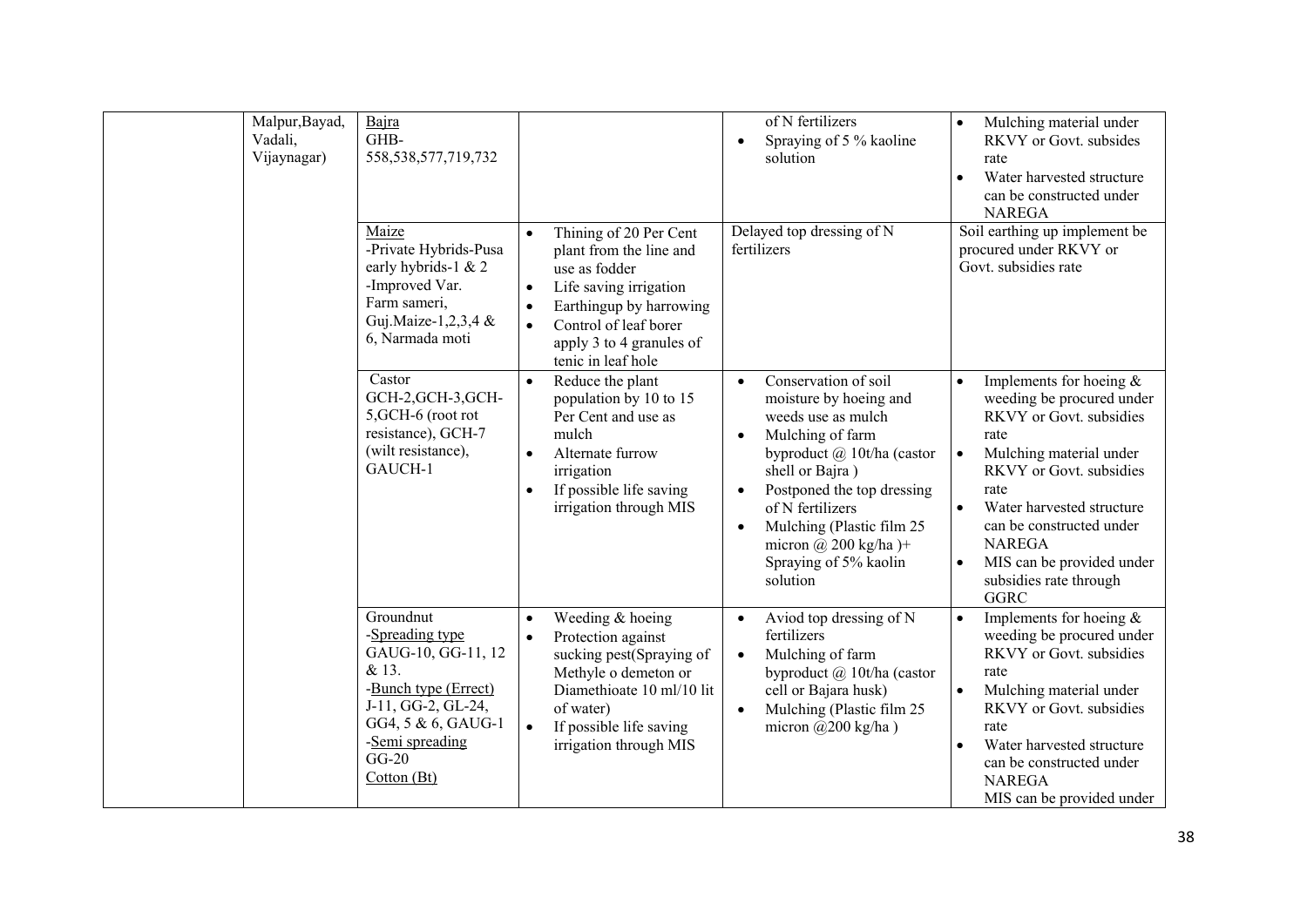|  |  |  |  |  |  |
|---|---|---|---|---|---|
|  | Malpur,Bayad, Vadali, Vijaynagar) | Bajra<br>GHB-558,538,577,719,732 |  | of N fertilizers<br>• Spraying of 5 % kaoline solution | • Mulching material under RKVY or Govt. subsides rate<br>• Water harvested structure can be constructed under NAREGA |
|  |  | Maize<br>-Private Hybrids-Pusa early hybrids-1 & 2<br>-Improved Var. Farm sameri, Guj.Maize-1,2,3,4 & 6, Narmada moti | • Thining of 20 Per Cent plant from the line and use as fodder<br>• Life saving irrigation<br>• Earthingup by harrowing<br>• Control of leaf borer apply 3 to 4 granules of tenic in leaf hole | Delayed top dressing of N fertilizers | Soil earthing up implement be procured under RKVY or Govt. subsidies rate |
|  |  | Castor<br>GCH-2,GCH-3,GCH-5,GCH-6 (root rot resistance), GCH-7 (wilt resistance), GAUCH-1 | • Reduce the plant population by 10 to 15 Per Cent and use as mulch<br>• Alternate furrow irrigation<br>• If possible life saving irrigation through MIS | • Conservation of soil moisture by hoeing and weeds use as mulch<br>• Mulching of farm byproduct @ 10t/ha (castor shell or Bajra )<br>• Postponed the top dressing of N fertilizers<br>• Mulching (Plastic film 25 micron @ 200 kg/ha )+ Spraying of 5% kaolin solution | • Implements for hoeing & weeding be procured under RKVY or Govt. subsidies rate<br>• Mulching material under RKVY or Govt. subsidies rate<br>• Water harvested structure can be constructed under NAREGA<br>• MIS can be provided under subsidies rate through GGRC |
|  |  | Groundnut<br>-Spreading type<br>GAUG-10, GG-11, 12 & 13.<br>-Bunch type (Errect)<br>J-11, GG-2, GL-24, GG4, 5 & 6, GAUG-1<br>-Semi spreading<br>GG-20<br>Cotton (Bt) | • Weeding & hoeing<br>• Protection against sucking pest(Spraying of Methyle o demeton or Diamethioate 10 ml/10 lit of water)<br>• If possible life saving irrigation through MIS | • Aviod top dressing of N fertilizers<br>• Mulching of farm byproduct @ 10t/ha (castor cell or Bajara husk)<br>• Mulching (Plastic film 25 micron @200 kg/ha ) | • Implements for hoeing & weeding be procured under RKVY or Govt. subsidies rate<br>• Mulching material under RKVY or Govt. subsidies rate<br>• Water harvested structure can be constructed under NAREGA<br>MIS can be provided under |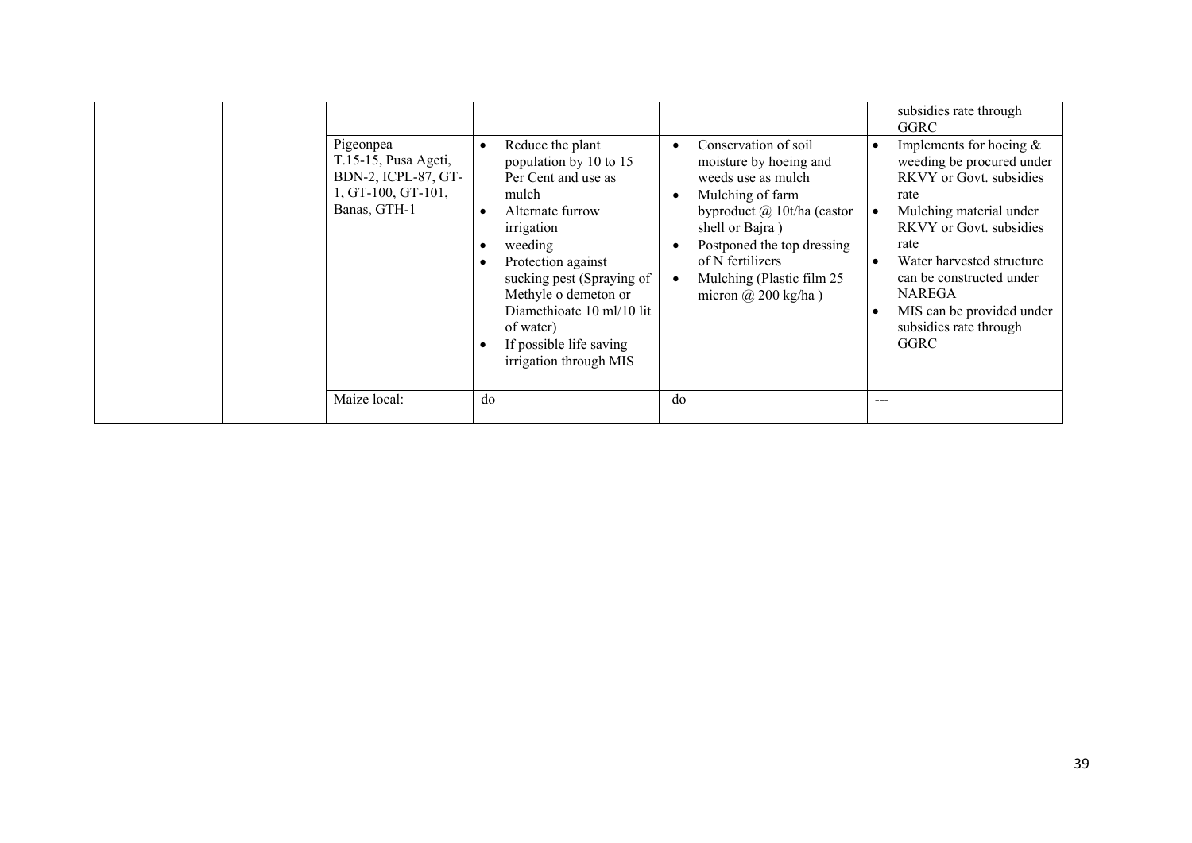| | | | | | |
|---|---|---|---|---|---|
| | | | | | subsidies rate through GGRC |
| | | Pigeonpea T.15-15, Pusa Ageti, BDN-2, ICPL-87, GT-1, GT-100, GT-101, Banas, GTH-1 | • Reduce the plant population by 10 to 15 Per Cent and use as mulch<br>• Alternate furrow irrigation<br>• weeding<br>• Protection against sucking pest (Spraying of Methyle o demeton or Diamethioate 10 ml/10 lit of water)<br>• If possible life saving irrigation through MIS | • Conservation of soil moisture by hoeing and weeds use as mulch<br>• Mulching of farm byproduct @ 10t/ha (castor shell or Bajra )<br>• Postponed the top dressing of N fertilizers<br>• Mulching (Plastic film 25 micron @ 200 kg/ha ) | • Implements for hoeing & weeding be procured under RKVY or Govt. subsidies rate<br>• Mulching material under RKVY or Govt. subsidies rate<br>• Water harvested structure can be constructed under NAREGA<br>• MIS can be provided under subsidies rate through GGRC |
| | | Maize local: | do | do | --- |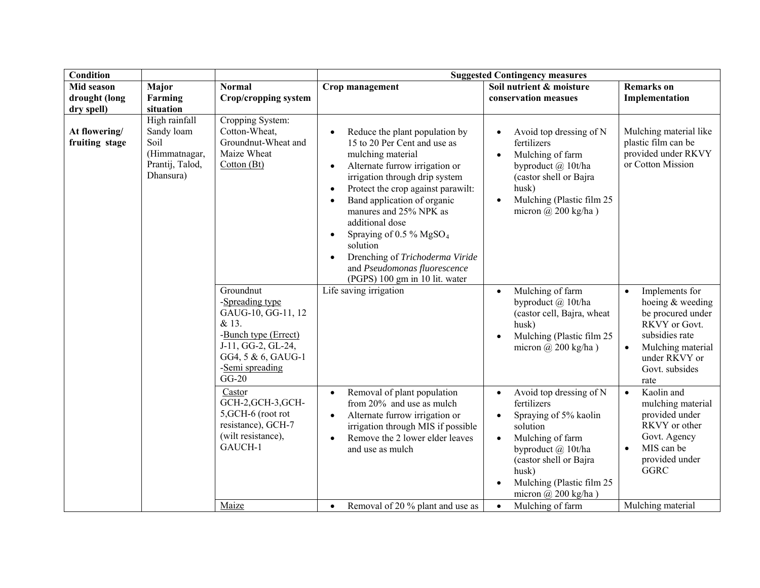| Condition | | | Suggested Contingency measures | | |
|---|---|---|---|---|---|
| **Mid season drought (long dry spell)** | **Major Farming situation** | **Normal Crop/cropping system** | **Crop management** | **Soil nutrient & moisture conservation measues** | **Remarks on Implementation** |
| **At flowering/ fruiting stage** | High rainfall Sandy loam Soil (Himmatnagar, Prantij, Talod, Dhansura) | Cropping System: Cotton-Wheat, Groundnut-Wheat and Maize Wheat<br>Cotton (Bt) | • Reduce the plant population by 15 to 20 Per Cent and use as mulching material<br>• Alternate furrow irrigation or irrigation through drip system<br>• Protect the crop against parawilt:<br>• Band application of organic manures and 25% NPK as additional dose<br>• Spraying of 0.5 % $MgSO_4$ solution<br>• Drenching of *Trichoderma Viride* and *Pseudomonas fluorescence* (PGPS) 100 gm in 10 lit. water | • Avoid top dressing of N fertilizers<br>• Mulching of farm byproduct @ 10t/ha (castor shell or Bajra husk)<br>• Mulching (Plastic film 25 micron @ 200 kg/ha ) | Mulching material like plastic film can be provided under RKVY or Cotton Mission |
| | | Groundnut<br>-Spreading type GAUG-10, GG-11, 12 & 13.<br>-Bunch type (Errect) J-11, GG-2, GL-24, GG4, 5 & 6, GAUG-1<br>-Semi spreading GG-20 | Life saving irrigation | • Mulching of farm byproduct @ 10t/ha (castor cell, Bajra, wheat husk)<br>• Mulching (Plastic film 25 micron @ 200 kg/ha ) | • Implements for hoeing & weeding be procured under RKVY or Govt. subsidies rate<br>• Mulching material under RKVY or Govt. subsides rate |
| | | Castor<br>GCH-2,GCH-3,GCH-5,GCH-6 (root rot resistance), GCH-7 (wilt resistance), GAUCH-1 | • Removal of plant population from 20% and use as mulch<br>• Alternate furrow irrigation or irrigation through MIS if possible<br>• Remove the 2 lower elder leaves and use as mulch | • Avoid top dressing of N fertilizers<br>• Spraying of 5% kaolin solution<br>• Mulching of farm byproduct @ 10t/ha (castor shell or Bajra husk)<br>• Mulching (Plastic film 25 micron @ 200 kg/ha ) | • Kaolin and mulching material provided under RKVY or other Govt. Agency<br>• MIS can be provided under GGRC |
| | | Maize | • Removal of 20 % plant and use as | • Mulching of farm | Mulching material |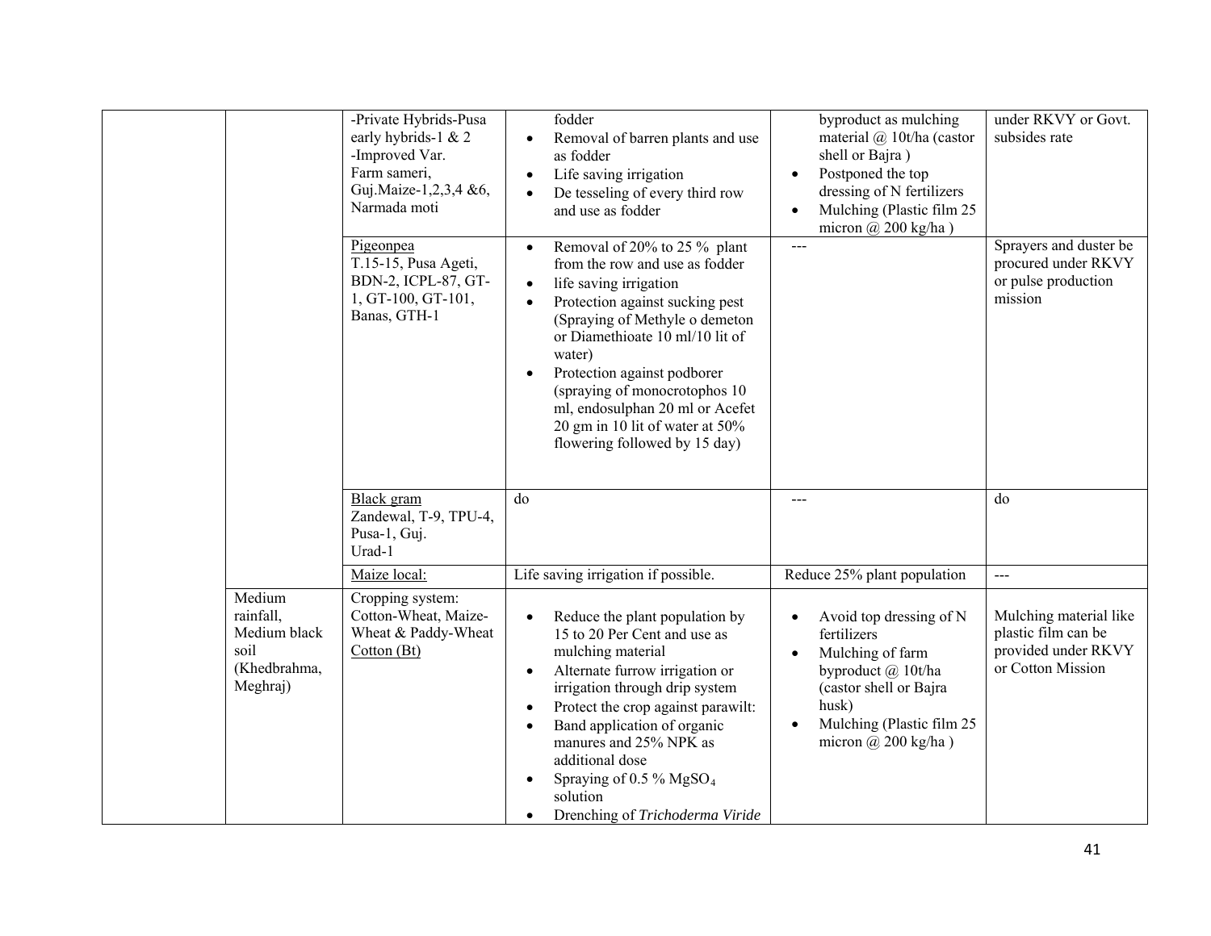| | | | | | |
|---|---|---|---|---|---|
| | | -Private Hybrids-Pusa early hybrids-1 & 2<br>-Improved Var.<br>Farm sameri, Guj.Maize-1,2,3,4 &6, Narmada moti | fodder<br>• Removal of barren plants and use as fodder<br>• Life saving irrigation<br>• De tesseling of every third row and use as fodder | byproduct as mulching material @ 10t/ha (castor shell or Bajra )<br>• Postponed the top dressing of N fertilizers<br>• Mulching (Plastic film 25 micron @ 200 kg/ha ) | under RKVY or Govt. subsides rate |
| | | Pigeonpea<br>T.15-15, Pusa Ageti, BDN-2, ICPL-87, GT-1, GT-100, GT-101, Banas, GTH-1 | • Removal of 20% to 25 % plant from the row and use as fodder<br>• life saving irrigation<br>• Protection against sucking pest (Spraying of Methyle o demeton or Diamethioate 10 ml/10 lit of water)<br>• Protection against podborer (spraying of monocrotophos 10 ml, endosulphan 20 ml or Acefet 20 gm in 10 lit of water at 50% flowering followed by 15 day) | --- | Sprayers and duster be procured under RKVY or pulse production mission |
| | | Black gram<br>Zandewal, T-9, TPU-4, Pusa-1, Guj. Urad-1 | do | --- | do |
| | | Maize local: | Life saving irrigation if possible. | Reduce 25% plant population | --- |
| | Medium rainfall, Medium black soil (Khedbrahma, Meghraj) | Cropping system: Cotton-Wheat, Maize-Wheat & Paddy-Wheat<br>Cotton (Bt) | • Reduce the plant population by 15 to 20 Per Cent and use as mulching material<br>• Alternate furrow irrigation or irrigation through drip system<br>• Protect the crop against parawilt:<br>• Band application of organic manures and 25% NPK as additional dose<br>• Spraying of 0.5 % $MgSO_4$ solution<br>• Drenching of *Trichoderma Viride* | • Avoid top dressing of N fertilizers<br>• Mulching of farm byproduct @ 10t/ha (castor shell or Bajra husk)<br>• Mulching (Plastic film 25 micron @ 200 kg/ha ) | Mulching material like plastic film can be provided under RKVY or Cotton Mission |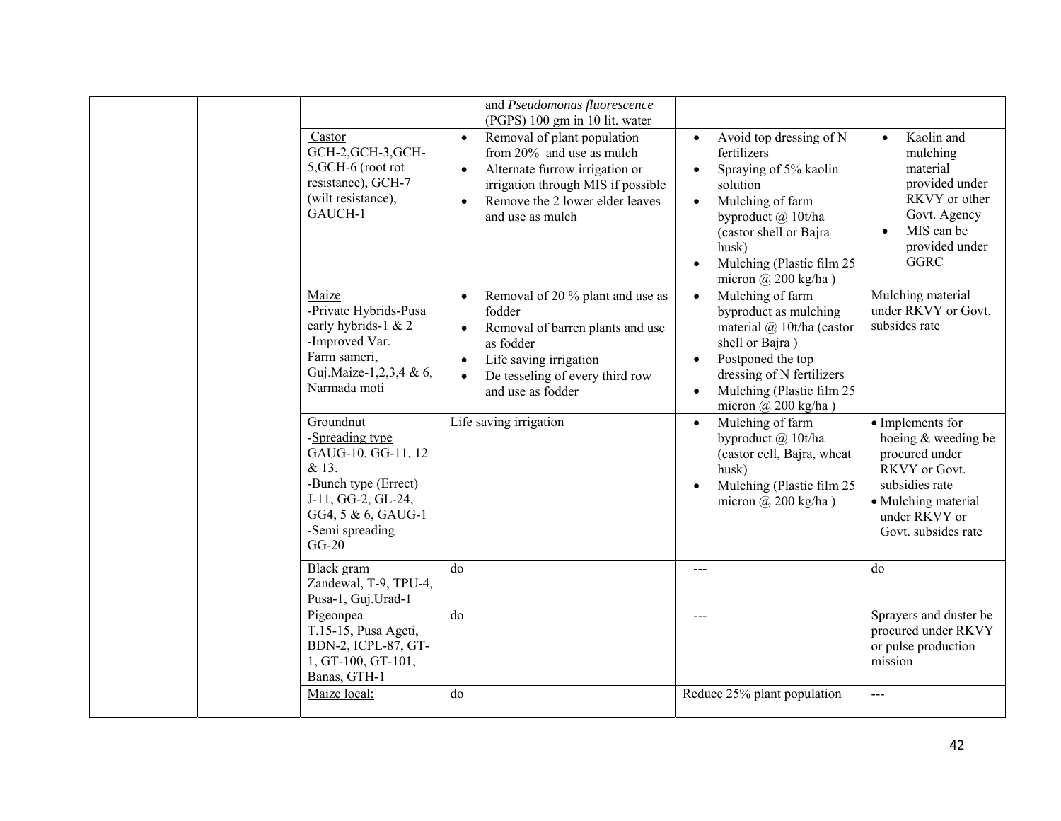| | | | | | |
|---|---|---|---|---|---|
| | | | and *Pseudomonas fluorescence* (PGPS) 100 gm in 10 lit. water | | |
| | | Castor<br>GCH-2,GCH-3,GCH-5,GCH-6 (root rot resistance), GCH-7 (wilt resistance), GAUCH-1 | • Removal of plant population from 20% and use as mulch<br>• Alternate furrow irrigation or irrigation through MIS if possible<br>• Remove the 2 lower elder leaves and use as mulch | • Avoid top dressing of N fertilizers<br>• Spraying of 5% kaolin solution<br>• Mulching of farm byproduct @ 10t/ha (castor shell or Bajra husk)<br>• Mulching (Plastic film 25 micron @ 200 kg/ha ) | • Kaolin and mulching material provided under RKVY or other Govt. Agency<br>• MIS can be provided under GGRC |
| | | Maize<br>-Private Hybrids-Pusa early hybrids-1 & 2<br>-Improved Var.<br>Farm sameri, Guj.Maize-1,2,3,4 & 6, Narmada moti | • Removal of 20 % plant and use as fodder<br>• Removal of barren plants and use as fodder<br>• Life saving irrigation<br>• De tesseling of every third row and use as fodder | • Mulching of farm byproduct as mulching material @ 10t/ha (castor shell or Bajra )<br>• Postponed the top dressing of N fertilizers<br>• Mulching (Plastic film 25 micron @ 200 kg/ha ) | Mulching material under RKVY or Govt. subsides rate |
| | | Groundnut<br>-Spreading type<br>GAUG-10, GG-11, 12 & 13.<br>-Bunch type (Errect)<br>J-11, GG-2, GL-24, GG4, 5 & 6, GAUG-1<br>-Semi spreading<br>GG-20 | Life saving irrigation | • Mulching of farm byproduct @ 10t/ha (castor cell, Bajra, wheat husk)<br>• Mulching (Plastic film 25 micron @ 200 kg/ha ) | • Implements for hoeing & weeding be procured under RKVY or Govt. subsidies rate<br>• Mulching material under RKVY or Govt. subsides rate |
| | | Black gram<br>Zandewal, T-9, TPU-4, Pusa-1, Guj.Urad-1 | do | --- | do |
| | | Pigeonpea<br>T.15-15, Pusa Ageti, BDN-2, ICPL-87, GT-1, GT-100, GT-101, Banas, GTH-1 | do | --- | Sprayers and duster be procured under RKVY or pulse production mission |
| | | Maize local: | do | Reduce 25% plant population | --- |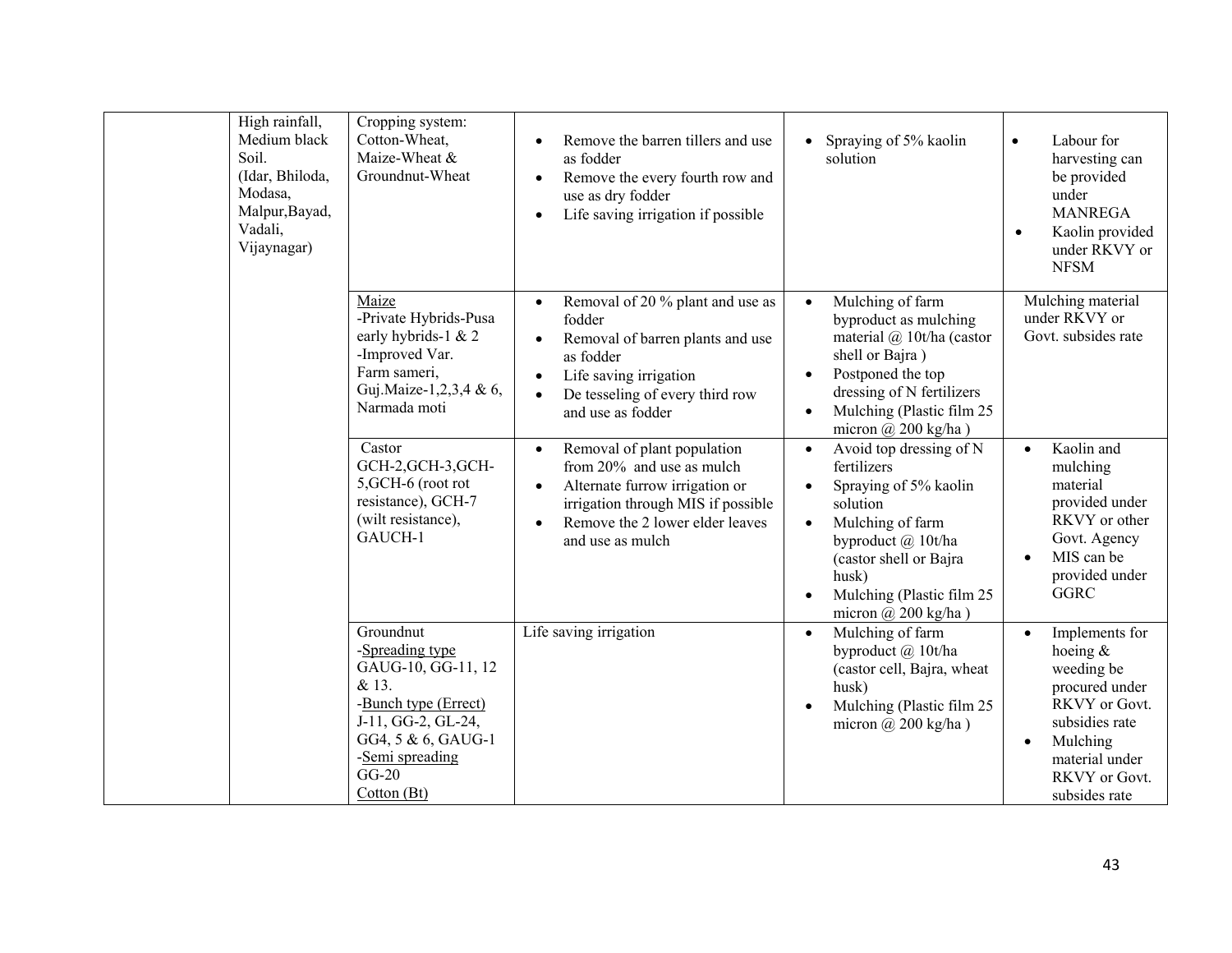| | | | | | |
|---|---|---|---|---|---|
| | High rainfall, Medium black Soil. (Idar, Bhiloda, Modasa, Malpur,Bayad, Vadali, Vijaynagar) | Cropping system: Cotton-Wheat, Maize-Wheat & Groundnut-Wheat | • Remove the barren tillers and use as fodder<br>• Remove the every fourth row and use as dry fodder<br>• Life saving irrigation if possible | • Spraying of 5% kaolin solution | • Labour for harvesting can be provided under MANREGA<br>• Kaolin provided under RKVY or NFSM |
| | | Maize<br>-Private Hybrids-Pusa early hybrids-1 & 2<br>-Improved Var.<br>Farm sameri, Guj.Maize-1,2,3,4 & 6, Narmada moti | • Removal of 20 % plant and use as fodder<br>• Removal of barren plants and use as fodder<br>• Life saving irrigation<br>• De tesseling of every third row and use as fodder | • Mulching of farm byproduct as mulching material @ 10t/ha (castor shell or Bajra )<br>• Postponed the top dressing of N fertilizers<br>• Mulching (Plastic film 25 micron @ 200 kg/ha ) | Mulching material under RKVY or Govt. subsides rate |
| | | Castor<br>GCH-2,GCH-3,GCH-5,GCH-6 (root rot resistance), GCH-7 (wilt resistance), GAUCH-1 | • Removal of plant population from 20% and use as mulch<br>• Alternate furrow irrigation or irrigation through MIS if possible<br>• Remove the 2 lower elder leaves and use as mulch | • Avoid top dressing of N fertilizers<br>• Spraying of 5% kaolin solution<br>• Mulching of farm byproduct @ 10t/ha (castor shell or Bajra husk)<br>• Mulching (Plastic film 25 micron @ 200 kg/ha ) | • Kaolin and mulching material provided under RKVY or other Govt. Agency<br>• MIS can be provided under GGRC |
| | | Groundnut<br>-Spreading type<br>GAUG-10, GG-11, 12 & 13.<br>-Bunch type (Errect)<br>J-11, GG-2, GL-24, GG4, 5 & 6, GAUG-1<br>-Semi spreading<br>GG-20<br>Cotton (Bt) | Life saving irrigation | • Mulching of farm byproduct @ 10t/ha (castor cell, Bajra, wheat husk)<br>• Mulching (Plastic film 25 micron @ 200 kg/ha ) | • Implements for hoeing & weeding be procured under RKVY or Govt. subsidies rate<br>• Mulching material under RKVY or Govt. subsides rate |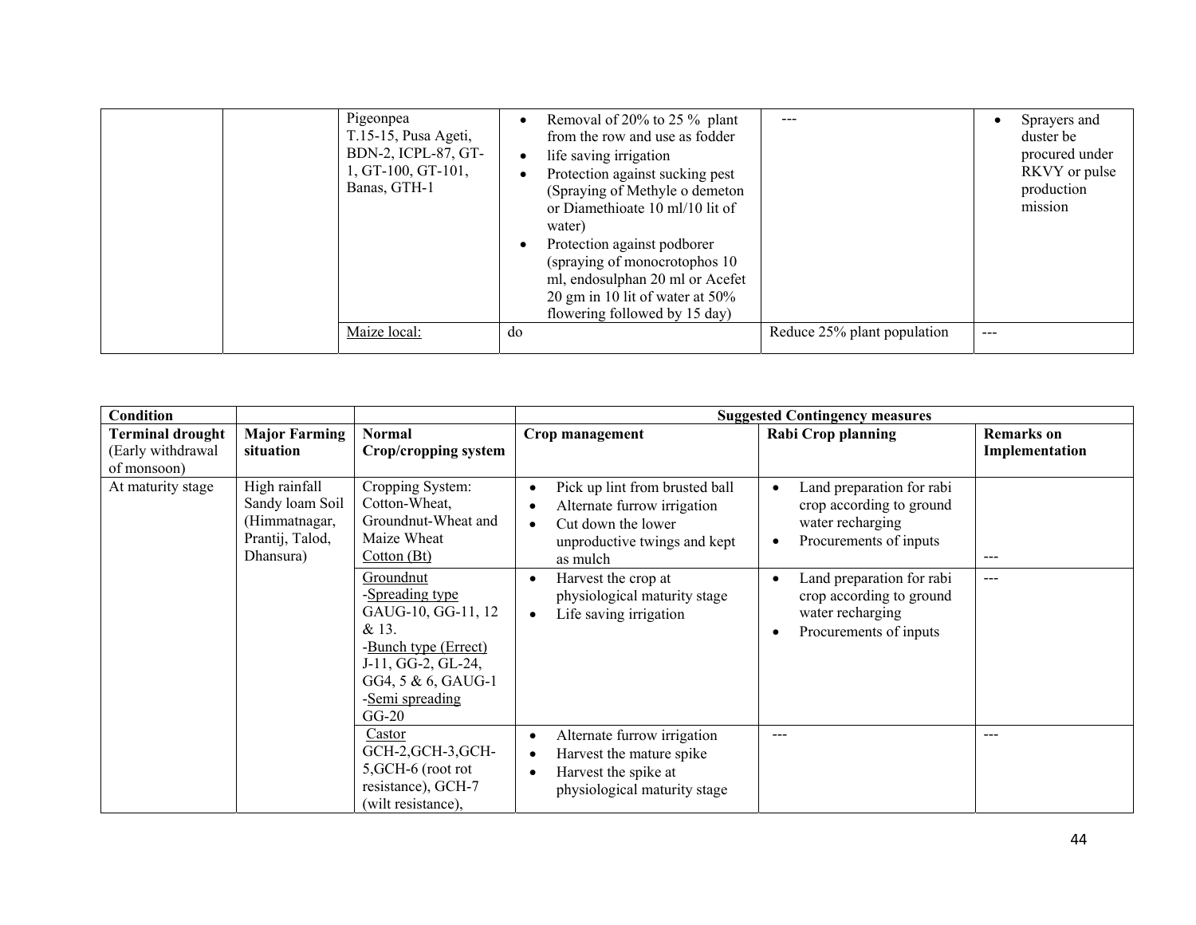| | | | | | |
|---|---|---|---|---|---|
| | | Pigeonpea<br>T.15-15, Pusa Ageti, BDN-2, ICPL-87, GT-1, GT-100, GT-101, Banas, GTH-1 | • Removal of 20% to 25 % plant from the row and use as fodder<br>• life saving irrigation<br>• Protection against sucking pest (Spraying of Methyle o demeton or Diamethioate 10 ml/10 lit of water)<br>• Protection against podborer (spraying of monocrotophos 10 ml, endosulphan 20 ml or Acefet 20 gm in 10 lit of water at 50% flowering followed by 15 day) | --- | • Sprayers and duster be procured under RKVY or pulse production mission |
| | | Maize local: | do | Reduce 25% plant population | --- |

| Condition | | | Suggested Contingency measures | | |
|---|---|---|---|---|---|
| **Terminal drought** (Early withdrawal of monsoon) | **Major Farming situation** | **Normal Crop/cropping system** | **Crop management** | **Rabi Crop planning** | **Remarks on Implementation** |
| At maturity stage | High rainfall Sandy loam Soil (Himmatnagar, Prantij, Talod, Dhansura) | Cropping System: Cotton-Wheat, Groundnut-Wheat and Maize Wheat<br>Cotton (Bt) | • Pick up lint from brusted ball<br>• Alternate furrow irrigation<br>• Cut down the lower unproductive twings and kept as mulch | • Land preparation for rabi crop according to ground water recharging<br>• Procurements of inputs | --- |
| | | Groundnut<br>-Spreading type<br>GAUG-10, GG-11, 12 & 13.<br>-Bunch type (Errect)<br>J-11, GG-2, GL-24, GG4, 5 & 6, GAUG-1<br>-Semi spreading<br>GG-20 | • Harvest the crop at physiological maturity stage<br>• Life saving irrigation | • Land preparation for rabi crop according to ground water recharging<br>• Procurements of inputs | --- |
| | | Castor<br>GCH-2,GCH-3,GCH-5,GCH-6 (root rot resistance), GCH-7 (wilt resistance), | • Alternate furrow irrigation<br>• Harvest the mature spike<br>• Harvest the spike at physiological maturity stage | --- | --- |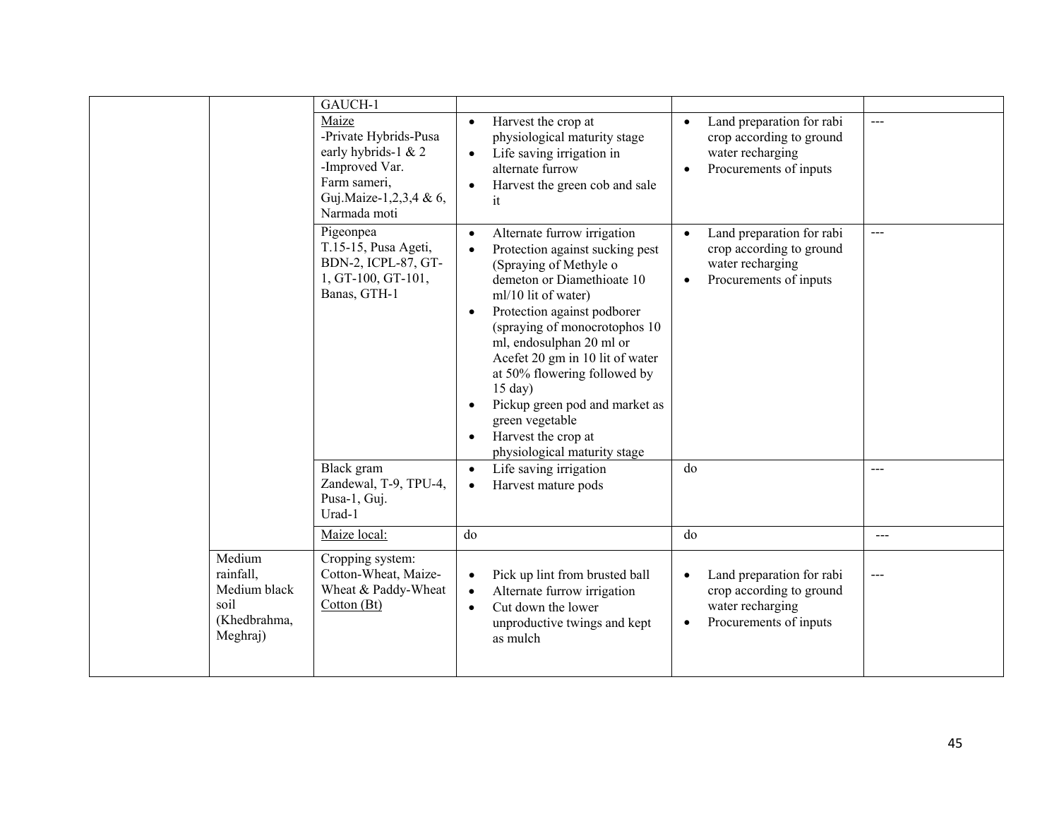| | | | | | |
|---|---|---|---|---|---|
| | | GAUCH-1 | | | |
| | | Maize<br>-Private Hybrids-Pusa early hybrids-1 & 2<br>-Improved Var.<br>Farm sameri, Guj.Maize-1,2,3,4 & 6, Narmada moti | • Harvest the crop at physiological maturity stage<br>• Life saving irrigation in alternate furrow<br>• Harvest the green cob and sale it | • Land preparation for rabi crop according to ground water recharging<br>• Procurements of inputs | --- |
| | | Pigeonpea<br>T.15-15, Pusa Ageti, BDN-2, ICPL-87, GT-1, GT-100, GT-101, Banas, GTH-1 | • Alternate furrow irrigation<br>• Protection against sucking pest (Spraying of Methyle o demeton or Diamethioate 10 ml/10 lit of water)<br>• Protection against podborer (spraying of monocrotophos 10 ml, endosulphan 20 ml or Acefet 20 gm in 10 lit of water at 50% flowering followed by 15 day)<br>• Pickup green pod and market as green vegetable<br>• Harvest the crop at physiological maturity stage | • Land preparation for rabi crop according to ground water recharging<br>• Procurements of inputs | --- |
| | | Black gram<br>Zandewal, T-9, TPU-4, Pusa-1, Guj. Urad-1 | • Life saving irrigation<br>• Harvest mature pods | do | --- |
| | | Maize local: | do | do | --- |
| | Medium rainfall, Medium black soil (Khedbrahma, Meghraj) | Cropping system: Cotton-Wheat, Maize-Wheat & Paddy-Wheat<br>Cotton (Bt) | • Pick up lint from brusted ball<br>• Alternate furrow irrigation<br>• Cut down the lower unproductive twings and kept as mulch | • Land preparation for rabi crop according to ground water recharging<br>• Procurements of inputs | --- |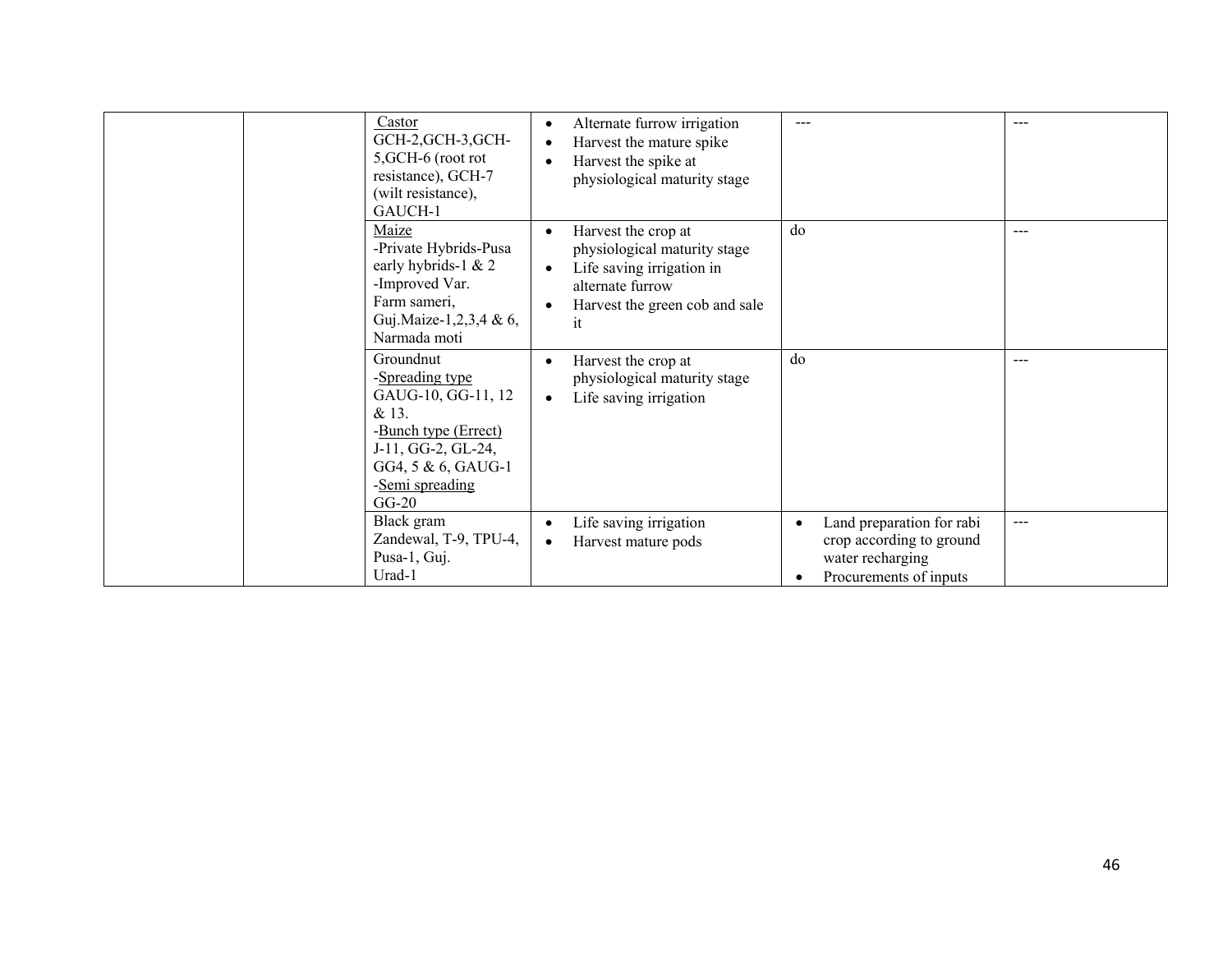| | | | | | |
|---|---|---|---|---|---|
| | | Castor<br>GCH-2,GCH-3,GCH-5,GCH-6 (root rot resistance), GCH-7 (wilt resistance), GAUCH-1 | • Alternate furrow irrigation<br>• Harvest the mature spike<br>• Harvest the spike at physiological maturity stage | --- | --- |
| | | Maize<br>-Private Hybrids-Pusa early hybrids-1 & 2<br>-Improved Var.<br>Farm sameri, Guj.Maize-1,2,3,4 & 6, Narmada moti | • Harvest the crop at physiological maturity stage<br>• Life saving irrigation in alternate furrow<br>• Harvest the green cob and sale it | do | --- |
| | | Groundnut<br>-Spreading type<br>GAUG-10, GG-11, 12 & 13.<br>-Bunch type (Errect)<br>J-11, GG-2, GL-24, GG4, 5 & 6, GAUG-1<br>-Semi spreading<br>GG-20 | • Harvest the crop at physiological maturity stage<br>• Life saving irrigation | do | --- |
| | | Black gram<br>Zandewal, T-9, TPU-4, Pusa-1, Guj. Urad-1 | • Life saving irrigation<br>• Harvest mature pods | • Land preparation for rabi crop according to ground water recharging<br>• Procurements of inputs | --- |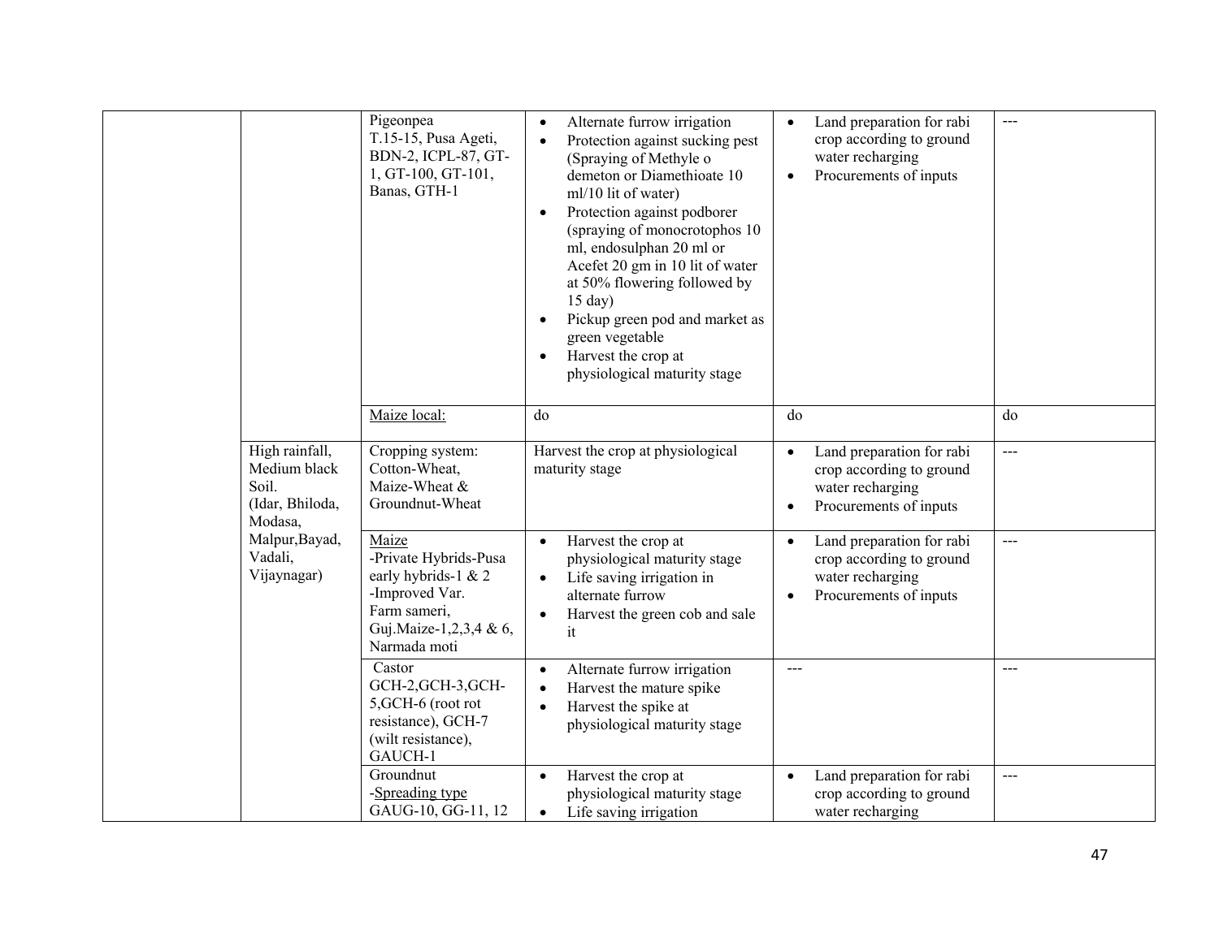| | | | | | |
|---|---|---|---|---|---|
| | | Pigeonpea<br>T.15-15, Pusa Ageti, BDN-2, ICPL-87, GT-1, GT-100, GT-101, Banas, GTH-1 | • Alternate furrow irrigation<br>• Protection against sucking pest (Spraying of Methyle o demeton or Diamethioate 10 ml/10 lit of water)<br>• Protection against podborer (spraying of monocrotophos 10 ml, endosulphan 20 ml or Acefet 20 gm in 10 lit of water at 50% flowering followed by 15 day)<br>• Pickup green pod and market as green vegetable<br>• Harvest the crop at physiological maturity stage | • Land preparation for rabi crop according to ground water recharging<br>• Procurements of inputs | --- |
| | | Maize local: | do | do | do |
| | High rainfall, Medium black Soil. (Idar, Bhiloda, Modasa, Malpur,Bayad, Vadali, Vijaynagar) | Cropping system: Cotton-Wheat, Maize-Wheat & Groundnut-Wheat | Harvest the crop at physiological maturity stage | • Land preparation for rabi crop according to ground water recharging<br>• Procurements of inputs | --- |
| | | Maize<br>-Private Hybrids-Pusa early hybrids-1 & 2<br>-Improved Var.<br>Farm sameri, Guj.Maize-1,2,3,4 & 6, Narmada moti | • Harvest the crop at physiological maturity stage<br>• Life saving irrigation in alternate furrow<br>• Harvest the green cob and sale it | • Land preparation for rabi crop according to ground water recharging<br>• Procurements of inputs | --- |
| | | Castor<br>GCH-2,GCH-3,GCH-5,GCH-6 (root rot resistance), GCH-7 (wilt resistance), GAUCH-1 | • Alternate furrow irrigation<br>• Harvest the mature spike<br>• Harvest the spike at physiological maturity stage | --- | --- |
| | | Groundnut<br>-Spreading type<br>GAUG-10, GG-11, 12 | • Harvest the crop at physiological maturity stage<br>• Life saving irrigation | • Land preparation for rabi crop according to ground water recharging | --- |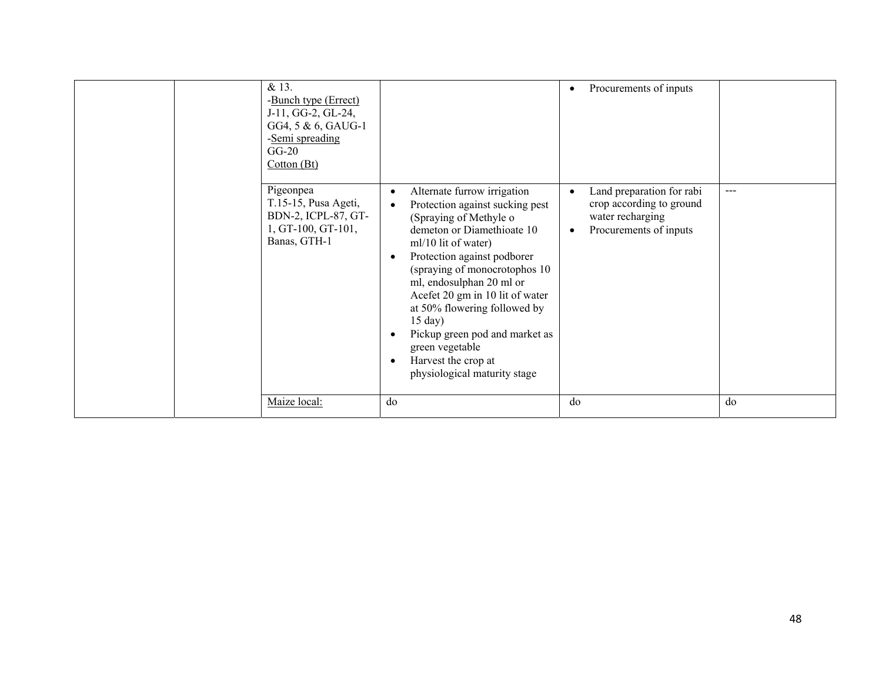|  |  |  |  |  |  |
|---|---|---|---|---|---|
|  |  | & 13.<br>-Bunch type (Errect)<br>J-11, GG-2, GL-24, GG4, 5 & 6, GAUG-1<br>-Semi spreading<br>GG-20<br>Cotton (Bt) |  | • Procurements of inputs |  |
|  |  | Pigeonpea<br>T.15-15, Pusa Ageti, BDN-2, ICPL-87, GT-1, GT-100, GT-101, Banas, GTH-1 | • Alternate furrow irrigation<br>• Protection against sucking pest (Spraying of Methyle o demeton or Diamethioate 10 ml/10 lit of water)<br>• Protection against podborer (spraying of monocrotophos 10 ml, endosulphan 20 ml or Acefet 20 gm in 10 lit of water at 50% flowering followed by 15 day)<br>• Pickup green pod and market as green vegetable<br>• Harvest the crop at physiological maturity stage | • Land preparation for rabi crop according to ground water recharging<br>• Procurements of inputs | --- |
|  |  | Maize local: | do | do | do |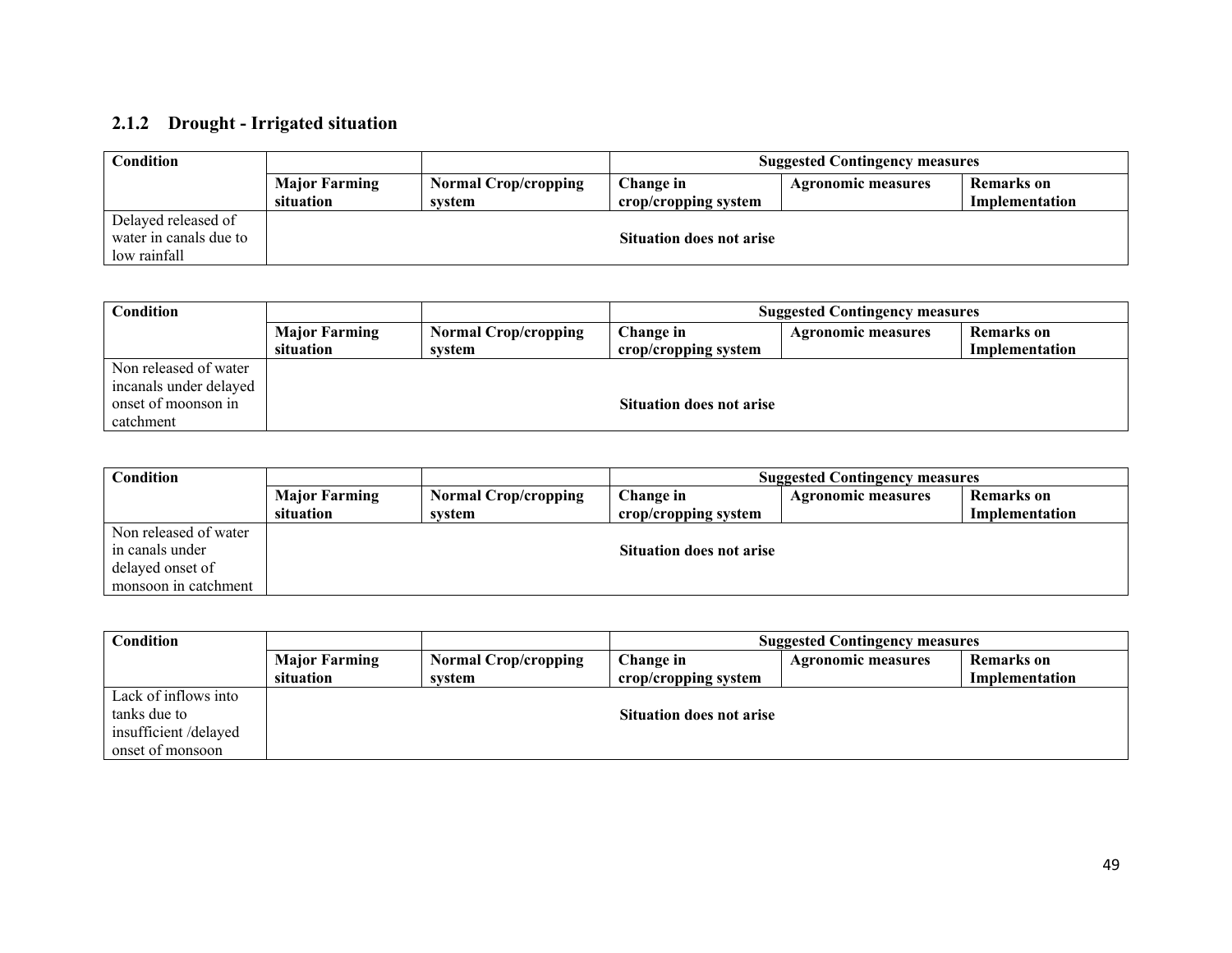### 2.1.2 Drought - Irrigated situation

| Condition | | | Suggested Contingency measures | | |
|---|---|---|---|---|---|
| | **Major Farming situation** | **Normal Crop/cropping system** | **Change in crop/cropping system** | **Agronomic measures** | **Remarks on Implementation** |
| Delayed released of water in canals due to low rainfall | **Situation does not arise** | | | | |

| Condition | | | Suggested Contingency measures | | |
|---|---|---|---|---|---|
| | **Major Farming situation** | **Normal Crop/cropping system** | **Change in crop/cropping system** | **Agronomic measures** | **Remarks on Implementation** |
| Non released of water incanals under delayed onset of moonson in catchment | **Situation does not arise** | | | | |

| Condition | | | Suggested Contingency measures | | |
|---|---|---|---|---|---|
| | **Major Farming situation** | **Normal Crop/cropping system** | **Change in crop/cropping system** | **Agronomic measures** | **Remarks on Implementation** |
| Non released of water in canals under delayed onset of monsoon in catchment | **Situation does not arise** | | | | |

| Condition | | | Suggested Contingency measures | | |
|---|---|---|---|---|---|
| | **Major Farming situation** | **Normal Crop/cropping system** | **Change in crop/cropping system** | **Agronomic measures** | **Remarks on Implementation** |
| Lack of inflows into tanks due to insufficient /delayed onset of monsoon | **Situation does not arise** | | | | |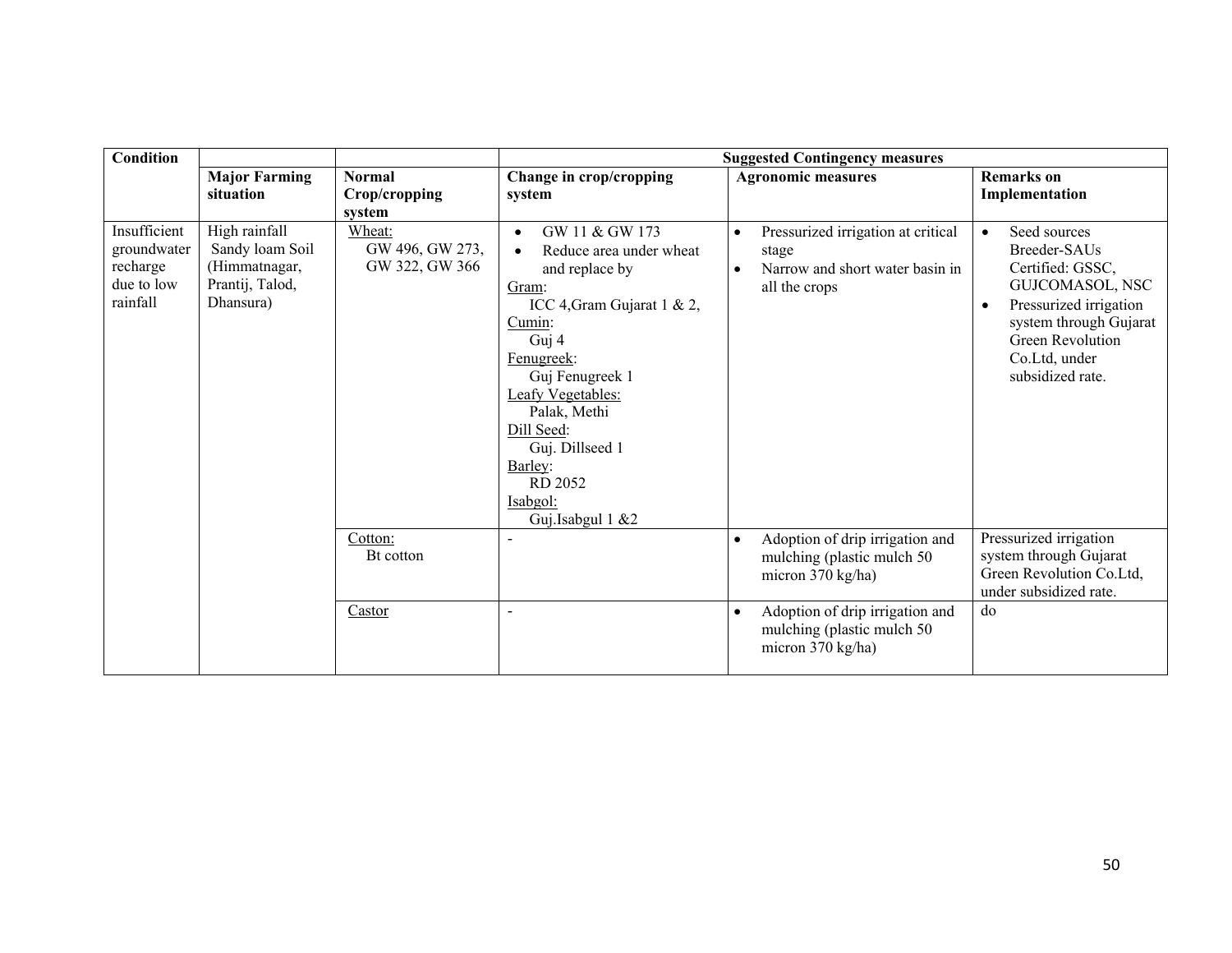| Condition | | | Suggested Contingency measures | | |
|---|---|---|---|---|---|
| | **Major Farming situation** | **Normal Crop/cropping system** | **Change in crop/cropping system** | **Agronomic measures** | **Remarks on Implementation** |
| Insufficient groundwater recharge due to low rainfall | High rainfall Sandy loam Soil (Himmatnagar, Prantij, Talod, Dhansura) | Wheat: GW 496, GW 273, GW 322, GW 366 | • GW 11 & GW 173<br>• Reduce area under wheat and replace by<br>Gram: ICC 4, Gram Gujarat 1 & 2,<br>Cumin: Guj 4<br>Fenugreek: Guj Fenugreek 1<br>Leafy Vegetables: Palak, Methi<br>Dill Seed: Guj. Dillseed 1<br>Barley: RD 2052<br>Isabgol: Guj.Isabgul 1 &2 | • Pressurized irrigation at critical stage<br>• Narrow and short water basin in all the crops | • Seed sources Breeder-SAUs Certified: GSSC, GUJCOMASOL, NSC<br>• Pressurized irrigation system through Gujarat Green Revolution Co.Ltd, under subsidized rate. |
| | | Cotton: Bt cotton | - | • Adoption of drip irrigation and mulching (plastic mulch 50 micron 370 kg/ha) | Pressurized irrigation system through Gujarat Green Revolution Co.Ltd, under subsidized rate. |
| | | Castor | - | • Adoption of drip irrigation and mulching (plastic mulch 50 micron 370 kg/ha) | do |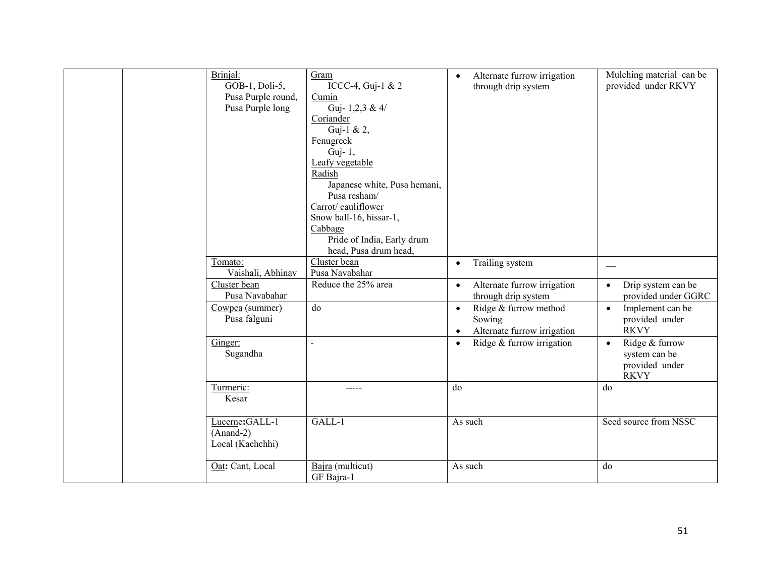| | | | | | |
|---|---|---|---|---|---|
| | | Brinjal:<br>GOB-1, Doli-5, Pusa Purple round, Pusa Purple long | Gram<br>ICCC-4, Guj-1 & 2<br>Cumin<br>Guj- 1,2,3 & 4/<br>Coriander<br>Guj-1 & 2,<br>Fenugreek<br>Guj- 1,<br>Leafy vegetable<br>Radish<br>Japanese white, Pusa hemani, Pusa resham/<br>Carrot/ cauliflower<br>Snow ball-16, hissar-1,<br>Cabbage<br>Pride of India, Early drum head, Pusa drum head, | • Alternate furrow irrigation through drip system | Mulching material can be provided under RKVY |
| | | Tomato:<br>Vaishali, Abhinav | Cluster bean<br>Pusa Navabahar | • Trailing system | — |
| | | Cluster bean<br>Pusa Navabahar | Reduce the 25% area | • Alternate furrow irrigation through drip system | • Drip system can be provided under GGRC |
| | | Cowpea (summer)<br>Pusa falguni | do | • Ridge & furrow method Sowing<br>• Alternate furrow irrigation | • Implement can be provided under RKVY |
| | | Ginger:<br>Sugandha | - | • Ridge & furrow irrigation | • Ridge & furrow system can be provided under RKVY |
| | | Turmeric:<br>Kesar | ----- | do | do |
| | | Lucerne:GALL-1 (Anand-2)<br>Local (Kachchhi) | GALL-1 | As such | Seed source from NSSC |
| | | Oat: Cant, Local | Bajra (multicut)<br>GF Bajra-1 | As such | do |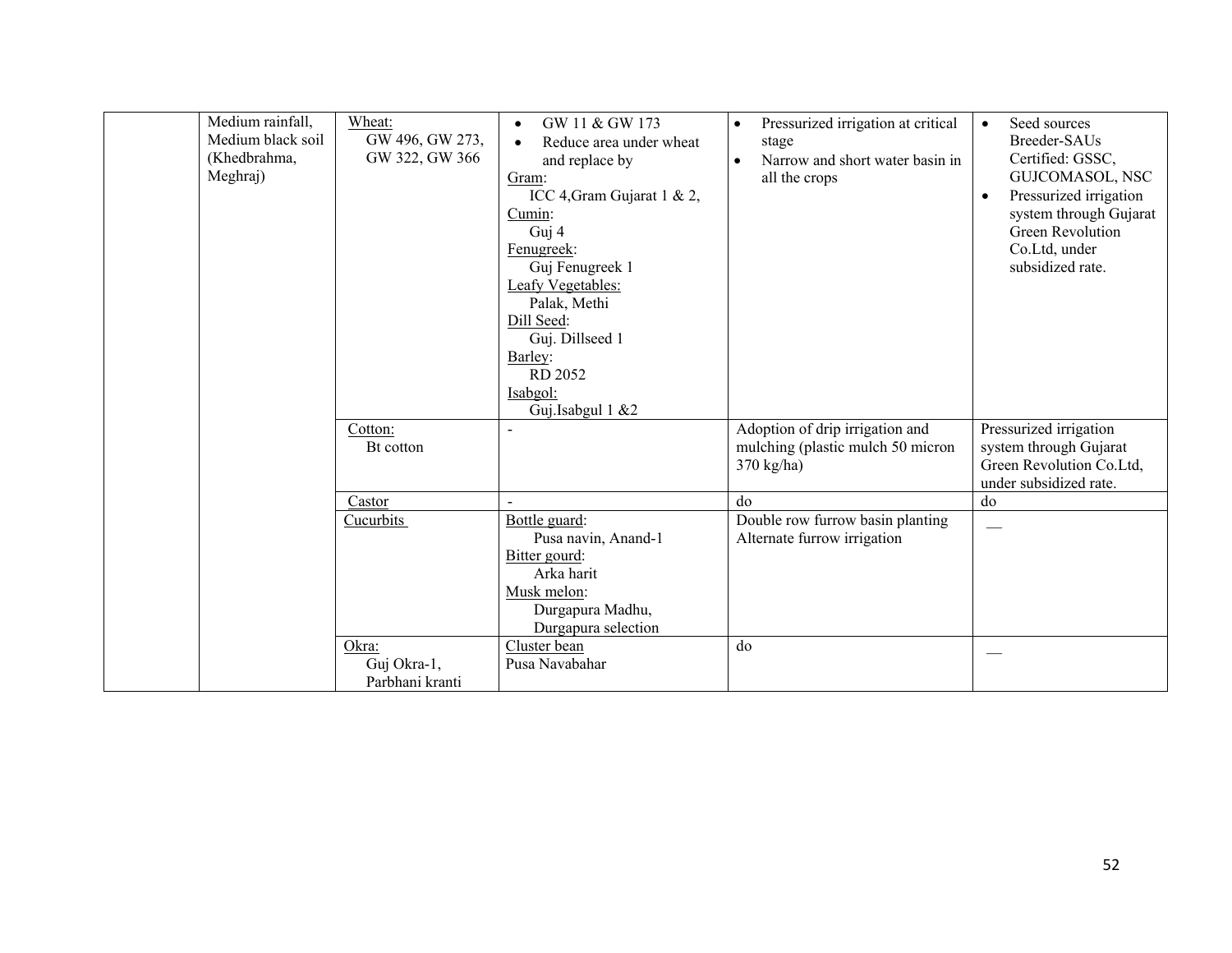| | | | | | |
|---|---|---|---|---|---|
| | Medium rainfall, Medium black soil (Khedbrahma, Meghraj) | Wheat: GW 496, GW 273, GW 322, GW 366 | • GW 11 & GW 173<br>• Reduce area under wheat and replace by<br>Gram: ICC 4,Gram Gujarat 1 & 2,<br>Cumin: Guj 4<br>Fenugreek: Guj Fenugreek 1<br>Leafy Vegetables: Palak, Methi<br>Dill Seed: Guj. Dillseed 1<br>Barley: RD 2052<br>Isabgol: Guj.Isabgul 1 &2 | • Pressurized irrigation at critical stage<br>• Narrow and short water basin in all the crops | • Seed sources Breeder-SAUs Certified: GSSC, GUJCOMASOL, NSC<br>• Pressurized irrigation system through Gujarat Green Revolution Co.Ltd, under subsidized rate. |
| | | Cotton: Bt cotton | - | Adoption of drip irrigation and mulching (plastic mulch 50 micron 370 kg/ha) | Pressurized irrigation system through Gujarat Green Revolution Co.Ltd, under subsidized rate. |
| | | Castor | - | do | do |
| | | Cucurbits | Bottle guard: Pusa navin, Anand-1<br>Bitter gourd: Arka harit<br>Musk melon: Durgapura Madhu, Durgapura selection | Double row furrow basin planting Alternate furrow irrigation | __ |
| | | Okra: Guj Okra-1, Parbhani kranti | Cluster bean Pusa Navabahar | do | __ |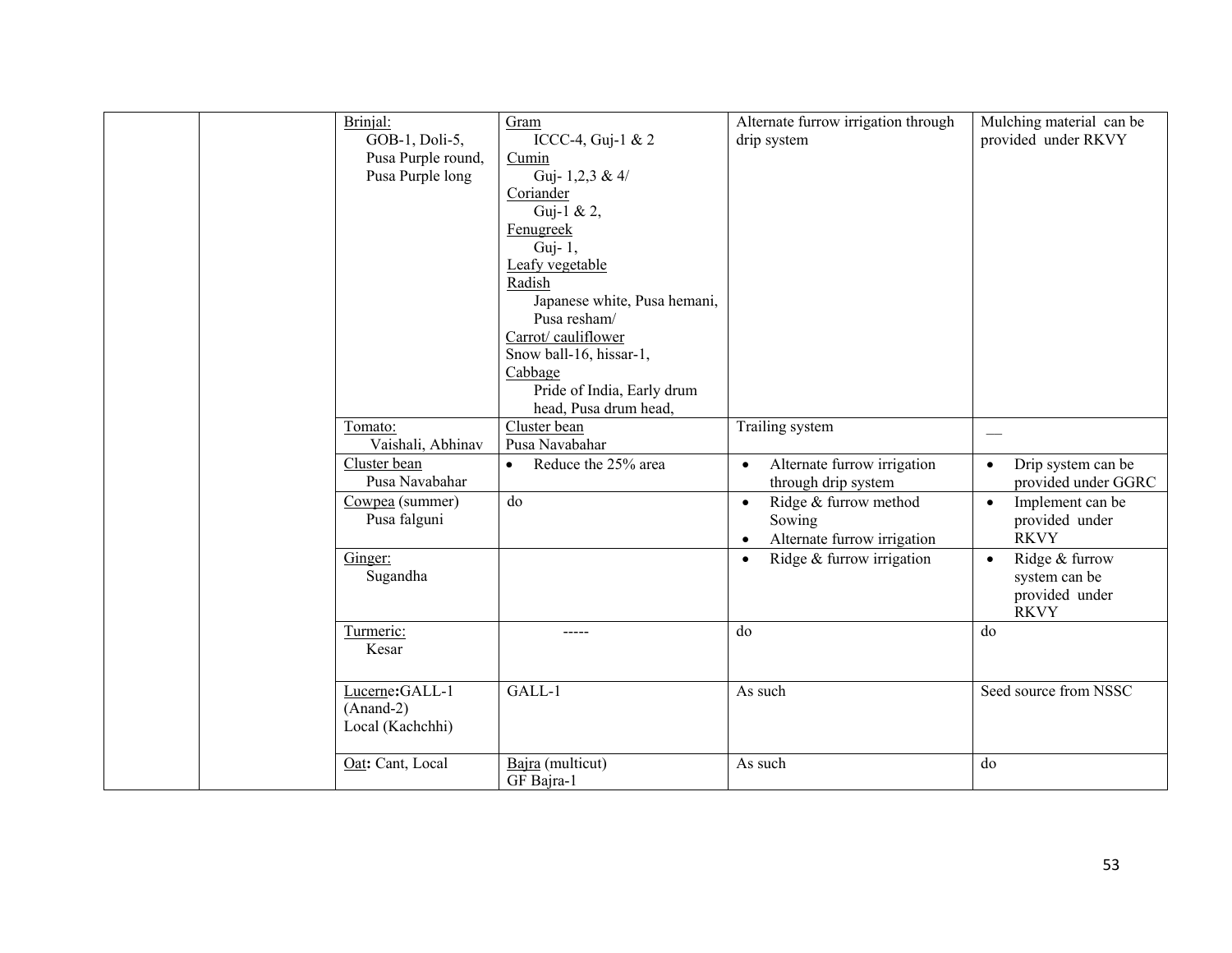| | | | | | |
|---|---|---|---|---|---|
| | | Brinjal:<br>GOB-1, Doli-5,<br>Pusa Purple round,<br>Pusa Purple long | Gram<br>ICCC-4, Guj-1 & 2<br>Cumin<br>Guj- 1,2,3 & 4/<br>Coriander<br>Guj-1 & 2,<br>Fenugreek<br>Guj- 1,<br>Leafy vegetable<br>Radish<br>Japanese white, Pusa hemani, Pusa resham/<br>Carrot/ cauliflower<br>Snow ball-16, hissar-1,<br>Cabbage<br>Pride of India, Early drum head, Pusa drum head, | Alternate furrow irrigation through drip system | Mulching material can be provided under RKVY |
| | | Tomato:<br>Vaishali, Abhinav | Cluster bean<br>Pusa Navabahar | Trailing system | — |
| | | Cluster bean<br>Pusa Navabahar | • Reduce the 25% area | • Alternate furrow irrigation through drip system | • Drip system can be provided under GGRC |
| | | Cowpea (summer)<br>Pusa falguni | do | • Ridge & furrow method Sowing<br>• Alternate furrow irrigation | • Implement can be provided under RKVY |
| | | Ginger:<br>Sugandha | | • Ridge & furrow irrigation | • Ridge & furrow system can be provided under RKVY |
| | | Turmeric:<br>Kesar | ----- | do | do |
| | | Lucerne:GALL-1<br>(Anand-2)<br>Local (Kachchhi) | GALL-1 | As such | Seed source from NSSC |
| | | Oat: Cant, Local | Bajra (multicut)<br>GF Bajra-1 | As such | do |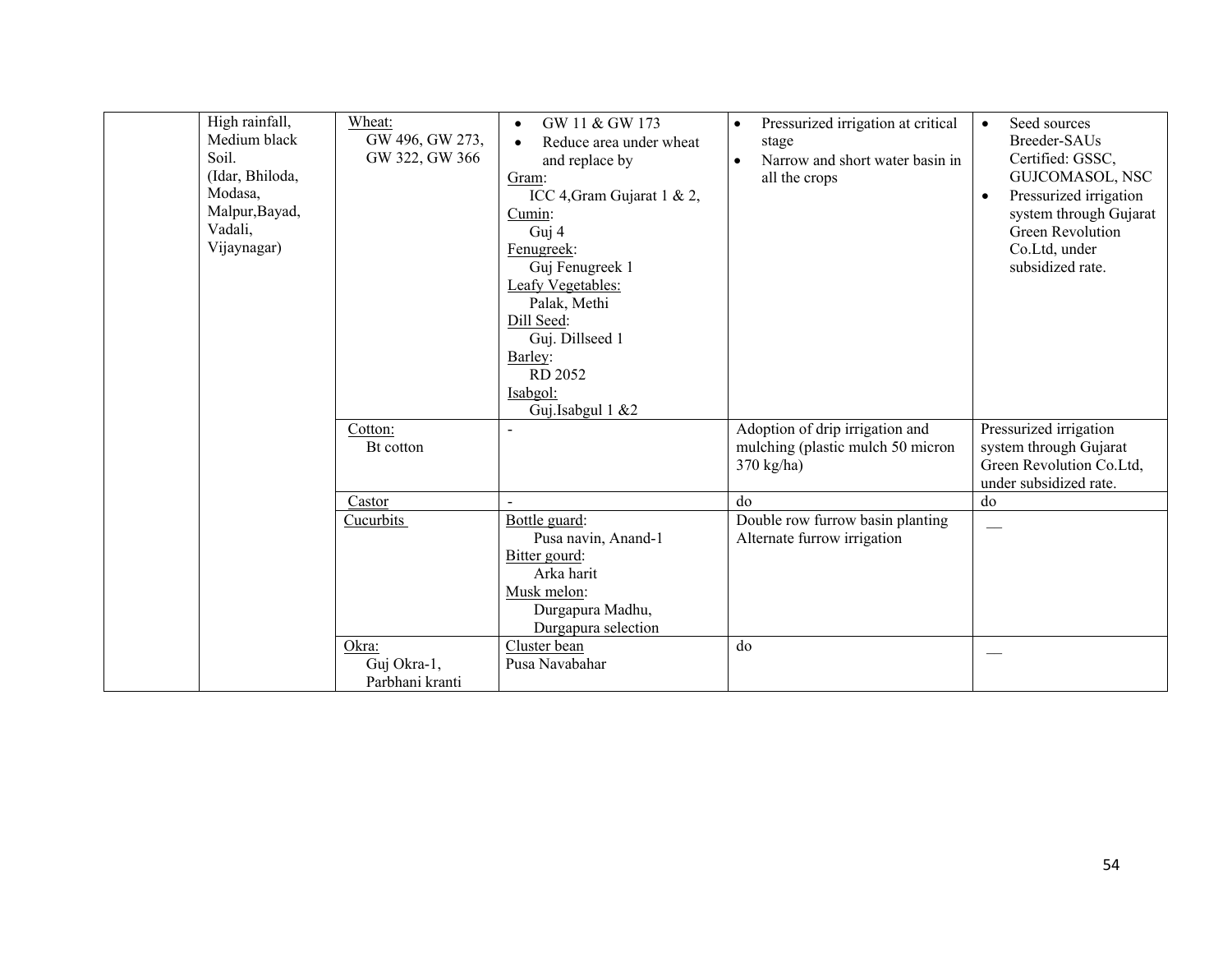| | | | | | |
|---|---|---|---|---|---|
| | High rainfall, Medium black Soil. (Idar, Bhiloda, Modasa, Malpur,Bayad, Vadali, Vijaynagar) | Wheat: GW 496, GW 273, GW 322, GW 366 | • GW 11 & GW 173<br>• Reduce area under wheat and replace by<br>Gram: ICC 4,Gram Gujarat 1 & 2,<br>Cumin: Guj 4<br>Fenugreek: Guj Fenugreek 1<br>Leafy Vegetables: Palak, Methi<br>Dill Seed: Guj. Dillseed 1<br>Barley: RD 2052<br>Isabgol: Guj.Isabgul 1 &2 | • Pressurized irrigation at critical stage<br>• Narrow and short water basin in all the crops | • Seed sources Breeder-SAUs Certified: GSSC, GUJCOMASOL, NSC<br>• Pressurized irrigation system through Gujarat Green Revolution Co.Ltd, under subsidized rate. |
| | | Cotton: Bt cotton | - | Adoption of drip irrigation and mulching (plastic mulch 50 micron 370 kg/ha) | Pressurized irrigation system through Gujarat Green Revolution Co.Ltd, under subsidized rate. |
| | | Castor | - | do | do |
| | | Cucurbits | Bottle guard: Pusa navin, Anand-1<br>Bitter gourd: Arka harit<br>Musk melon: Durgapura Madhu, Durgapura selection | Double row furrow basin planting Alternate furrow irrigation | __ |
| | | Okra: Guj Okra-1, Parbhani kranti | Cluster bean Pusa Navabahar | do | __ |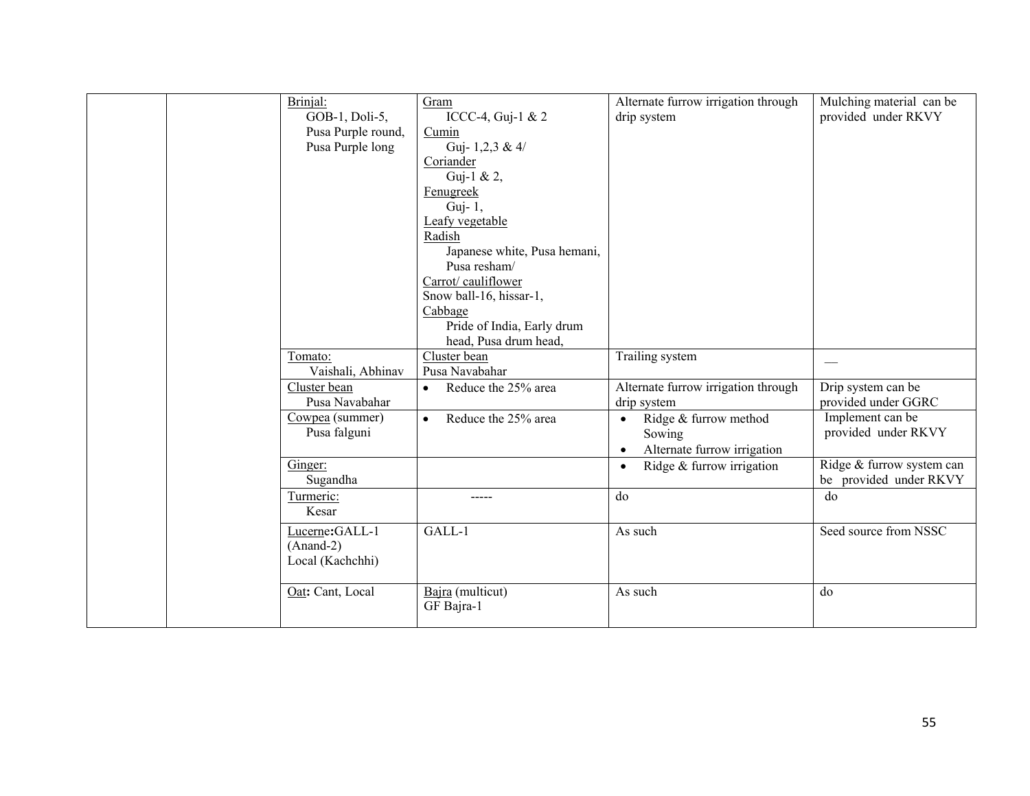| | | | | | |
|---|---|---|---|---|---|
| | | Brinjal:<br>GOB-1, Doli-5,<br>Pusa Purple round,<br>Pusa Purple long | Gram<br>ICCC-4, Guj-1 & 2<br>Cumin<br>Guj- 1,2,3 & 4/<br>Coriander<br>Guj-1 & 2,<br>Fenugreek<br>Guj- 1,<br>Leafy vegetable<br>Radish<br>Japanese white, Pusa hemani, Pusa resham/<br>Carrot/ cauliflower<br>Snow ball-16, hissar-1,<br>Cabbage<br>Pride of India, Early drum head, Pusa drum head, | Alternate furrow irrigation through drip system | Mulching material can be provided under RKVY |
| | | Tomato:<br>Vaishali, Abhinav | Cluster bean<br>Pusa Navabahar | Trailing system | — |
| | | Cluster bean<br>Pusa Navabahar | • Reduce the 25% area | Alternate furrow irrigation through drip system | Drip system can be provided under GGRC |
| | | Cowpea (summer)<br>Pusa falguni | • Reduce the 25% area | • Ridge & furrow method Sowing<br>• Alternate furrow irrigation | Implement can be provided under RKVY |
| | | Ginger:<br>Sugandha | | • Ridge & furrow irrigation | Ridge & furrow system can be provided under RKVY |
| | | Turmeric:<br>Kesar | ----- | do | do |
| | | Lucerne: GALL-1 (Anand-2)<br>Local (Kachchhi) | GALL-1 | As such | Seed source from NSSC |
| | | Oat: Cant, Local | Bajra (multicut)<br>GF Bajra-1 | As such | do |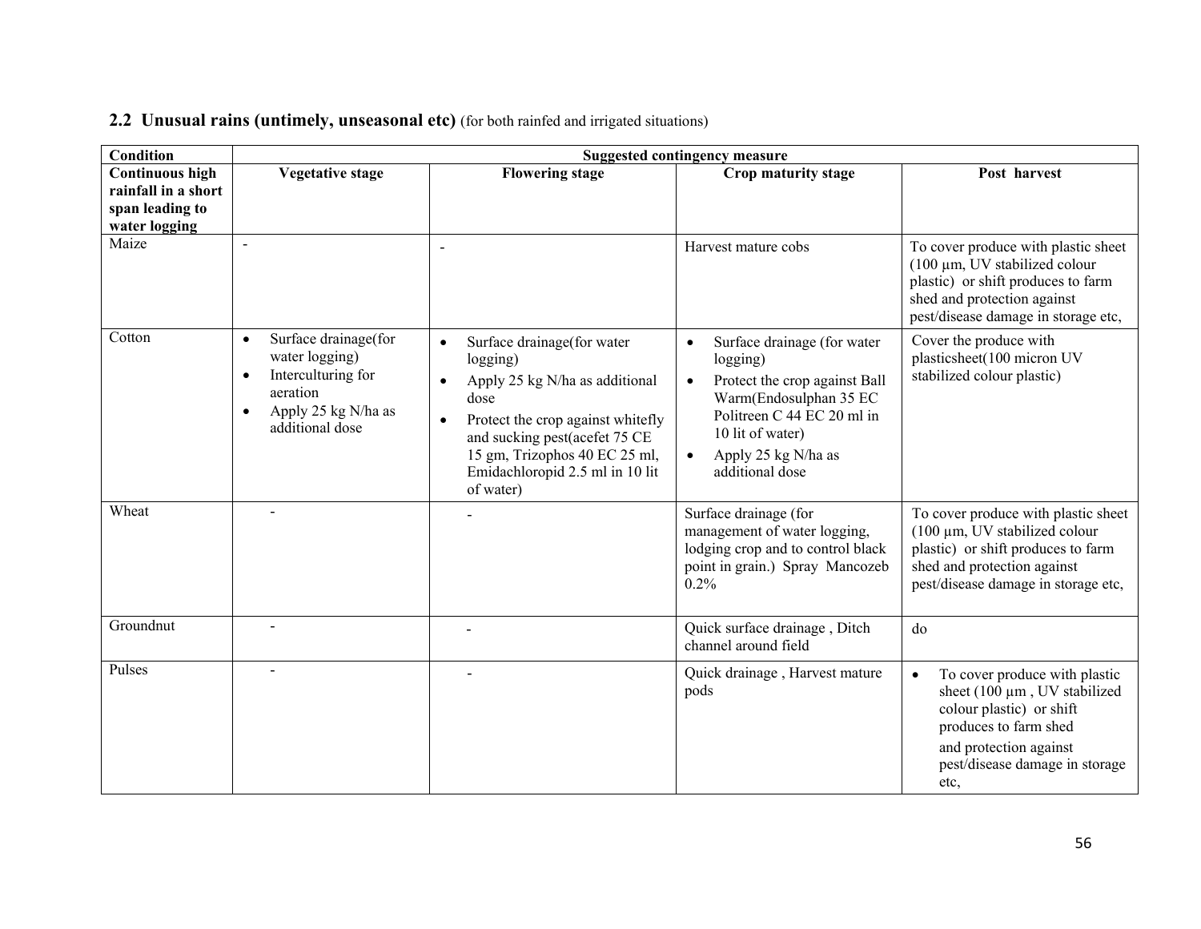## 2.2 Unusual rains (untimely, unseasonal etc) (for both rainfed and irrigated situations)

| Condition | Suggested contingency measure | | | |
|---|---|---|---|---|
| **Continuous high rainfall in a short span leading to water logging** | **Vegetative stage** | **Flowering stage** | **Crop maturity stage** | **Post harvest** |
| Maize | - | - | Harvest mature cobs | To cover produce with plastic sheet (100 µm, UV stabilized colour plastic) or shift produces to farm shed and protection against pest/disease damage in storage etc, |
| Cotton | • Surface drainage(for water logging)<br>• Interculturing for aeration<br>• Apply 25 kg N/ha as additional dose | • Surface drainage(for water logging)<br>• Apply 25 kg N/ha as additional dose<br>• Protect the crop against whitefly and sucking pest(acefet 75 CE 15 gm, Trizophos 40 EC 25 ml, Emidachloropid 2.5 ml in 10 lit of water) | • Surface drainage (for water logging)<br>• Protect the crop against Ball Warm(Endosulphan 35 EC Politreen C 44 EC 20 ml in 10 lit of water)<br>• Apply 25 kg N/ha as additional dose | Cover the produce with plasticsheet(100 micron UV stabilized colour plastic) |
| Wheat | - | - | Surface drainage (for management of water logging, lodging crop and to control black point in grain.) Spray Mancozeb 0.2% | To cover produce with plastic sheet (100 µm, UV stabilized colour plastic) or shift produces to farm shed and protection against pest/disease damage in storage etc, |
| Groundnut | - | - | Quick surface drainage , Ditch channel around field | do |
| Pulses | - | - | Quick drainage , Harvest mature pods | • To cover produce with plastic sheet (100 µm , UV stabilized colour plastic) or shift produces to farm shed and protection against pest/disease damage in storage etc, |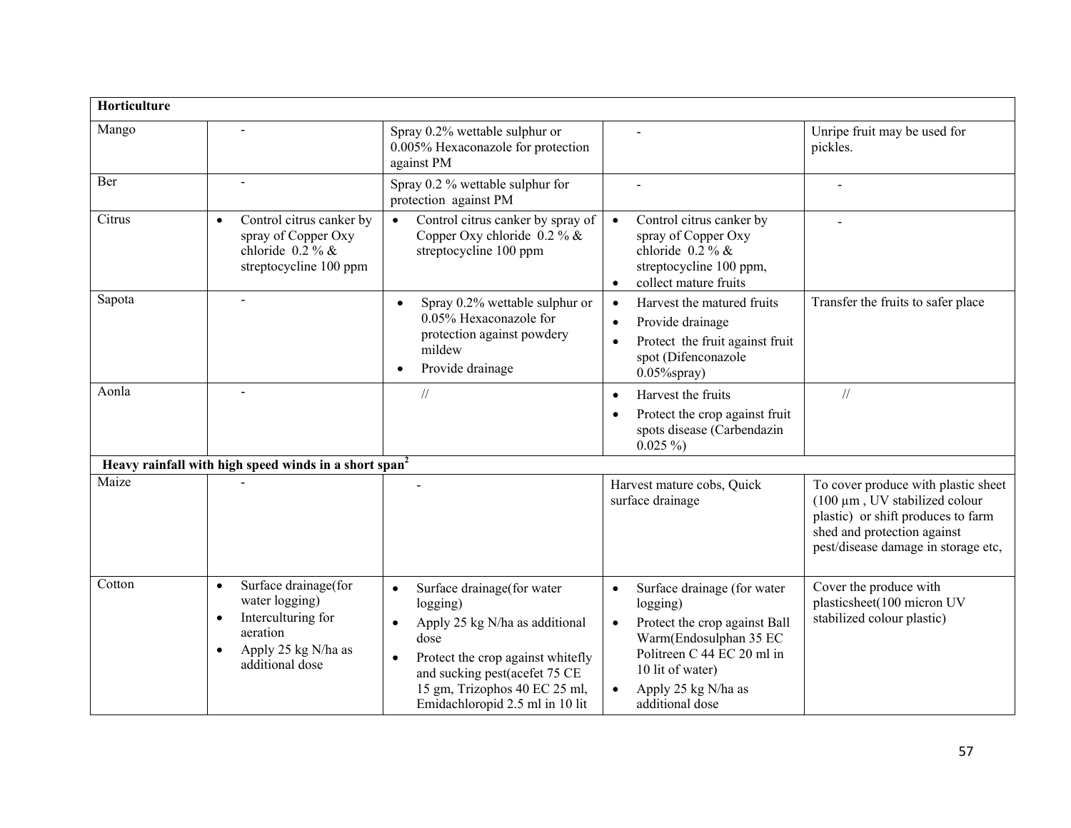| **Horticulture** | | | | |
|---|---|---|---|---|
| Mango | - | Spray 0.2% wettable sulphur or 0.005% Hexaconazole for protection against PM | - | Unripe fruit may be used for pickles. |
| Ber | - | Spray 0.2 % wettable sulphur for protection against PM | - | - |
| Citrus | • Control citrus canker by spray of Copper Oxy chloride 0.2 % & streptocycline 100 ppm | • Control citrus canker by spray of Copper Oxy chloride 0.2 % & streptocycline 100 ppm | • Control citrus canker by spray of Copper Oxy chloride 0.2 % & streptocycline 100 ppm, • collect mature fruits | - |
| Sapota | - | • Spray 0.2% wettable sulphur or 0.05% Hexaconazole for protection against powdery mildew • Provide drainage | • Harvest the matured fruits • Provide drainage • Protect the fruit against fruit spot (Difenconazole 0.05%spray) | Transfer the fruits to safer place |
| Aonla | - | // | • Harvest the fruits • Protect the crop against fruit spots disease (Carbendazin 0.025 %) | // |
| **Heavy rainfall with high speed winds in a short span[2]** | | | | |
| Maize | - | - | Harvest mature cobs, Quick surface drainage | To cover produce with plastic sheet (100 µm , UV stabilized colour plastic) or shift produces to farm shed and protection against pest/disease damage in storage etc, |
| Cotton | • Surface drainage(for water logging) • Interculturing for aeration • Apply 25 kg N/ha as additional dose | • Surface drainage(for water logging) • Apply 25 kg N/ha as additional dose • Protect the crop against whitefly and sucking pest(acefet 75 CE 15 gm, Trizophos 40 EC 25 ml, Emidachloropid 2.5 ml in 10 lit | • Surface drainage (for water logging) • Protect the crop against Ball Warm(Endosulphan 35 EC Politreen C 44 EC 20 ml in 10 lit of water) • Apply 25 kg N/ha as additional dose | Cover the produce with plasticsheet(100 micron UV stabilized colour plastic) |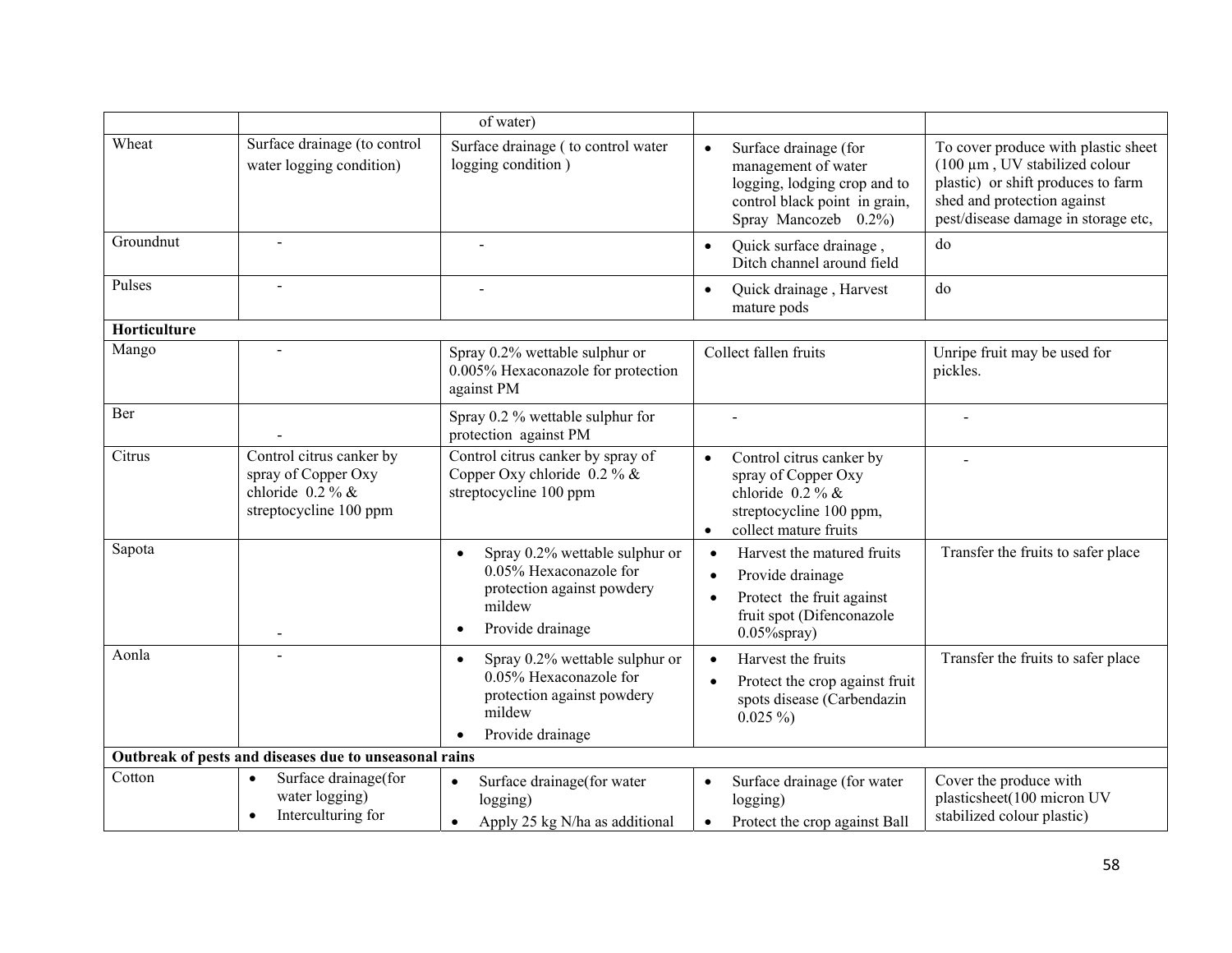| | | | | |
|---|---|---|---|---|
| | | of water) | | |
| Wheat | Surface drainage (to control water logging condition) | Surface drainage ( to control water logging condition ) | • Surface drainage (for management of water logging, lodging crop and to control black point in grain, Spray Mancozeb 0.2%) | To cover produce with plastic sheet (100 µm , UV stabilized colour plastic) or shift produces to farm shed and protection against pest/disease damage in storage etc, |
| Groundnut | - | - | • Quick surface drainage , Ditch channel around field | do |
| Pulses | - | - | • Quick drainage , Harvest mature pods | do |
| **Horticulture** | | | | |
| Mango | - | Spray 0.2% wettable sulphur or 0.005% Hexaconazole for protection against PM | Collect fallen fruits | Unripe fruit may be used for pickles. |
| Ber | - | Spray 0.2 % wettable sulphur for protection against PM | - | - |
| Citrus | Control citrus canker by spray of Copper Oxy chloride 0.2 % & streptocycline 100 ppm | Control citrus canker by spray of Copper Oxy chloride 0.2 % & streptocycline 100 ppm | • Control citrus canker by spray of Copper Oxy chloride 0.2 % & streptocycline 100 ppm, • collect mature fruits | - |
| Sapota | - | • Spray 0.2% wettable sulphur or 0.05% Hexaconazole for protection against powdery mildew • Provide drainage | • Harvest the matured fruits • Provide drainage • Protect the fruit against fruit spot (Difenconazole 0.05%spray) | Transfer the fruits to safer place |
| Aonla | - | • Spray 0.2% wettable sulphur or 0.05% Hexaconazole for protection against powdery mildew • Provide drainage | • Harvest the fruits • Protect the crop against fruit spots disease (Carbendazin 0.025 %) | Transfer the fruits to safer place |
| **Outbreak of pests and diseases due to unseasonal rains** | | | | |
| Cotton | • Surface drainage(for water logging) • Interculturing for | • Surface drainage(for water logging) • Apply 25 kg N/ha as additional | • Surface drainage (for water logging) • Protect the crop against Ball | Cover the produce with plasticsheet(100 micron UV stabilized colour plastic) |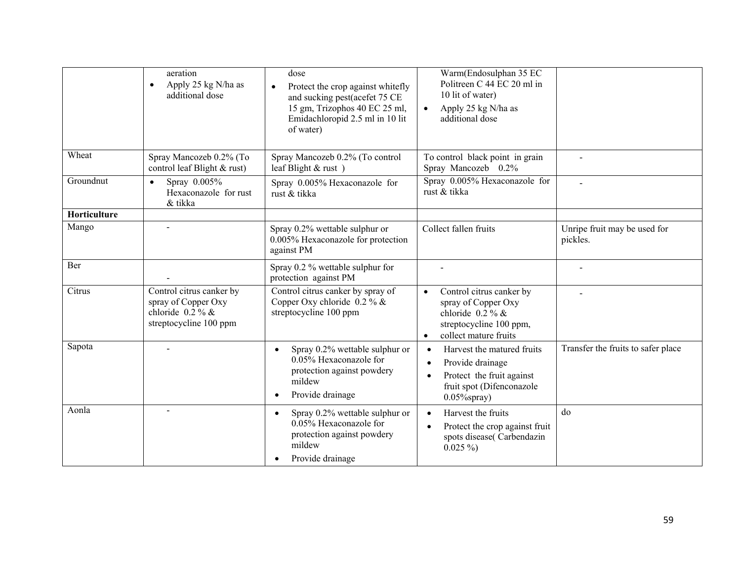| | | | | |
|---|---|---|---|---|
| | aeration<br>• Apply 25 kg N/ha as additional dose | dose<br>• Protect the crop against whitefly and sucking pest(acefet 75 CE 15 gm, Trizophos 40 EC 25 ml, Emidachloropid 2.5 ml in 10 lit of water) | Warm(Endosulphan 35 EC Politreen C 44 EC 20 ml in 10 lit of water)<br>• Apply 25 kg N/ha as additional dose | |
| Wheat | Spray Mancozeb 0.2% (To control leaf Blight & rust) | Spray Mancozeb 0.2% (To control leaf Blight & rust ) | To control black point in grain Spray Mancozeb 0.2% | - |
| Groundnut | • Spray 0.005% Hexaconazole for rust & tikka | Spray 0.005% Hexaconazole for rust & tikka | Spray 0.005% Hexaconazole for rust & tikka | - |
| **Horticulture** | | | | |
| Mango | - | Spray 0.2% wettable sulphur or 0.005% Hexaconazole for protection against PM | Collect fallen fruits | Unripe fruit may be used for pickles. |
| Ber | - | Spray 0.2 % wettable sulphur for protection against PM | - | - |
| Citrus | Control citrus canker by spray of Copper Oxy chloride 0.2 % & streptocycline 100 ppm | Control citrus canker by spray of Copper Oxy chloride 0.2 % & streptocycline 100 ppm | • Control citrus canker by spray of Copper Oxy chloride 0.2 % & streptocycline 100 ppm,<br>• collect mature fruits | - |
| Sapota | - | • Spray 0.2% wettable sulphur or 0.05% Hexaconazole for protection against powdery mildew<br>• Provide drainage | • Harvest the matured fruits<br>• Provide drainage<br>• Protect the fruit against fruit spot (Difenconazole 0.05%spray) | Transfer the fruits to safer place |
| Aonla | - | • Spray 0.2% wettable sulphur or 0.05% Hexaconazole for protection against powdery mildew<br>• Provide drainage | • Harvest the fruits<br>• Protect the crop against fruit spots disease( Carbendazin 0.025 %) | do |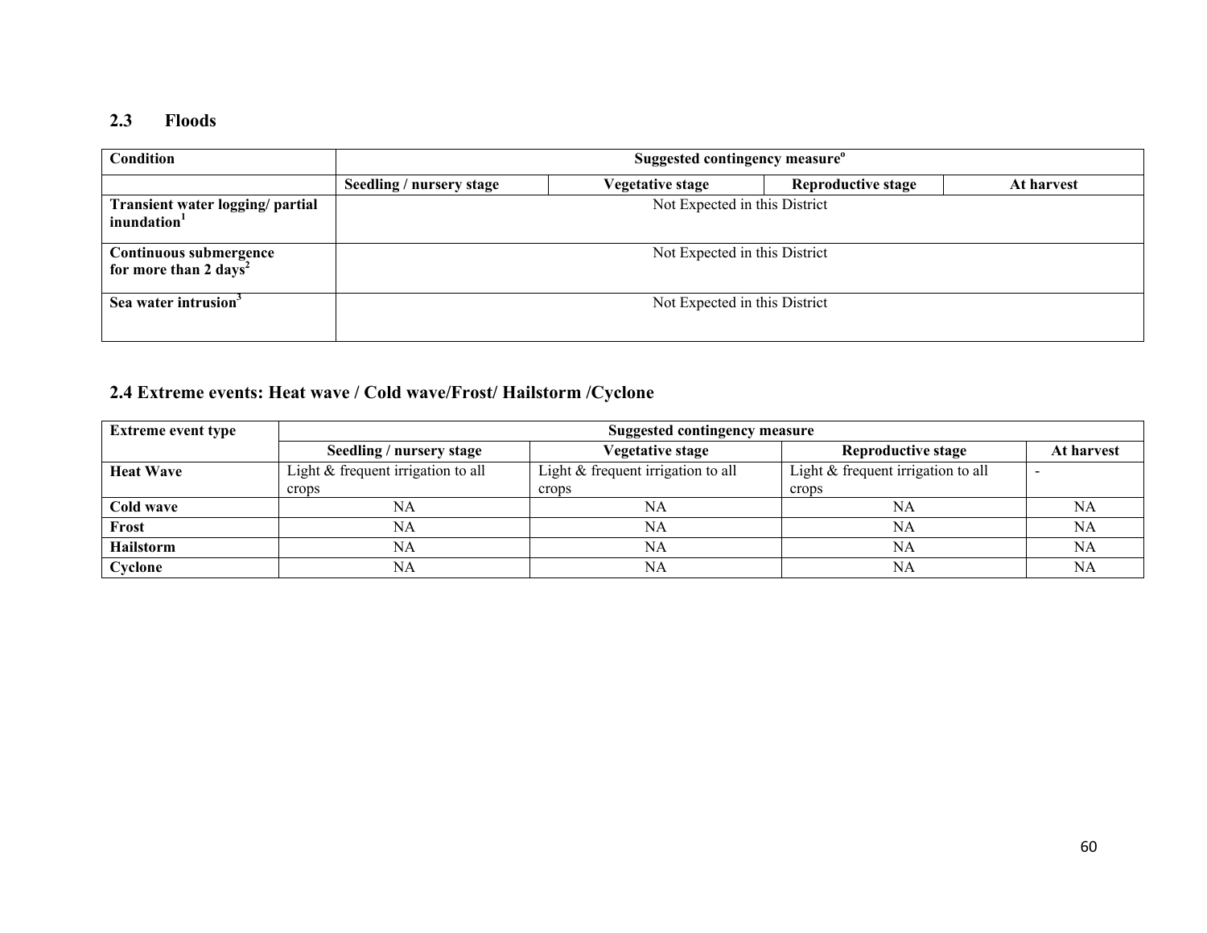## 2.3 Floods

| Condition | Suggested contingency measure[o] | | | |
|---|---|---|---|---|
| | Seedling / nursery stage | Vegetative stage | Reproductive stage | At harvest |
| **Transient water logging/ partial inundation[1]** | Not Expected in this District | | | |
| **Continuous submergence for more than 2 days[2]** | Not Expected in this District | | | |
| **Sea water intrusion[3]** | Not Expected in this District | | | |

## 2.4 Extreme events: Heat wave / Cold wave/Frost/ Hailstorm /Cyclone

| Extreme event type | Suggested contingency measure | | | |
|---|---|---|---|---|
| | Seedling / nursery stage | Vegetative stage | Reproductive stage | At harvest |
| **Heat Wave** | Light & frequent irrigation to all crops | Light & frequent irrigation to all crops | Light & frequent irrigation to all crops | - |
| **Cold wave** | NA | NA | NA | NA |
| **Frost** | NA | NA | NA | NA |
| **Hailstorm** | NA | NA | NA | NA |
| **Cyclone** | NA | NA | NA | NA |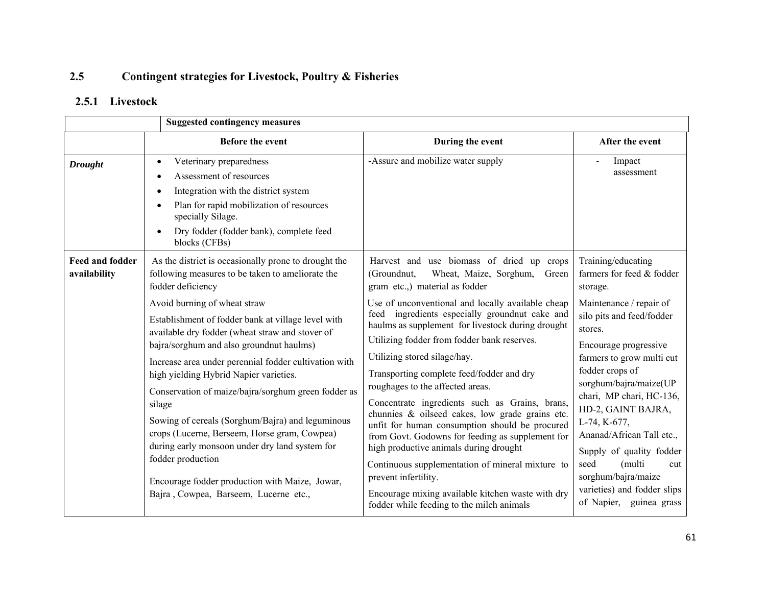## 2.5 Contingent strategies for Livestock, Poultry & Fisheries

### 2.5.1 Livestock

| | Suggested contingency measures | | |
|---|---|---|---|
| | **Before the event** | **During the event** | **After the event** |
| ***Drought*** | • Veterinary preparedness<br>• Assessment of resources<br>• Integration with the district system<br>• Plan for rapid mobilization of resources specially Silage.<br>• Dry fodder (fodder bank), complete feed blocks (CFBs) | -Assure and mobilize water supply | - Impact assessment |
| **Feed and fodder availability** | As the district is occasionally prone to drought the following measures to be taken to ameliorate the fodder deficiency<br>Avoid burning of wheat straw<br>Establishment of fodder bank at village level with available dry fodder (wheat straw and stover of bajra/sorghum and also groundnut haulms)<br>Increase area under perennial fodder cultivation with high yielding Hybrid Napier varieties.<br>Conservation of maize/bajra/sorghum green fodder as silage<br>Sowing of cereals (Sorghum/Bajra) and leguminous crops (Lucerne, Berseem, Horse gram, Cowpea) during early monsoon under dry land system for fodder production<br>Encourage fodder production with Maize, Jowar, Bajra , Cowpea, Barseem, Lucerne etc., | Harvest and use biomass of dried up crops (Groundnut, Wheat, Maize, Sorghum, Green gram etc.,) material as fodder<br>Use of unconventional and locally available cheap feed ingredients especially groundnut cake and haulms as supplement for livestock during drought<br>Utilizing fodder from fodder bank reserves.<br>Utilizing stored silage/hay.<br>Transporting complete feed/fodder and dry roughages to the affected areas.<br>Concentrate ingredients such as Grains, brans, chunnies & oilseed cakes, low grade grains etc. unfit for human consumption should be procured from Govt. Godowns for feeding as supplement for high productive animals during drought<br>Continuous supplementation of mineral mixture to prevent infertility.<br>Encourage mixing available kitchen waste with dry fodder while feeding to the milch animals | Training/educating farmers for feed & fodder storage.<br>Maintenance / repair of silo pits and feed/fodder stores.<br>Encourage progressive farmers to grow multi cut fodder crops of sorghum/bajra/maize(UP chari, MP chari, HC-136, HD-2, GAINT BAJRA, L-74, K-677, Ananad/African Tall etc.,<br>Supply of quality fodder seed (multi cut sorghum/bajra/maize varieties) and fodder slips of Napier, guinea grass |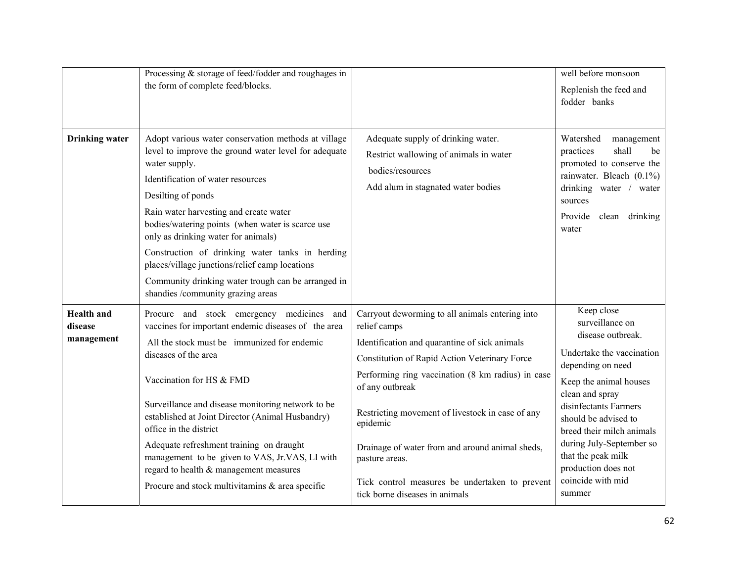| | | | |
|---|---|---|---|
| | Processing & storage of feed/fodder and roughages in the form of complete feed/blocks. | | well before monsoon<br>Replenish the feed and fodder banks |
| **Drinking water** | Adopt various water conservation methods at village level to improve the ground water level for adequate water supply.<br>Identification of water resources<br>Desilting of ponds<br>Rain water harvesting and create water bodies/watering points (when water is scarce use only as drinking water for animals)<br>Construction of drinking water tanks in herding places/village junctions/relief camp locations<br>Community drinking water trough can be arranged in shandies /community grazing areas | Adequate supply of drinking water.<br>Restrict wallowing of animals in water bodies/resources<br>Add alum in stagnated water bodies | Watershed management practices shall be promoted to conserve the rainwater. Bleach (0.1%) drinking water / water sources<br>Provide clean drinking water |
| **Health and disease management** | Procure and stock emergency medicines and vaccines for important endemic diseases of the area<br>All the stock must be immunized for endemic diseases of the area<br>Vaccination for HS & FMD<br>Surveillance and disease monitoring network to be established at Joint Director (Animal Husbandry) office in the district<br>Adequate refreshment training on draught management to be given to VAS, Jr.VAS, LI with regard to health & management measures<br>Procure and stock multivitamins & area specific | Carryout deworming to all animals entering into relief camps<br>Identification and quarantine of sick animals<br>Constitution of Rapid Action Veterinary Force<br>Performing ring vaccination (8 km radius) in case of any outbreak<br>Restricting movement of livestock in case of any epidemic<br>Drainage of water from and around animal sheds, pasture areas.<br>Tick control measures be undertaken to prevent tick borne diseases in animals | Keep close surveillance on disease outbreak.<br>Undertake the vaccination depending on need<br>Keep the animal houses clean and spray disinfectants Farmers should be advised to breed their milch animals during July-September so that the peak milk production does not coincide with mid summer |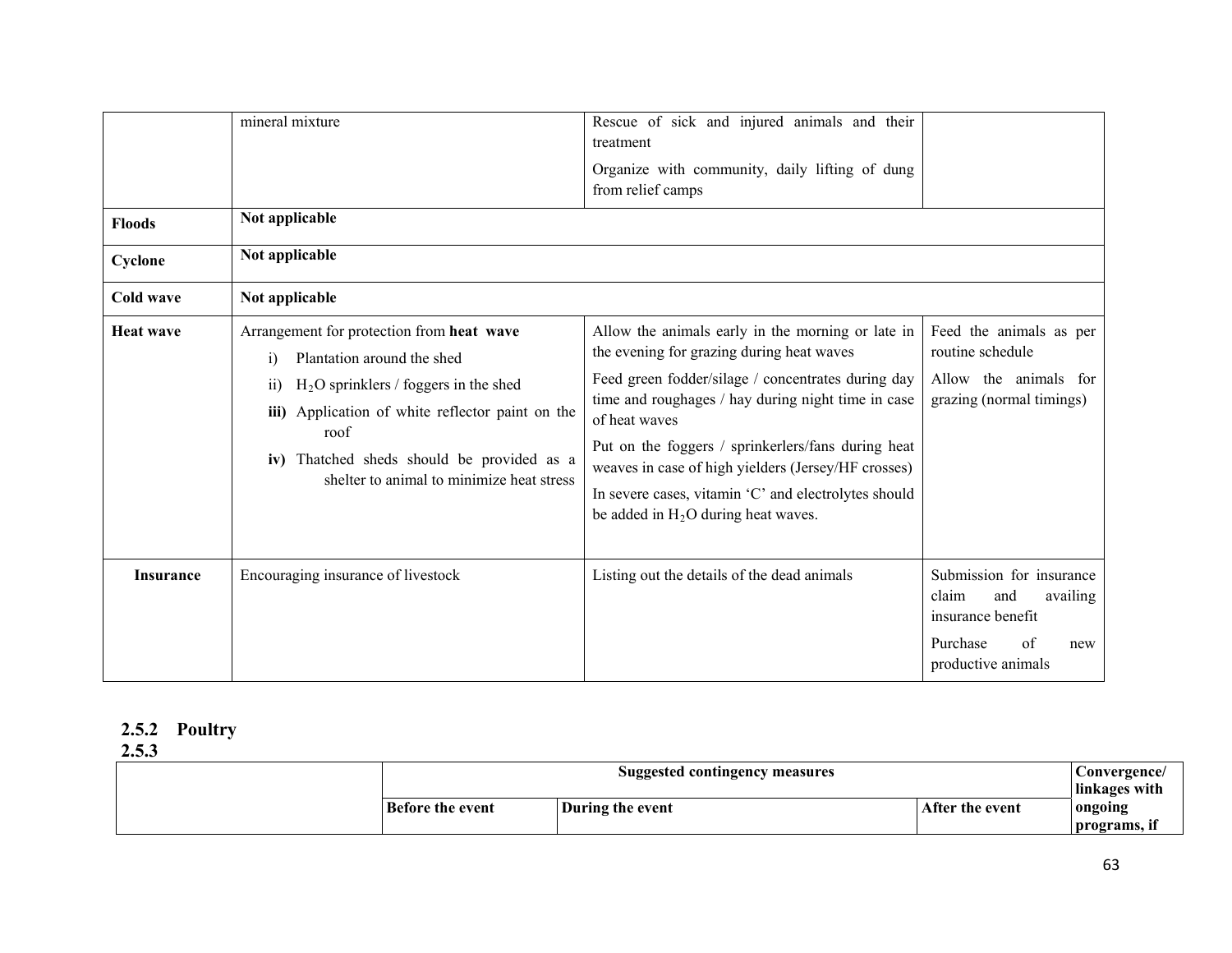| | | | |
|---|---|---|---|
| | mineral mixture | Rescue of sick and injured animals and their treatment<br>Organize with community, daily lifting of dung from relief camps | |
| **Floods** | **Not applicable** | | |
| **Cyclone** | **Not applicable** | | |
| **Cold wave** | **Not applicable** | | |
| **Heat wave** | Arrangement for protection from **heat wave**<br>i) Plantation around the shed<br>ii) $H_2O$ sprinklers / foggers in the shed<br>**iii)** Application of white reflector paint on the roof<br>**iv)** Thatched sheds should be provided as a shelter to animal to minimize heat stress | Allow the animals early in the morning or late in the evening for grazing during heat waves<br>Feed green fodder/silage / concentrates during day time and roughages / hay during night time in case of heat waves<br>Put on the foggers / sprinkerlers/fans during heat weaves in case of high yielders (Jersey/HF crosses)<br>In severe cases, vitamin 'C' and electrolytes should be added in $H_2O$ during heat waves. | Feed the animals as per routine schedule<br>Allow the animals for grazing (normal timings) |
| **Insurance** | Encouraging insurance of livestock | Listing out the details of the dead animals | Submission for insurance claim and availing insurance benefit<br>Purchase of new productive animals |

### 2.5.2 Poultry

### 2.5.3

| | Suggested contingency measures | | | Convergence/ linkages with ongoing programs, if |
|---|---|---|---|---|
| | **Before the event** | **During the event** | **After the event** | |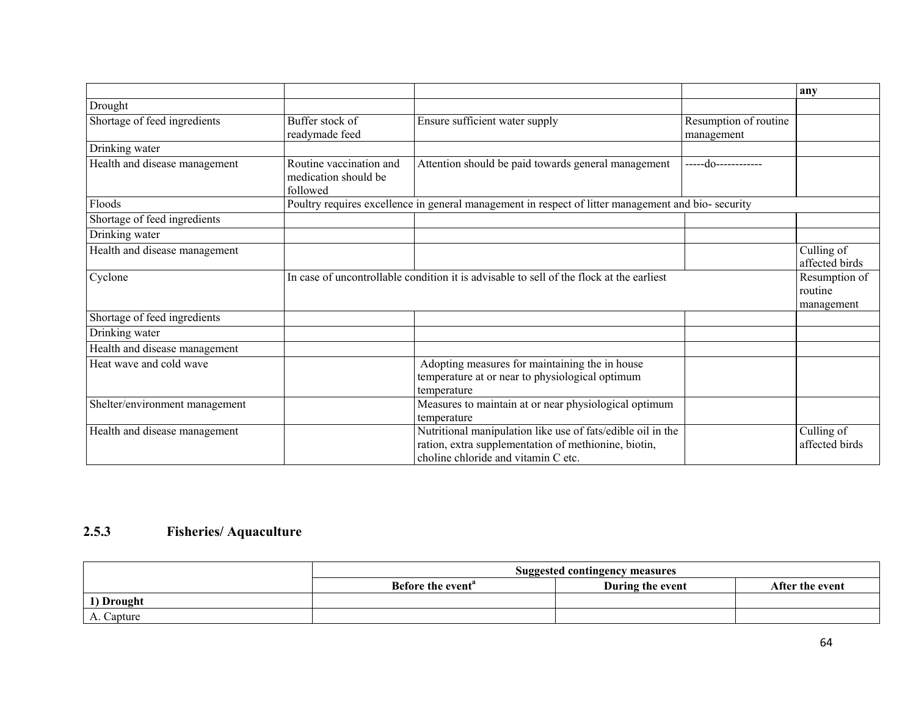| | | | | any |
|---|---|---|---|---|
| Drought | | | | |
| Shortage of feed ingredients | Buffer stock of readymade feed | Ensure sufficient water supply | Resumption of routine management | |
| Drinking water | | | | |
| Health and disease management | Routine vaccination and medication should be followed | Attention should be paid towards general management | -----do------------ | |
| Floods | Poultry requires excellence in general management in respect of litter management and bio- security | | | |
| Shortage of feed ingredients | | | | |
| Drinking water | | | | |
| Health and disease management | | | | Culling of affected birds |
| Cyclone | In case of uncontrollable condition it is advisable to sell of the flock at the earliest | | | Resumption of routine management |
| Shortage of feed ingredients | | | | |
| Drinking water | | | | |
| Health and disease management | | | | |
| Heat wave and cold wave | | Adopting measures for maintaining the in house temperature at or near to physiological optimum temperature | | |
| Shelter/environment management | | Measures to maintain at or near physiological optimum temperature | | |
| Health and disease management | | Nutritional manipulation like use of fats/edible oil in the ration, extra supplementation of methionine, biotin, choline chloride and vitamin C etc. | | Culling of affected birds |

### 2.5.3 Fisheries/ Aquaculture

| | Suggested contingency measures | | |
|---|---|---|---|
| | Before the event[a] | During the event | After the event |
| **1) Drought** | | | |
| A. Capture | | | |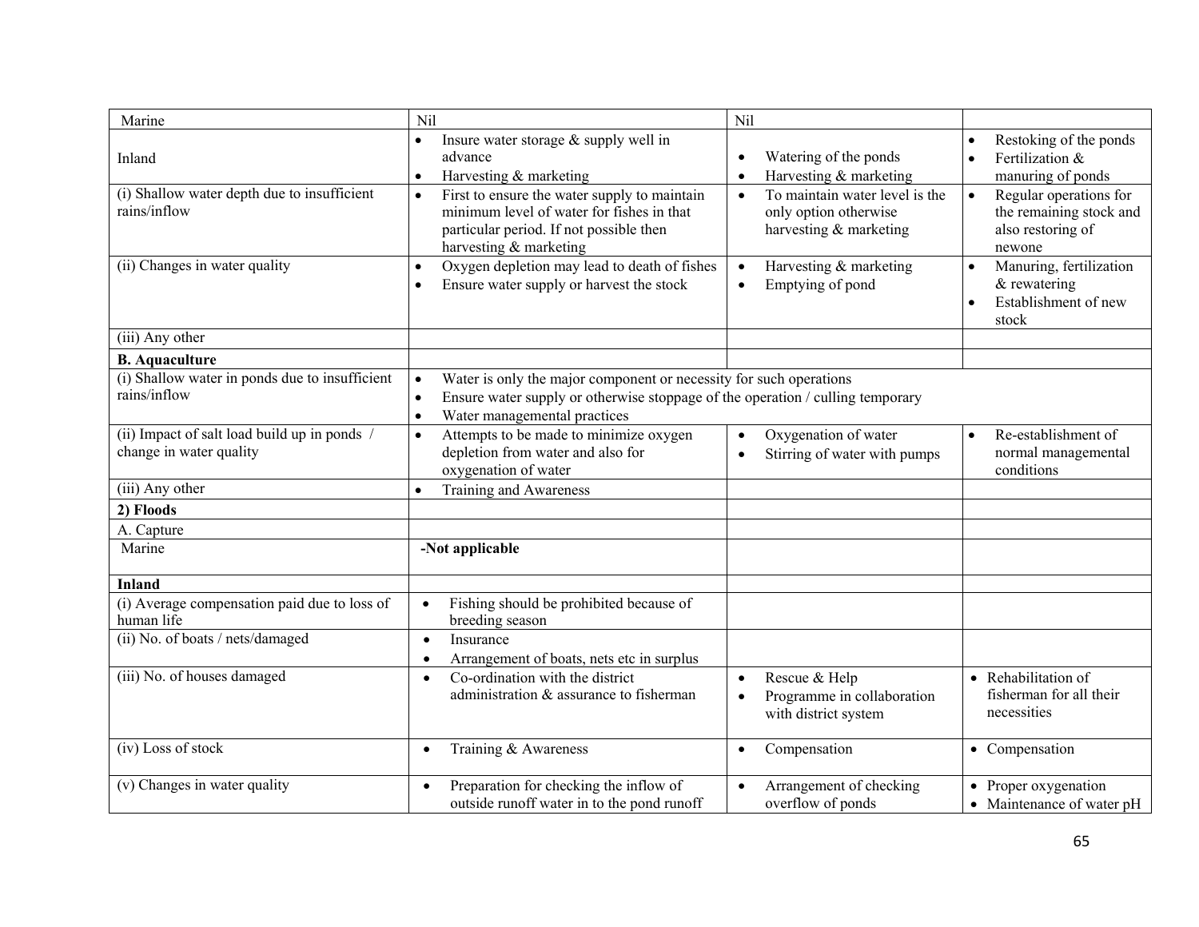| Marine | Nil | Nil | |
|---|---|---|---|
| Inland | • Insure water storage & supply well in advance<br>• Harvesting & marketing | • Watering of the ponds<br>• Harvesting & marketing | • Restoking of the ponds<br>• Fertilization & manuring of ponds |
| (i) Shallow water depth due to insufficient rains/inflow | • First to ensure the water supply to maintain minimum level of water for fishes in that particular period. If not possible then harvesting & marketing | • To maintain water level is the only option otherwise harvesting & marketing | • Regular operations for the remaining stock and also restoring of newone |
| (ii) Changes in water quality | • Oxygen depletion may lead to death of fishes<br>• Ensure water supply or harvest the stock | • Harvesting & marketing<br>• Emptying of pond | • Manuring, fertilization & rewatering<br>• Establishment of new stock |
| (iii) Any other | | | |
| **B. Aquaculture** | | | |
| (i) Shallow water in ponds due to insufficient rains/inflow | • Water is only the major component or necessity for such operations<br>• Ensure water supply or otherwise stoppage of the operation / culling temporary<br>• Water managemental practices | | |
| (ii) Impact of salt load build up in ponds / change in water quality | • Attempts to be made to minimize oxygen depletion from water and also for oxygenation of water | • Oxygenation of water<br>• Stirring of water with pumps | • Re-establishment of normal managemental conditions |
| (iii) Any other | • Training and Awareness | | |
| **2) Floods** | | | |
| A. Capture | | | |
| Marine | **-Not applicable** | | |
| **Inland** | | | |
| (i) Average compensation paid due to loss of human life | • Fishing should be prohibited because of breeding season | | |
| (ii) No. of boats / nets/damaged | • Insurance<br>• Arrangement of boats, nets etc in surplus | | |
| (iii) No. of houses damaged | • Co-ordination with the district administration & assurance to fisherman | • Rescue & Help<br>• Programme in collaboration with district system | • Rehabilitation of fisherman for all their necessities |
| (iv) Loss of stock | • Training & Awareness | • Compensation | • Compensation |
| (v) Changes in water quality | • Preparation for checking the inflow of outside runoff water in to the pond runoff | • Arrangement of checking overflow of ponds | • Proper oxygenation<br>• Maintenance of water pH |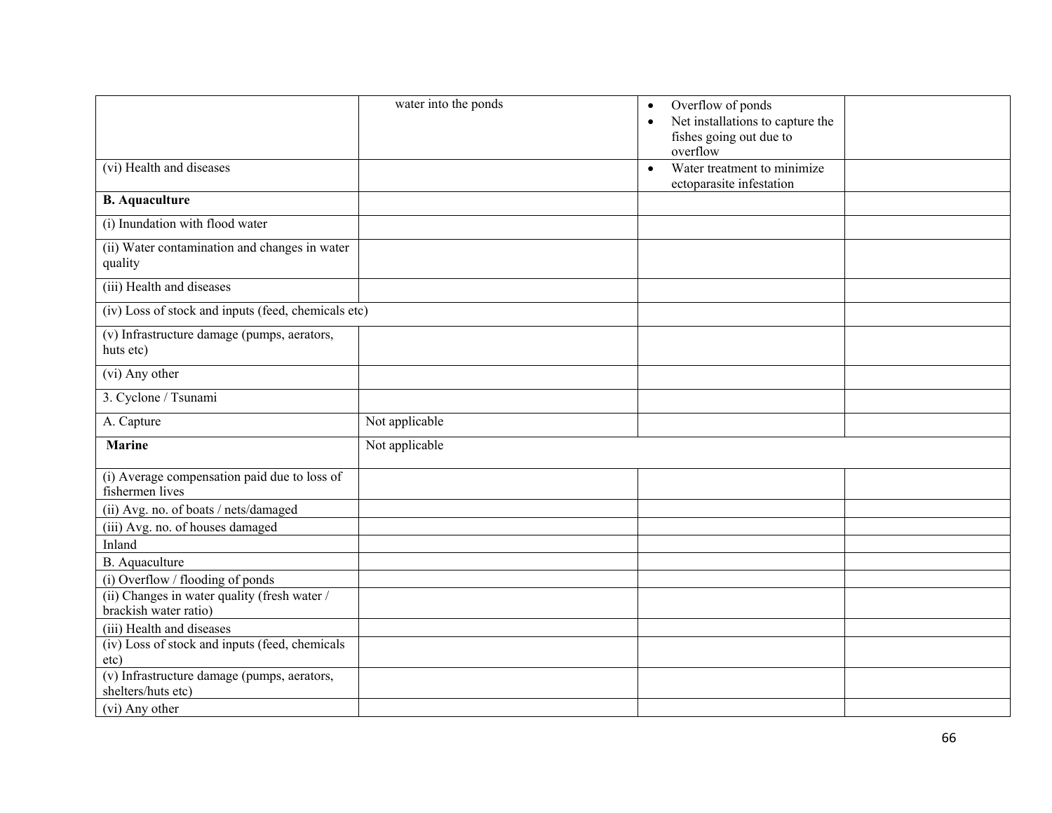| | | | |
|---|---|---|---|
| | water into the ponds | • Overflow of ponds<br>• Net installations to capture the fishes going out due to overflow | |
| (vi) Health and diseases | | • Water treatment to minimize ectoparasite infestation | |
| **B. Aquaculture** | | | |
| (i) Inundation with flood water | | | |
| (ii) Water contamination and changes in water quality | | | |
| (iii) Health and diseases | | | |
| (iv) Loss of stock and inputs (feed, chemicals etc) | | | |
| (v) Infrastructure damage (pumps, aerators, huts etc) | | | |
| (vi) Any other | | | |
| 3. Cyclone / Tsunami | | | |
| A. Capture | Not applicable | | |
| **Marine** | Not applicable | | |
| (i) Average compensation paid due to loss of fishermen lives | | | |
| (ii) Avg. no. of boats / nets/damaged | | | |
| (iii) Avg. no. of houses damaged | | | |
| Inland | | | |
| B. Aquaculture | | | |
| (i) Overflow / flooding of ponds | | | |
| (ii) Changes in water quality (fresh water / brackish water ratio) | | | |
| (iii) Health and diseases | | | |
| (iv) Loss of stock and inputs (feed, chemicals etc) | | | |
| (v) Infrastructure damage (pumps, aerators, shelters/huts etc) | | | |
| (vi) Any other | | | |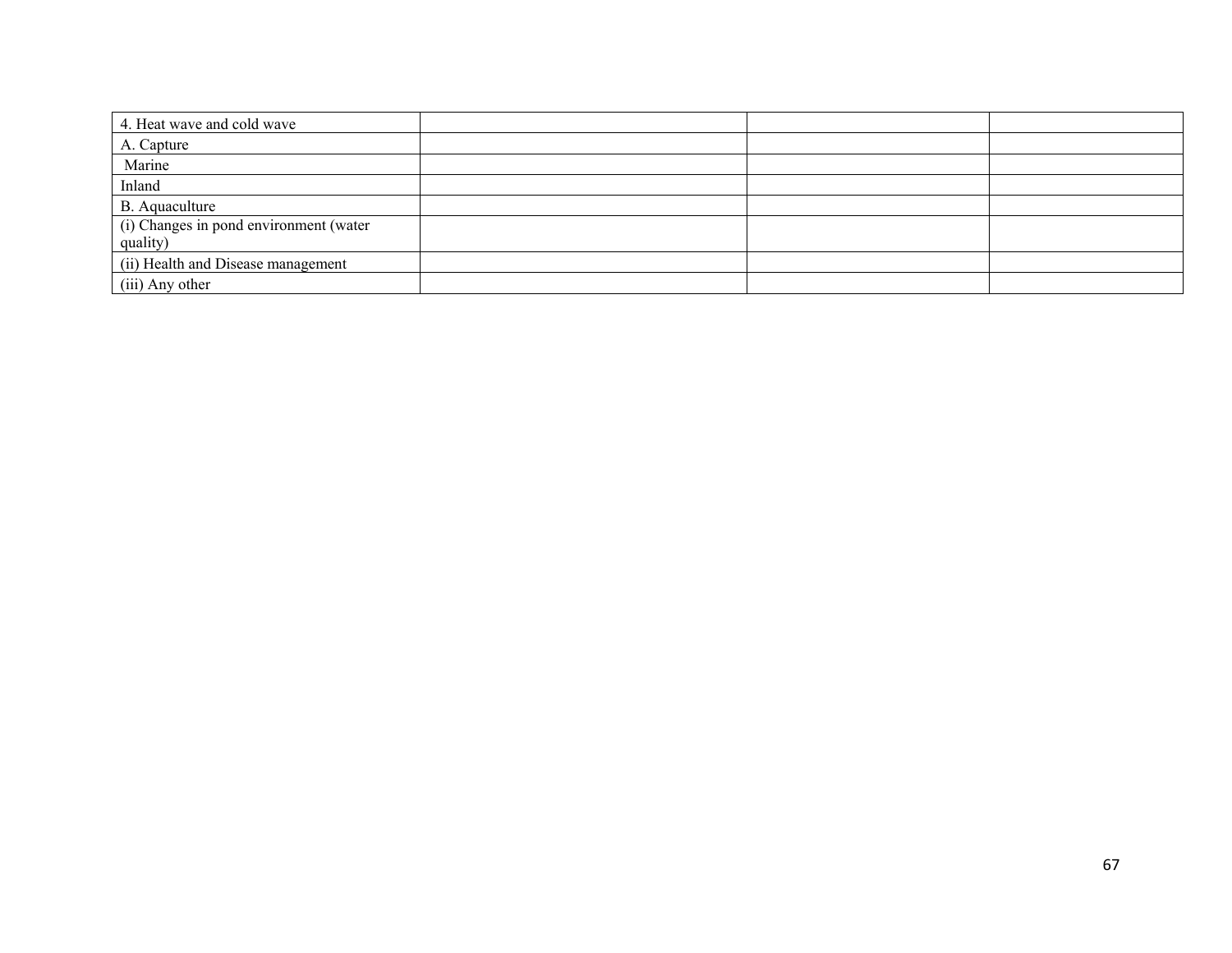| | | | |
|---|---|---|---|
| 4. Heat wave and cold wave | | | |
| A. Capture | | | |
| Marine | | | |
| Inland | | | |
| B. Aquaculture | | | |
| (i) Changes in pond environment (water quality) | | | |
| (ii) Health and Disease management | | | |
| (iii) Any other | | | |